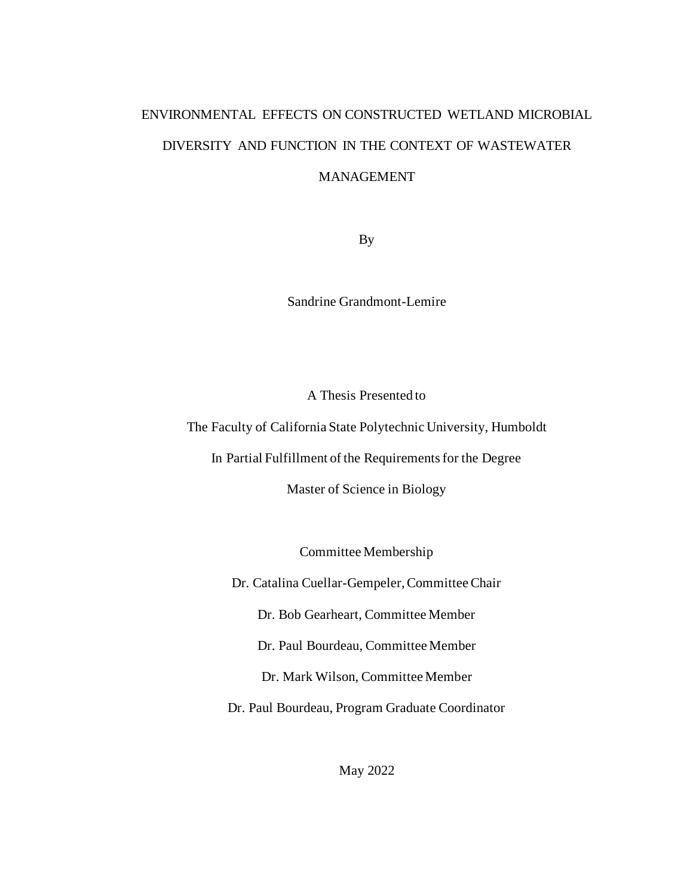# ENVIRONMENTAL EFFECTS ON CONSTRUCTED WETLAND MICROBIAL DIVERSITY AND FUNCTION IN THE CONTEXT OF WASTEWATER MANAGEMENT

By

Sandrine Grandmont-Lemire

A Thesis Presented to

The Faculty of California State Polytechnic University, Humboldt

In Partial Fulfillment of the Requirements for the Degree

Master of Science in Biology

Committee Membership

Dr. Catalina Cuellar-Gempeler, Committee Chair

Dr. Bob Gearheart, Committee Member

Dr. Paul Bourdeau, Committee Member

Dr. Mark Wilson, Committee Member

Dr. Paul Bourdeau, Program Graduate Coordinator

May 2022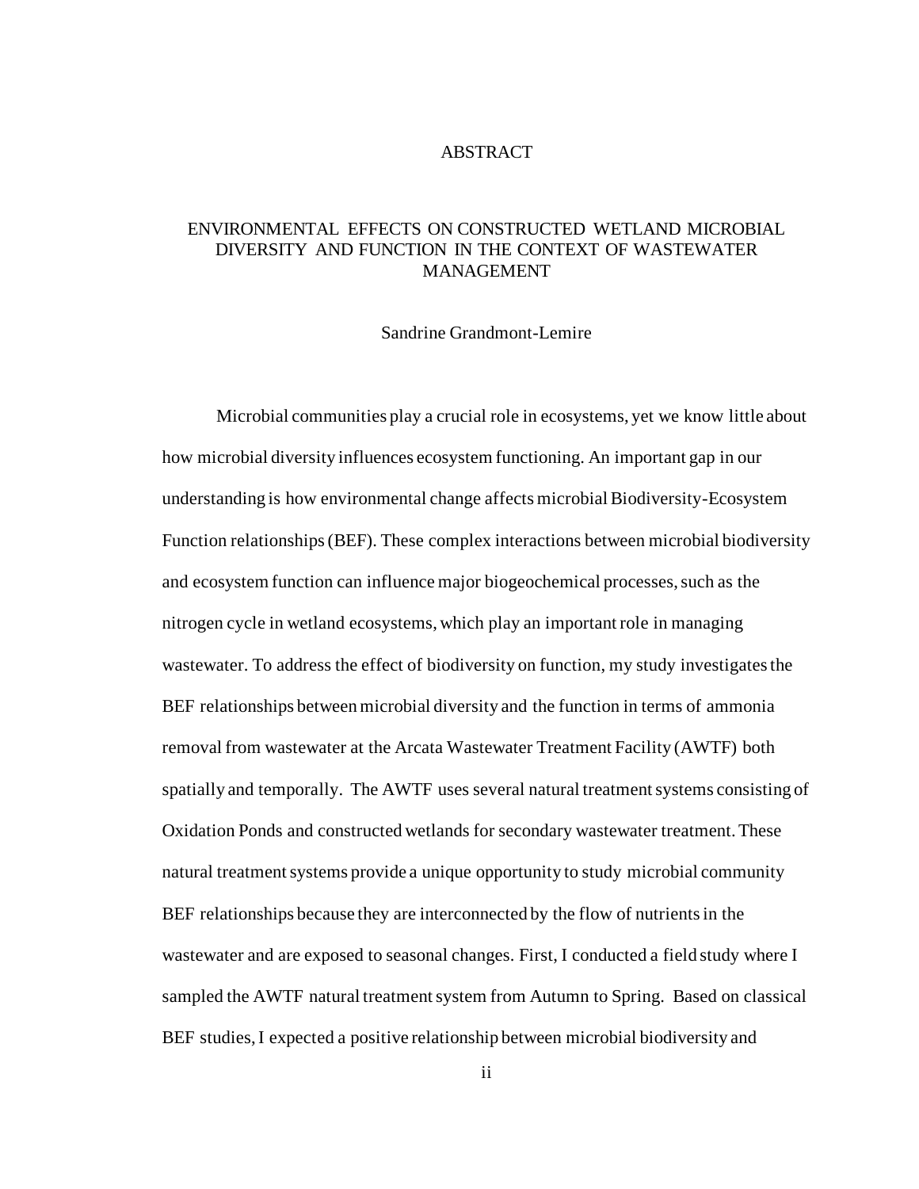# ABSTRACT

## ENVIRONMENTAL EFFECTS ON CONSTRUCTED WETLAND MICROBIAL DIVERSITY AND FUNCTION IN THE CONTEXT OF WASTEWATER MANAGEMENT

Sandrine Grandmont-Lemire

Microbial communities play a crucial role in ecosystems, yet we know little about how microbial diversity influences ecosystem functioning. An important gap in our understanding is how environmental change affects microbial Biodiversity-Ecosystem Function relationships (BEF). These complex interactions between microbial biodiversity and ecosystem function can influence major biogeochemical processes, such as the nitrogen cycle in wetland ecosystems, which play an important role in managing wastewater. To address the effect of biodiversity on function, my study investigates the BEF relationships between microbial diversity and the function in terms of ammonia removal from wastewater at the Arcata Wastewater Treatment Facility (AWTF) both spatially and temporally. The AWTF uses several natural treatment systems consisting of Oxidation Ponds and constructed wetlands for secondary wastewater treatment. These natural treatment systems provide a unique opportunity to study microbial community BEF relationships because they are interconnected by the flow of nutrients in the wastewater and are exposed to seasonal changes. First, I conducted a field study where I sampled the AWTF natural treatment system from Autumn to Spring. Based on classical BEF studies, I expected a positive relationship between microbial biodiversity and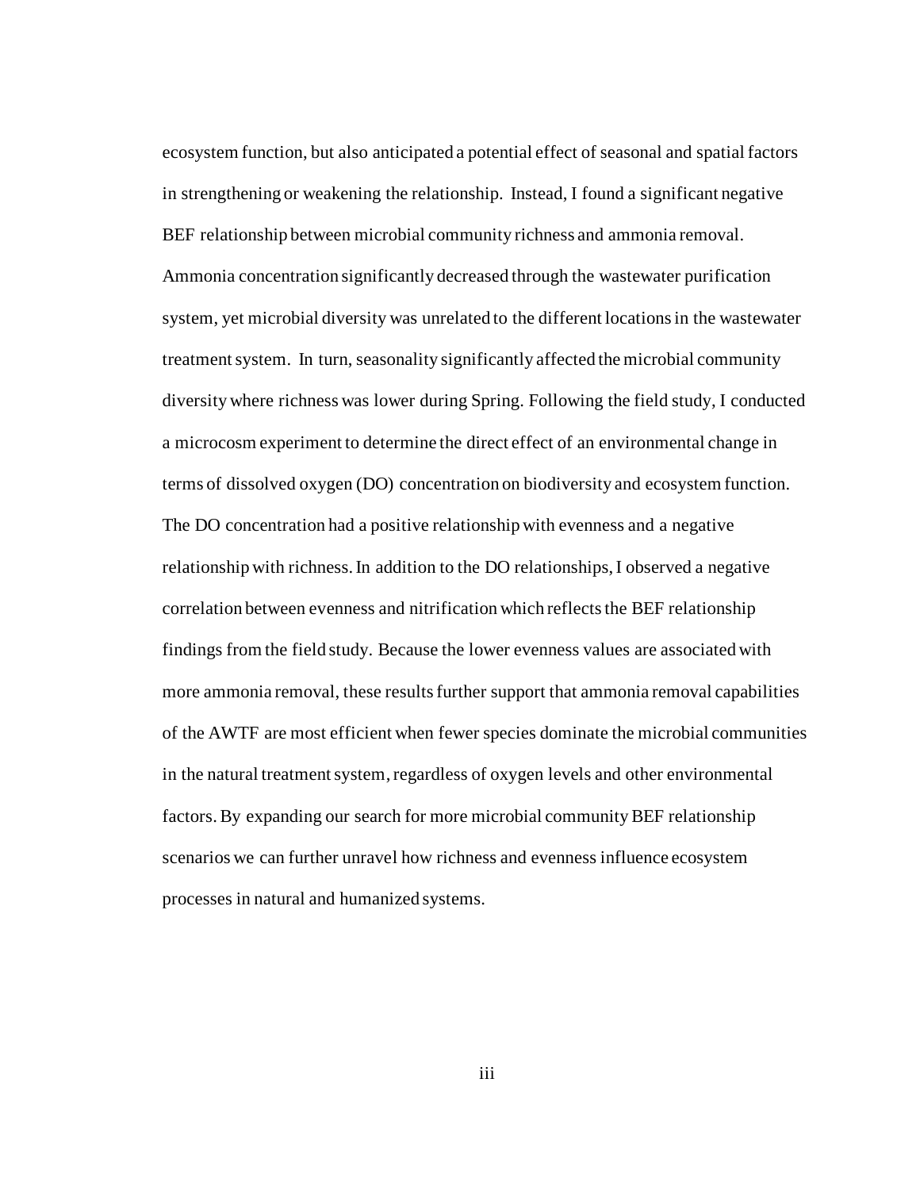ecosystem function, but also anticipated a potential effect of seasonal and spatial factors in strengthening or weakening the relationship. Instead, I found a significant negative BEF relationship between microbial community richness and ammonia removal. Ammonia concentration significantly decreased through the wastewater purification system, yet microbial diversity was unrelated to the different locations in the wastewater treatment system. In turn, seasonality significantly affected the microbial community diversity where richness was lower during Spring. Following the field study, I conducted a microcosm experiment to determine the direct effect of an environmental change in terms of dissolved oxygen (DO) concentration on biodiversity and ecosystem function. The DO concentration had a positive relationship with evenness and a negative relationship with richness. In addition to the DO relationships, I observed a negative correlation between evenness and nitrification which reflects the BEF relationship findings from the field study. Because the lower evenness values are associated with more ammonia removal, these results further support that ammonia removal capabilities of the AWTF are most efficient when fewer species dominate the microbial communities in the natural treatment system, regardless of oxygen levels and other environmental factors. By expanding our search for more microbial community BEF relationship scenarios we can further unravel how richness and evenness influence ecosystem processes in natural and humanized systems.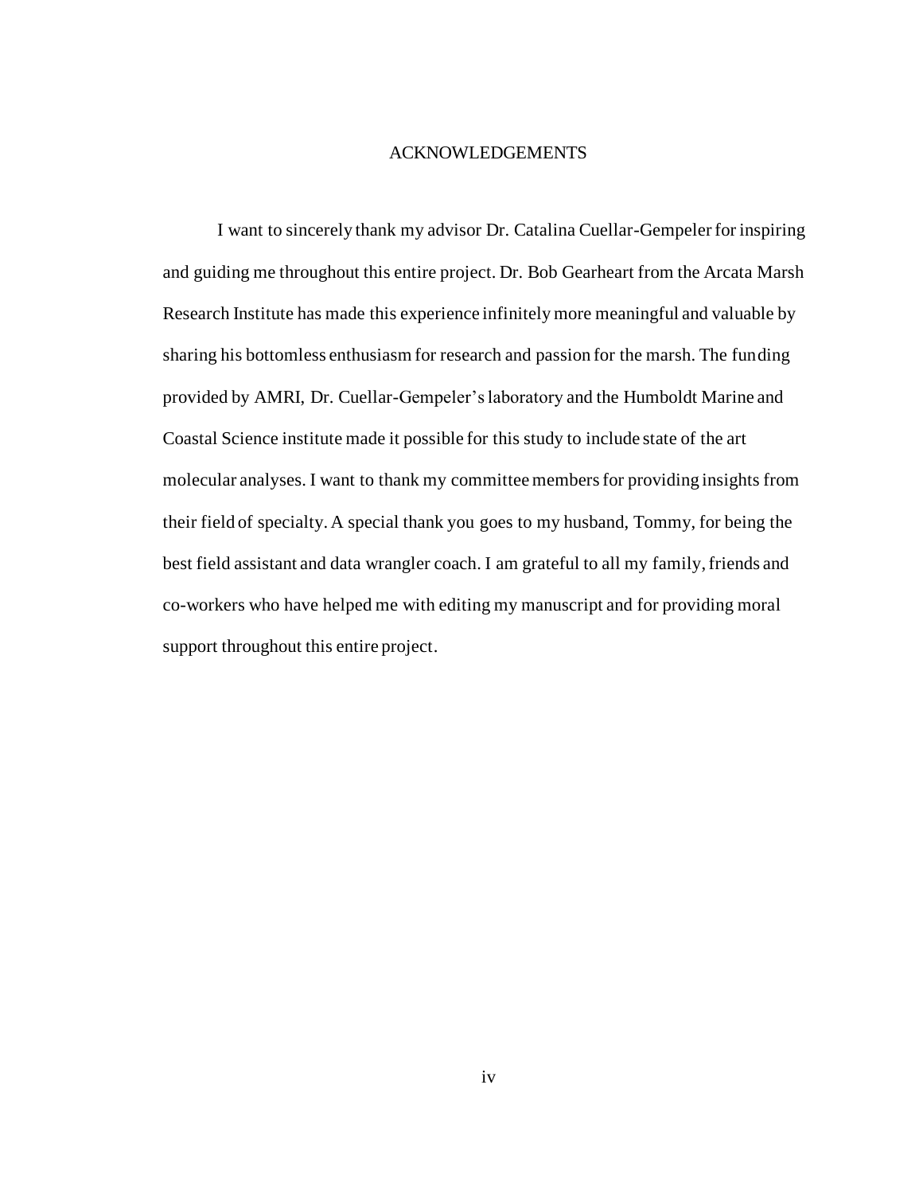# ACKNOWLEDGEMENTS

I want to sincerely thank my advisor Dr. Catalina Cuellar-Gempeler for inspiring and guiding me throughout this entire project. Dr. Bob Gearheart from the Arcata Marsh Research Institute has made this experience infinitely more meaningful and valuable by sharing his bottomless enthusiasm for research and passion for the marsh. The funding provided by AMRI, Dr. Cuellar-Gempeler's laboratory and the Humboldt Marine and Coastal Science institute made it possible for this study to include state of the art molecular analyses. I want to thank my committee members for providing insights from their field of specialty. A special thank you goes to my husband, Tommy, for being the best field assistant and data wrangler coach. I am grateful to all my family, friends and co-workers who have helped me with editing my manuscript and for providing moral support throughout this entire project.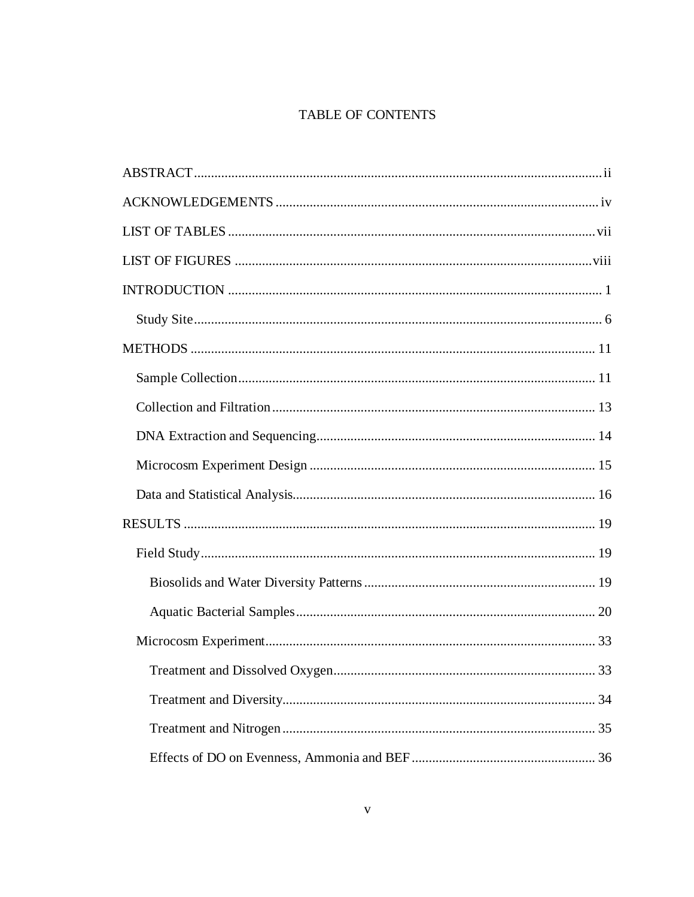# TABLE OF CONTENTS

ABSTRACT ........................................................................................................................ ii

ACKNOWLEDGEMENTS ............................................................................................... iv

LIST OF TABLES ............................................................................................................ vii

LIST OF FIGURES ......................................................................................................... viii

INTRODUCTION .............................................................................................................. 1

  Study Site ....................................................................................................................... 6

METHODS ....................................................................................................................... 11

  Sample Collection ......................................................................................................... 11

  Collection and Filtration ............................................................................................... 13

  DNA Extraction and Sequencing .................................................................................. 14

  Microcosm Experiment Design .................................................................................... 15

  Data and Statistical Analysis ......................................................................................... 16

RESULTS ......................................................................................................................... 19

  Field Study .................................................................................................................... 19

    Biosolids and Water Diversity Patterns .................................................................... 19

    Aquatic Bacterial Samples ........................................................................................ 20

  Microcosm Experiment ................................................................................................. 33

    Treatment and Dissolved Oxygen ............................................................................. 33

    Treatment and Diversity ............................................................................................ 34

    Treatment and Nitrogen ............................................................................................ 35

    Effects of DO on Evenness, Ammonia and BEF ...................................................... 36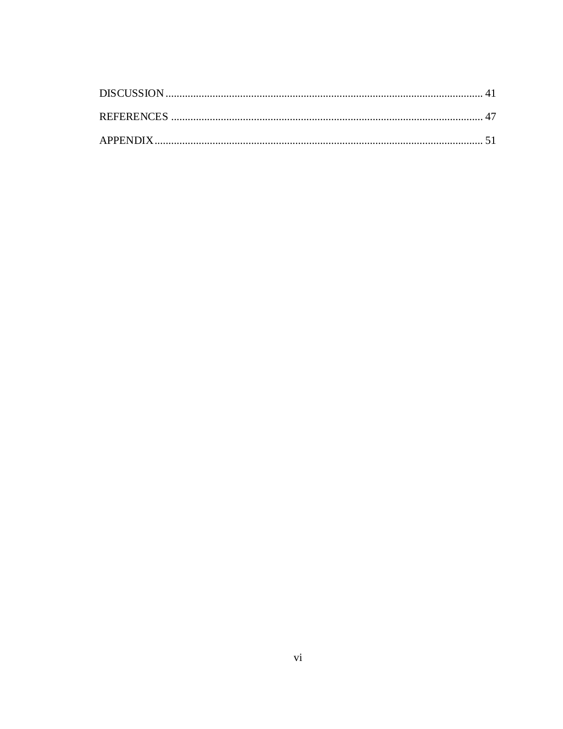DISCUSSION ................................................................................................................... 41

REFERENCES ................................................................................................................. 47

APPENDIX....................................................................................................................... 51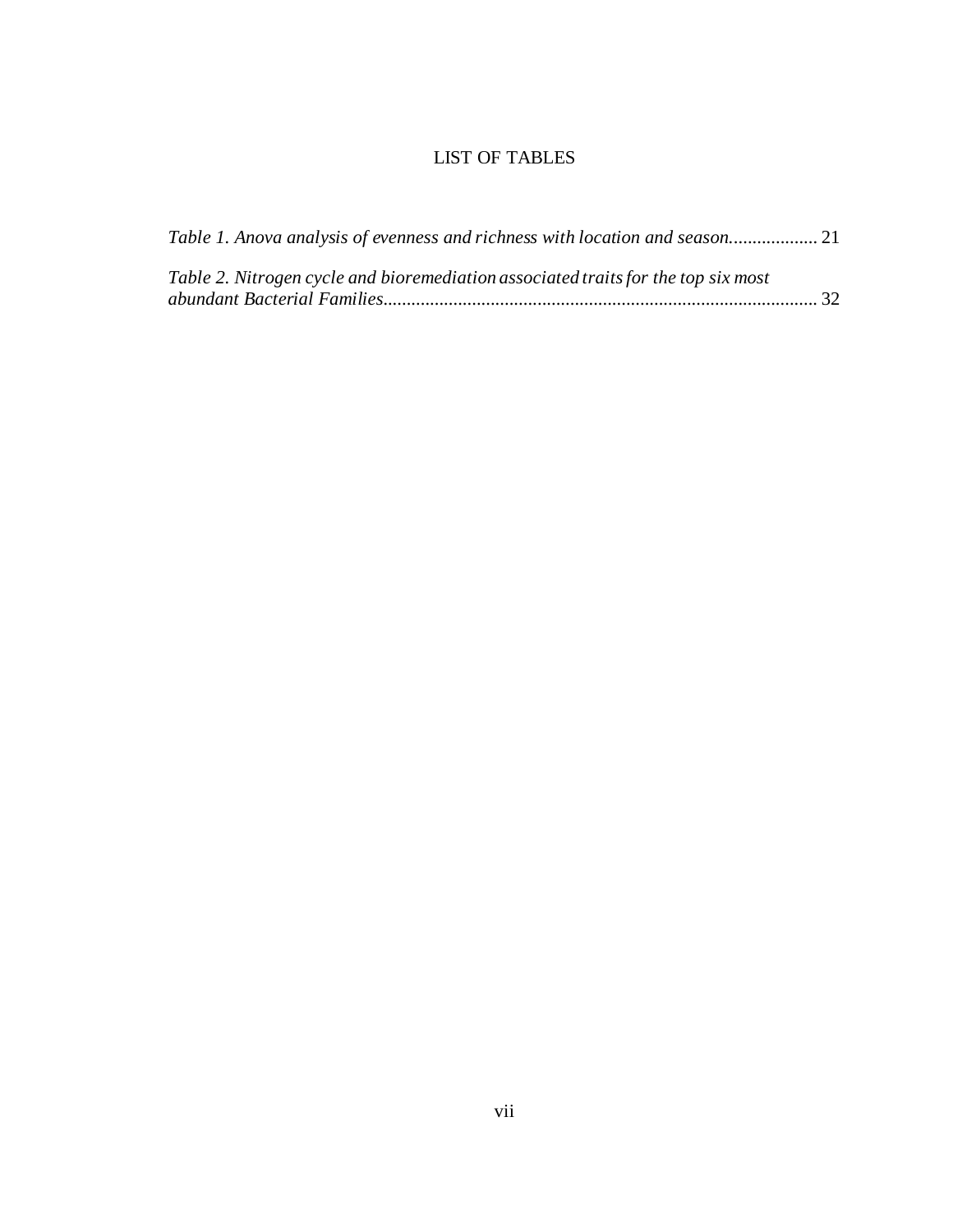# LIST OF TABLES

*Table 1. Anova analysis of evenness and richness with location and season*.................. 21

*Table 2. Nitrogen cycle and bioremediation associated traits for the top six most abundant Bacterial Families*............................................................................................ 32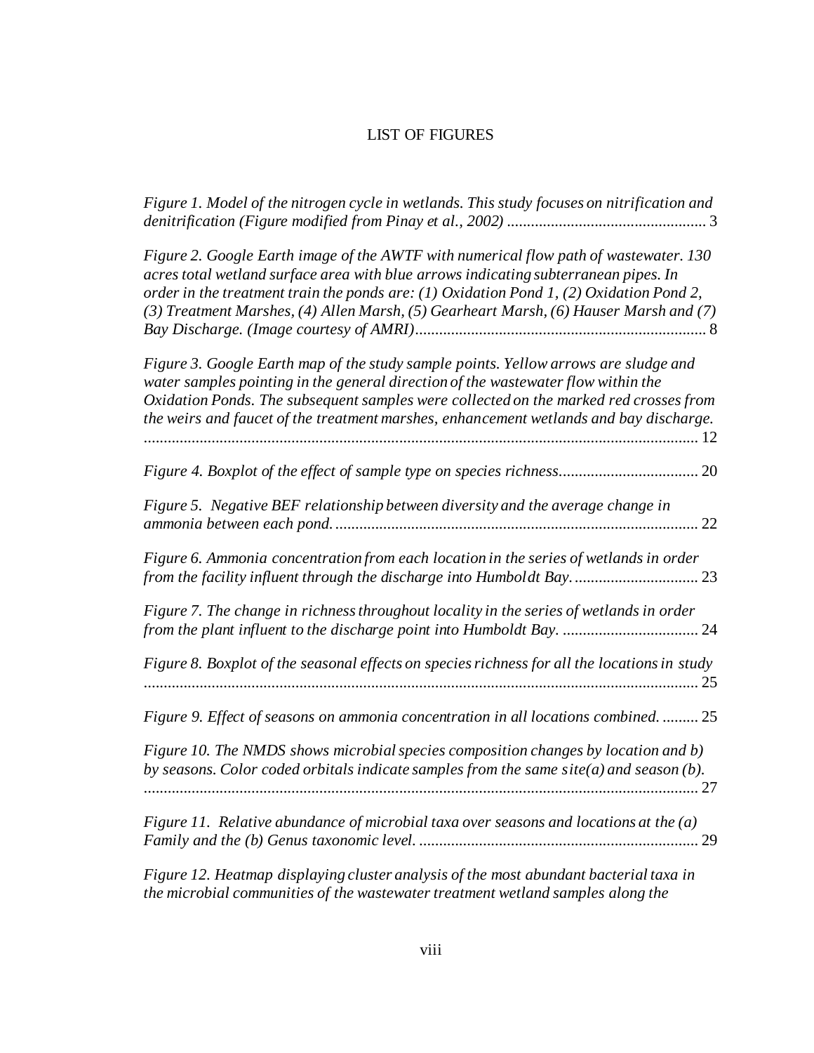# LIST OF FIGURES

*Figure 1. Model of the nitrogen cycle in wetlands. This study focuses on nitrification and denitrification (Figure modified from Pinay et al., 2002)* .................................................. 3

*Figure 2. Google Earth image of the AWTF with numerical flow path of wastewater. 130 acres total wetland surface area with blue arrows indicating subterranean pipes. In order in the treatment train the ponds are: (1) Oxidation Pond 1, (2) Oxidation Pond 2, (3) Treatment Marshes, (4) Allen Marsh, (5) Gearheart Marsh, (6) Hauser Marsh and (7) Bay Discharge. (Image courtesy of AMRI)*......................................................................... 8

*Figure 3. Google Earth map of the study sample points. Yellow arrows are sludge and water samples pointing in the general direction of the wastewater flow within the Oxidation Ponds. The subsequent samples were collected on the marked red crosses from the weirs and faucet of the treatment marshes, enhancement wetlands and bay discharge.* ........................................................................................................................................... 12

*Figure 4. Boxplot of the effect of sample type on species richness*................................... 20

*Figure 5. Negative BEF relationship between diversity and the average change in ammonia between each pond.*.......................................................................................... 22

*Figure 6. Ammonia concentration from each location in the series of wetlands in order from the facility influent through the discharge into Humboldt Bay.*............................... 23

*Figure 7. The change in richness throughout locality in the series of wetlands in order from the plant influent to the discharge point into Humboldt Bay.* .................................. 24

*Figure 8. Boxplot of the seasonal effects on species richness for all the locations in study* ........................................................................................................................................... 25

*Figure 9. Effect of seasons on ammonia concentration in all locations combined.* ......... 25

*Figure 10. The NMDS shows microbial species composition changes by location and b) by seasons. Color coded orbitals indicate samples from the same site(a) and season (b).* ........................................................................................................................................... 27

*Figure 11. Relative abundance of microbial taxa over seasons and locations at the (a) Family and the (b) Genus taxonomic level.* ...................................................................... 29

*Figure 12. Heatmap displaying cluster analysis of the most abundant bacterial taxa in the microbial communities of the wastewater treatment wetland samples along the*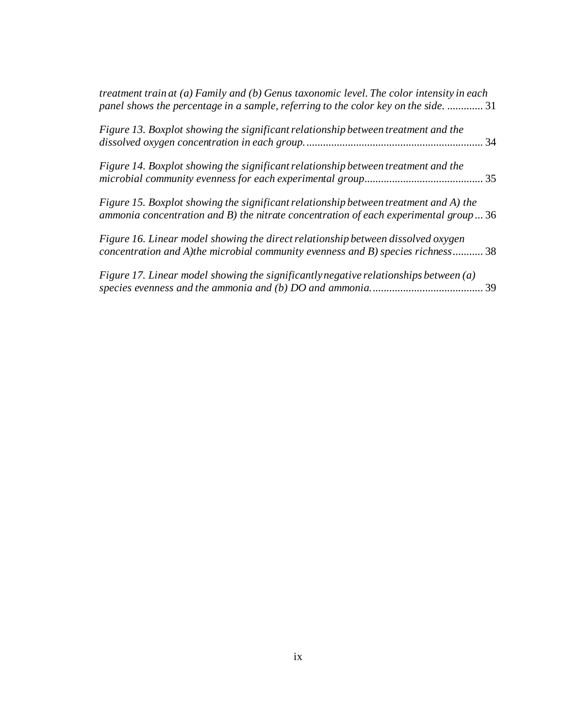*treatment train at (a) Family and (b) Genus taxonomic level. The color intensity in each panel shows the percentage in a sample, referring to the color key on the side.* ............. 31

*Figure 13. Boxplot showing the significant relationship between treatment and the dissolved oxygen concentration in each group.* ................................................................ 34

*Figure 14. Boxplot showing the significant relationship between treatment and the microbial community evenness for each experimental group* ........................................... 35

*Figure 15. Boxplot showing the significant relationship between treatment and A) the ammonia concentration and B) the nitrate concentration of each experimental group* ... 36

*Figure 16. Linear model showing the direct relationship between dissolved oxygen concentration and A)the microbial community evenness and B) species richness* ........... 38

*Figure 17. Linear model showing the significantly negative relationships between (a) species evenness and the ammonia and (b) DO and ammonia.* ........................................ 39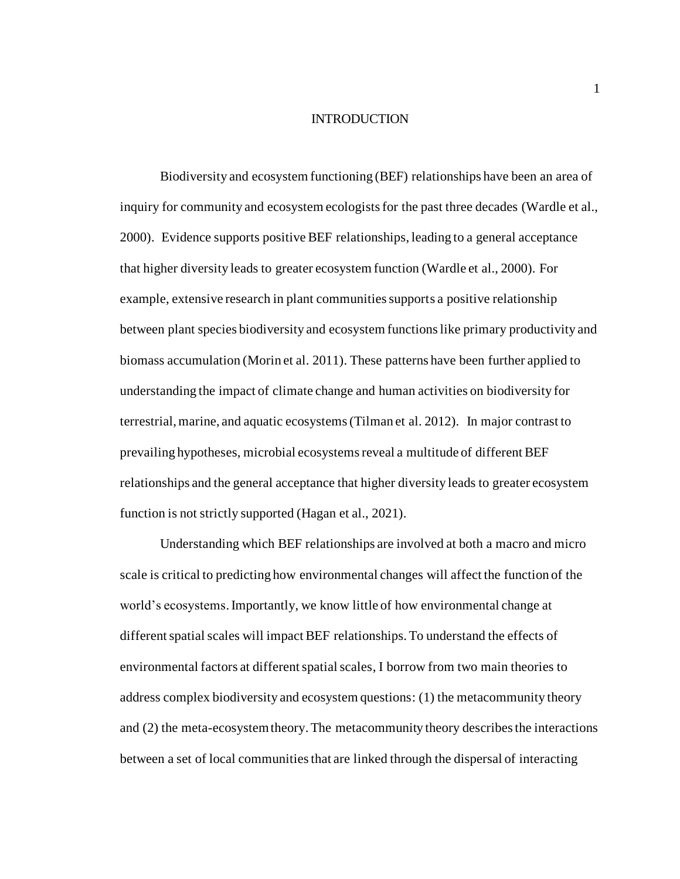# INTRODUCTION

Biodiversity and ecosystem functioning (BEF) relationships have been an area of inquiry for community and ecosystem ecologists for the past three decades (Wardle et al., 2000). Evidence supports positive BEF relationships, leading to a general acceptance that higher diversity leads to greater ecosystem function (Wardle et al., 2000). For example, extensive research in plant communities supports a positive relationship between plant species biodiversity and ecosystem functions like primary productivity and biomass accumulation (Morin et al. 2011). These patterns have been further applied to understanding the impact of climate change and human activities on biodiversity for terrestrial, marine, and aquatic ecosystems (Tilman et al. 2012). In major contrast to prevailing hypotheses, microbial ecosystems reveal a multitude of different BEF relationships and the general acceptance that higher diversity leads to greater ecosystem function is not strictly supported (Hagan et al., 2021).

Understanding which BEF relationships are involved at both a macro and micro scale is critical to predicting how environmental changes will affect the function of the world's ecosystems. Importantly, we know little of how environmental change at different spatial scales will impact BEF relationships. To understand the effects of environmental factors at different spatial scales, I borrow from two main theories to address complex biodiversity and ecosystem questions: (1) the metacommunity theory and (2) the meta-ecosystem theory. The metacommunity theory describes the interactions between a set of local communities that are linked through the dispersal of interacting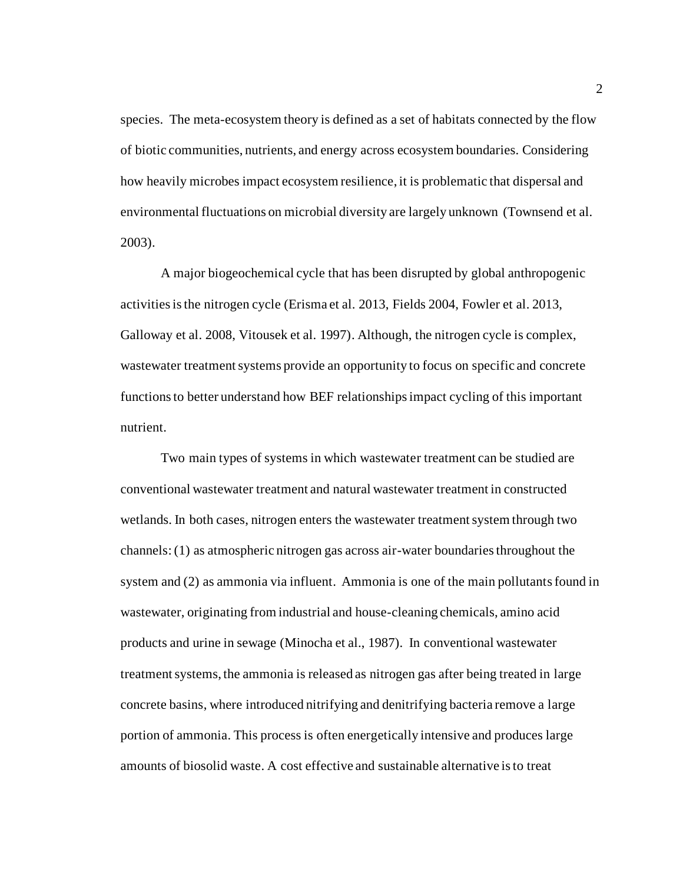species. The meta-ecosystem theory is defined as a set of habitats connected by the flow of biotic communities, nutrients, and energy across ecosystem boundaries. Considering how heavily microbes impact ecosystem resilience, it is problematic that dispersal and environmental fluctuations on microbial diversity are largely unknown (Townsend et al. 2003).

A major biogeochemical cycle that has been disrupted by global anthropogenic activities is the nitrogen cycle (Erisma et al. 2013, Fields 2004, Fowler et al. 2013, Galloway et al. 2008, Vitousek et al. 1997). Although, the nitrogen cycle is complex, wastewater treatment systems provide an opportunity to focus on specific and concrete functions to better understand how BEF relationships impact cycling of this important nutrient.

Two main types of systems in which wastewater treatment can be studied are conventional wastewater treatment and natural wastewater treatment in constructed wetlands. In both cases, nitrogen enters the wastewater treatment system through two channels: (1) as atmospheric nitrogen gas across air-water boundaries throughout the system and (2) as ammonia via influent. Ammonia is one of the main pollutants found in wastewater, originating from industrial and house-cleaning chemicals, amino acid products and urine in sewage (Minocha et al., 1987). In conventional wastewater treatment systems, the ammonia is released as nitrogen gas after being treated in large concrete basins, where introduced nitrifying and denitrifying bacteria remove a large portion of ammonia. This process is often energetically intensive and produces large amounts of biosolid waste. A cost effective and sustainable alternative is to treat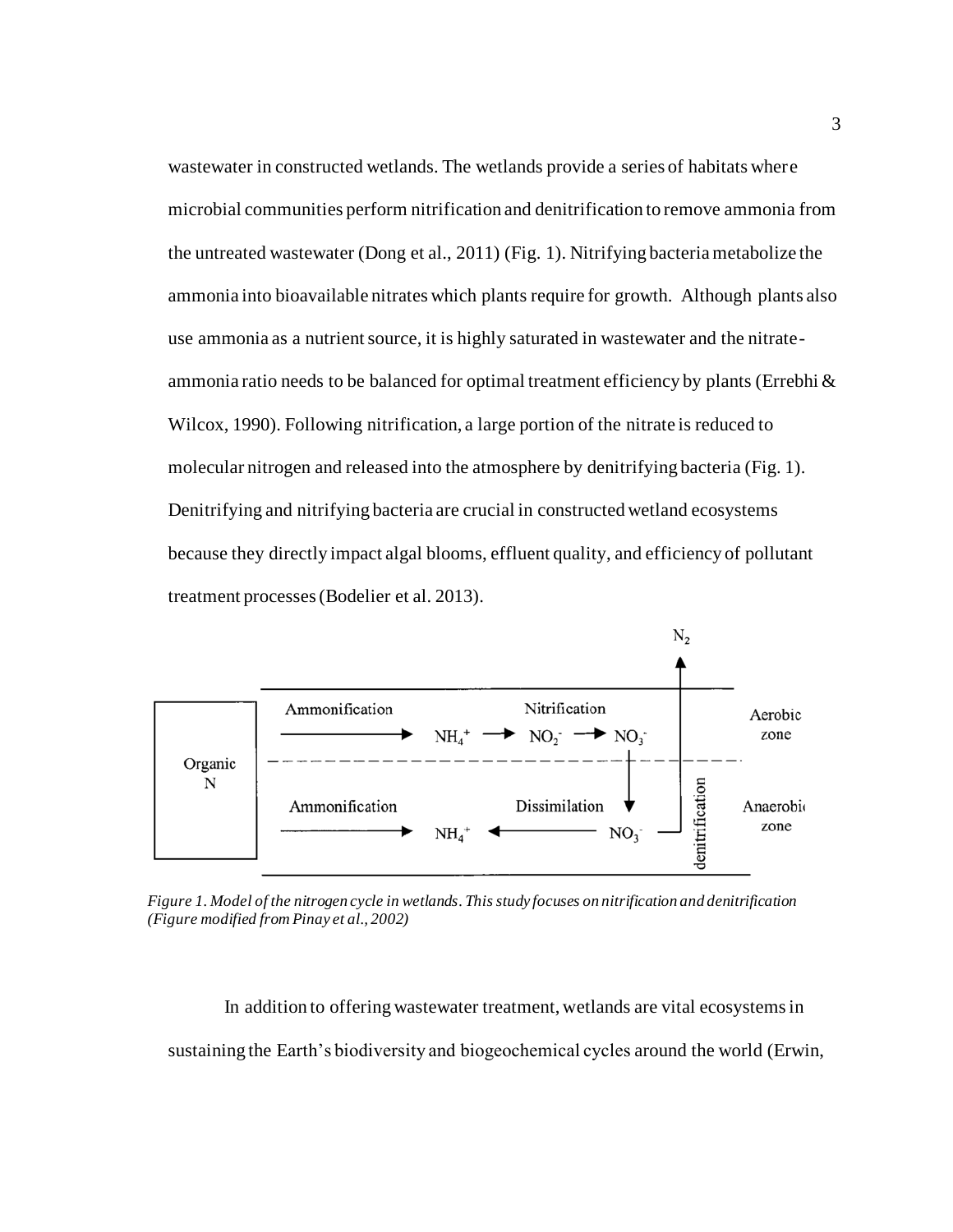wastewater in constructed wetlands. The wetlands provide a series of habitats where microbial communities perform nitrification and denitrification to remove ammonia from the untreated wastewater (Dong et al., 2011) (Fig. 1). Nitrifying bacteria metabolize the ammonia into bioavailable nitrates which plants require for growth. Although plants also use ammonia as a nutrient source, it is highly saturated in wastewater and the nitrate-ammonia ratio needs to be balanced for optimal treatment efficiency by plants (Errebhi & Wilcox, 1990). Following nitrification, a large portion of the nitrate is reduced to molecular nitrogen and released into the atmosphere by denitrifying bacteria (Fig. 1). Denitrifying and nitrifying bacteria are crucial in constructed wetland ecosystems because they directly impact algal blooms, effluent quality, and efficiency of pollutant treatment processes (Bodelier et al. 2013).

*Figure 1. Model of the nitrogen cycle in wetlands. This study focuses on nitrification and denitrification (Figure modified from Pinay et al., 2002)*

In addition to offering wastewater treatment, wetlands are vital ecosystems in sustaining the Earth's biodiversity and biogeochemical cycles around the world (Erwin,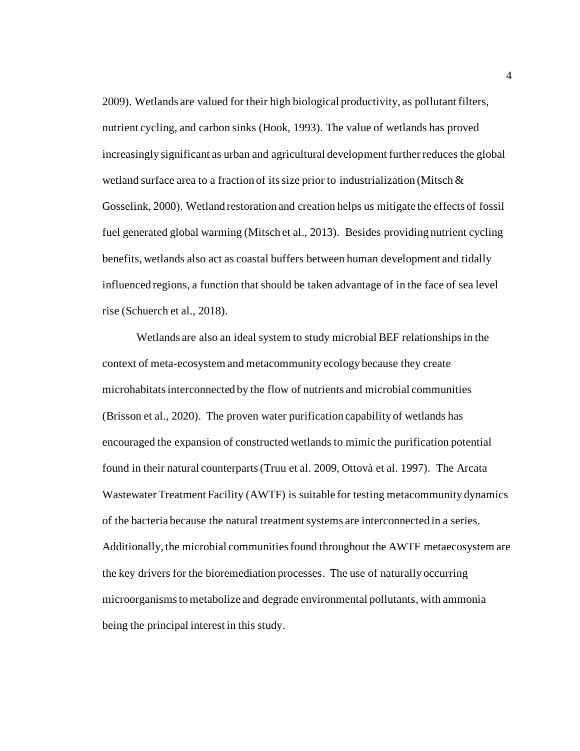2009). Wetlands are valued for their high biological productivity, as pollutant filters, nutrient cycling, and carbon sinks (Hook, 1993). The value of wetlands has proved increasingly significant as urban and agricultural development further reduces the global wetland surface area to a fraction of its size prior to industrialization (Mitsch & Gosselink, 2000). Wetland restoration and creation helps us mitigate the effects of fossil fuel generated global warming (Mitsch et al., 2013). Besides providing nutrient cycling benefits, wetlands also act as coastal buffers between human development and tidally influenced regions, a function that should be taken advantage of in the face of sea level rise (Schuerch et al., 2018).

Wetlands are also an ideal system to study microbial BEF relationships in the context of meta-ecosystem and metacommunity ecology because they create microhabitats interconnected by the flow of nutrients and microbial communities (Brisson et al., 2020). The proven water purification capability of wetlands has encouraged the expansion of constructed wetlands to mimic the purification potential found in their natural counterparts (Truu et al. 2009, Ottovà et al. 1997). The Arcata Wastewater Treatment Facility (AWTF) is suitable for testing metacommunity dynamics of the bacteria because the natural treatment systems are interconnected in a series. Additionally, the microbial communities found throughout the AWTF metaecosystem are the key drivers for the bioremediation processes. The use of naturally occurring microorganisms to metabolize and degrade environmental pollutants, with ammonia being the principal interest in this study.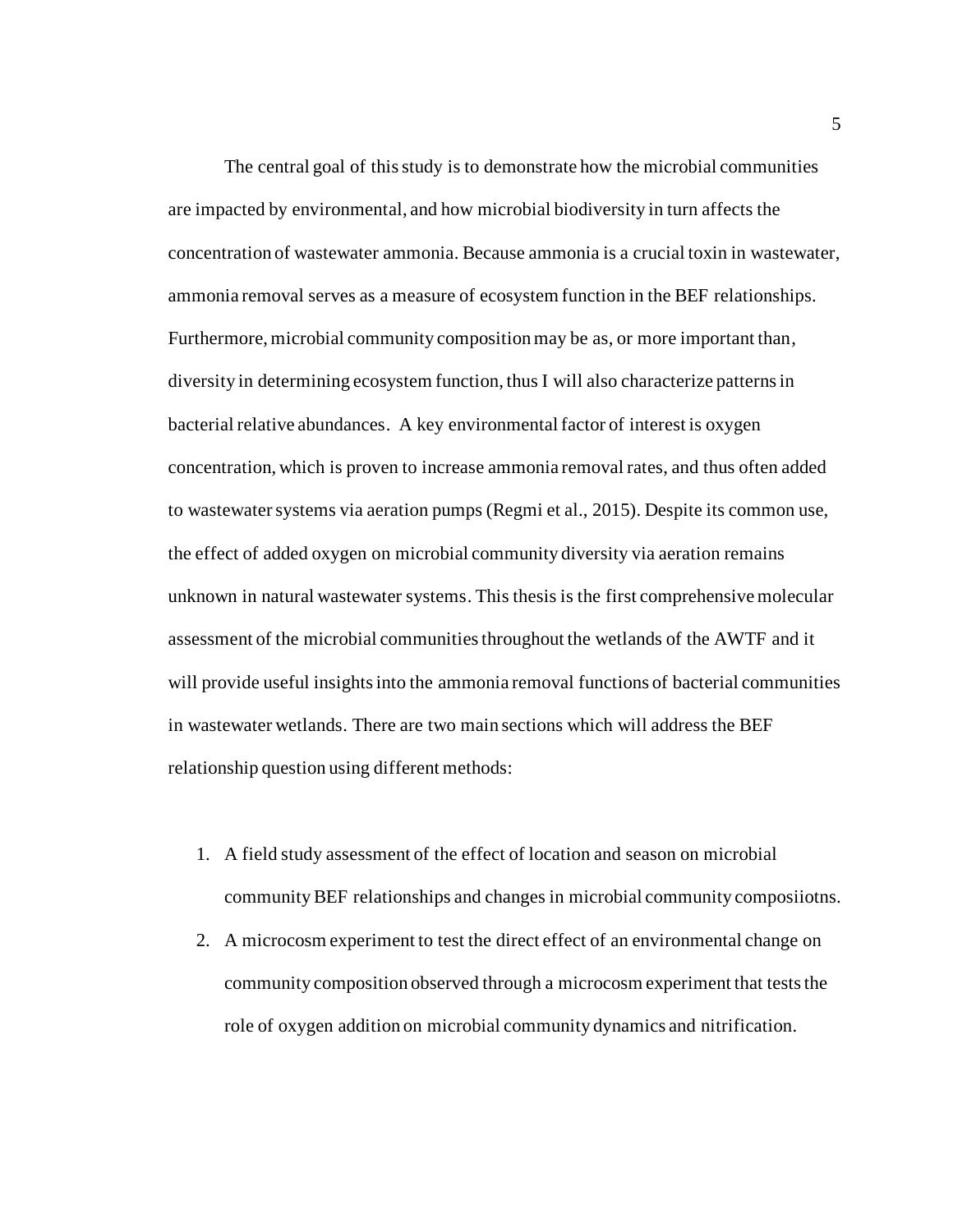The central goal of this study is to demonstrate how the microbial communities are impacted by environmental, and how microbial biodiversity in turn affects the concentration of wastewater ammonia. Because ammonia is a crucial toxin in wastewater, ammonia removal serves as a measure of ecosystem function in the BEF relationships. Furthermore, microbial community composition may be as, or more important than, diversity in determining ecosystem function, thus I will also characterize patterns in bacterial relative abundances. A key environmental factor of interest is oxygen concentration, which is proven to increase ammonia removal rates, and thus often added to wastewater systems via aeration pumps (Regmi et al., 2015). Despite its common use, the effect of added oxygen on microbial community diversity via aeration remains unknown in natural wastewater systems. This thesis is the first comprehensive molecular assessment of the microbial communities throughout the wetlands of the AWTF and it will provide useful insights into the ammonia removal functions of bacterial communities in wastewater wetlands. There are two main sections which will address the BEF relationship question using different methods:

1. A field study assessment of the effect of location and season on microbial community BEF relationships and changes in microbial community composiiotns.
2. A microcosm experiment to test the direct effect of an environmental change on community composition observed through a microcosm experiment that tests the role of oxygen addition on microbial community dynamics and nitrification.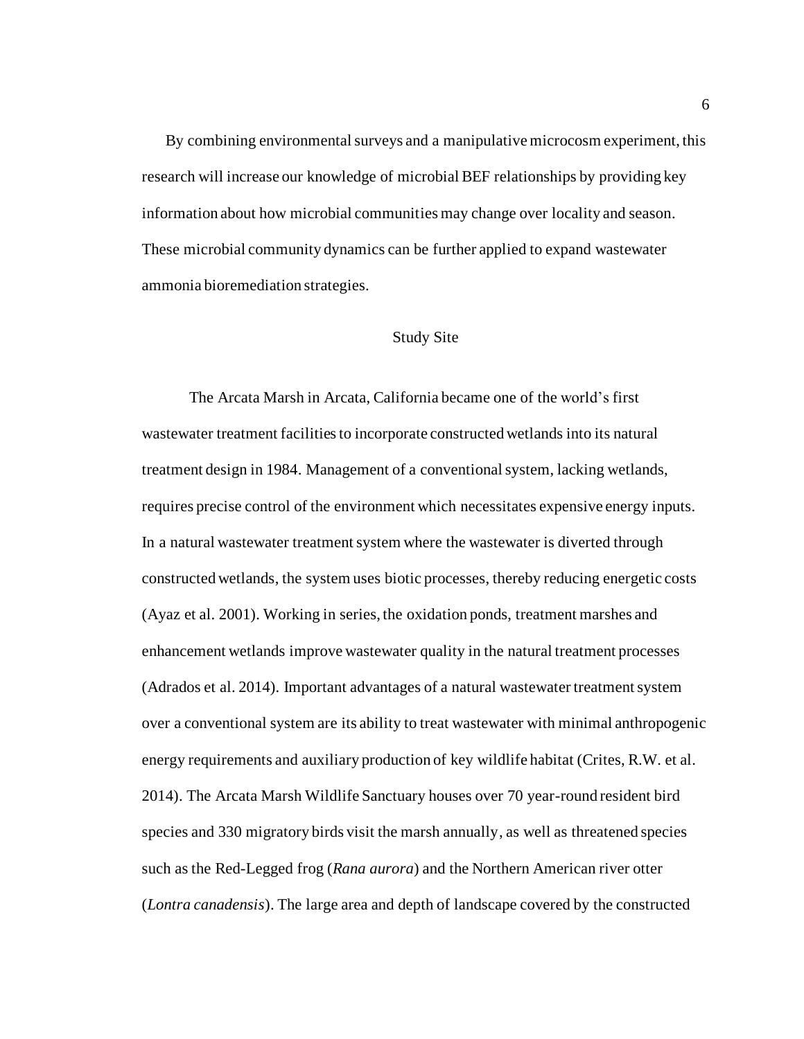By combining environmental surveys and a manipulative microcosm experiment, this research will increase our knowledge of microbial BEF relationships by providing key information about how microbial communities may change over locality and season. These microbial community dynamics can be further applied to expand wastewater ammonia bioremediation strategies.

## Study Site

The Arcata Marsh in Arcata, California became one of the world's first wastewater treatment facilities to incorporate constructed wetlands into its natural treatment design in 1984. Management of a conventional system, lacking wetlands, requires precise control of the environment which necessitates expensive energy inputs. In a natural wastewater treatment system where the wastewater is diverted through constructed wetlands, the system uses biotic processes, thereby reducing energetic costs (Ayaz et al. 2001). Working in series, the oxidation ponds, treatment marshes and enhancement wetlands improve wastewater quality in the natural treatment processes (Adrados et al. 2014). Important advantages of a natural wastewater treatment system over a conventional system are its ability to treat wastewater with minimal anthropogenic energy requirements and auxiliary production of key wildlife habitat (Crites, R.W. et al. 2014). The Arcata Marsh Wildlife Sanctuary houses over 70 year-round resident bird species and 330 migratory birds visit the marsh annually, as well as threatened species such as the Red-Legged frog (*Rana aurora*) and the Northern American river otter (*Lontra canadensis*). The large area and depth of landscape covered by the constructed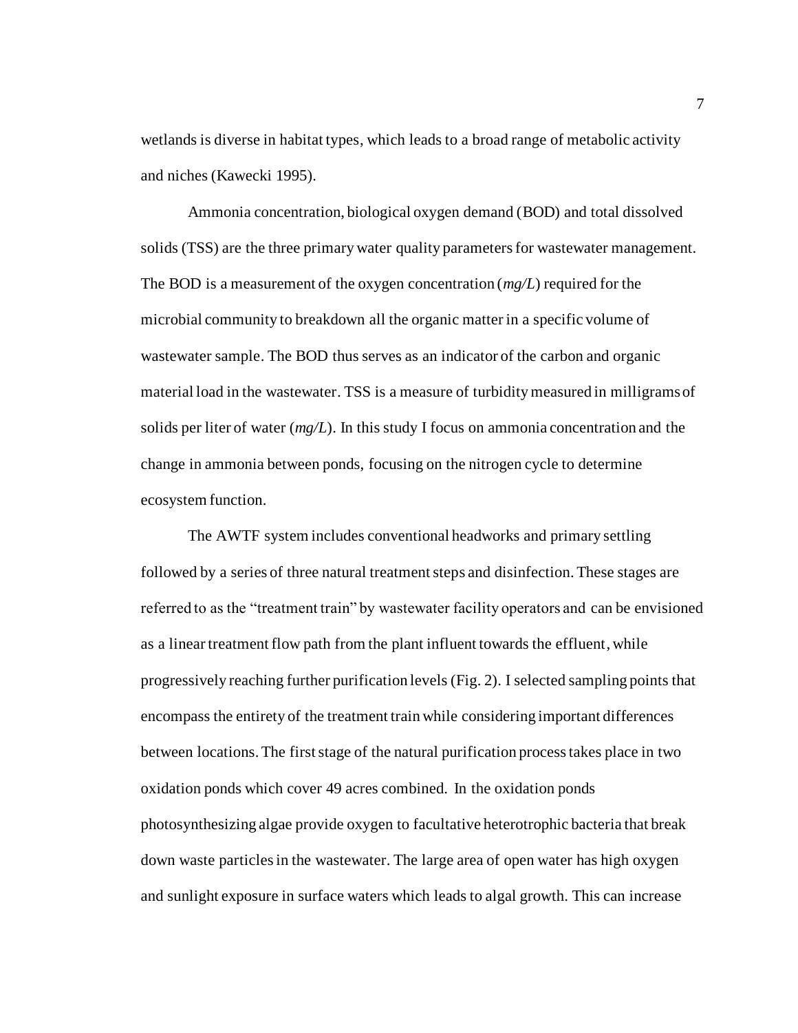wetlands is diverse in habitat types, which leads to a broad range of metabolic activity and niches (Kawecki 1995).

Ammonia concentration, biological oxygen demand (BOD) and total dissolved solids (TSS) are the three primary water quality parameters for wastewater management. The BOD is a measurement of the oxygen concentration (*mg/L*) required for the microbial community to breakdown all the organic matter in a specific volume of wastewater sample. The BOD thus serves as an indicator of the carbon and organic material load in the wastewater. TSS is a measure of turbidity measured in milligrams of solids per liter of water (*mg/L*). In this study I focus on ammonia concentration and the change in ammonia between ponds, focusing on the nitrogen cycle to determine ecosystem function.

The AWTF system includes conventional headworks and primary settling followed by a series of three natural treatment steps and disinfection. These stages are referred to as the "treatment train" by wastewater facility operators and can be envisioned as a linear treatment flow path from the plant influent towards the effluent, while progressively reaching further purification levels (Fig. 2). I selected sampling points that encompass the entirety of the treatment train while considering important differences between locations. The first stage of the natural purification process takes place in two oxidation ponds which cover 49 acres combined. In the oxidation ponds photosynthesizing algae provide oxygen to facultative heterotrophic bacteria that break down waste particles in the wastewater. The large area of open water has high oxygen and sunlight exposure in surface waters which leads to algal growth. This can increase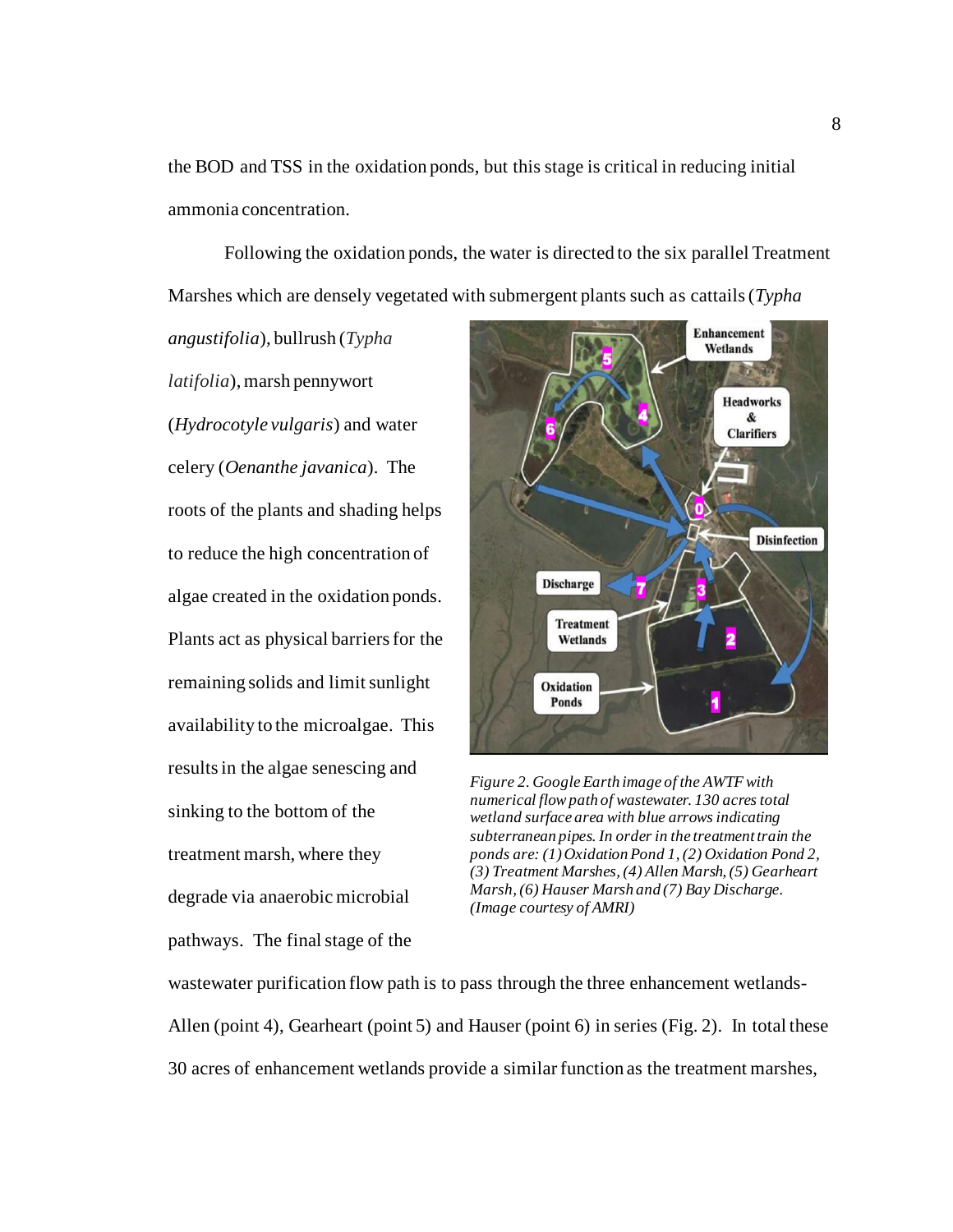the BOD and TSS in the oxidation ponds, but this stage is critical in reducing initial ammonia concentration.

Following the oxidation ponds, the water is directed to the six parallel Treatment Marshes which are densely vegetated with submergent plants such as cattails (*Typha angustifolia*), bullrush (*Typha latifolia*), marsh pennywort (*Hydrocotyle vulgaris*) and water celery (*Oenanthe javanica*). The roots of the plants and shading helps to reduce the high concentration of algae created in the oxidation ponds. Plants act as physical barriers for the remaining solids and limit sunlight availability to the microalgae. This results in the algae senescing and sinking to the bottom of the treatment marsh, where they degrade via anaerobic microbial pathways. The final stage of the wastewater purification flow path is to pass through the three enhancement wetlands- Allen (point 4), Gearheart (point 5) and Hauser (point 6) in series (Fig. 2). In total these 30 acres of enhancement wetlands provide a similar function as the treatment marshes,

*Figure 2. Google Earth image of the AWTF with numerical flow path of wastewater. 130 acres total wetland surface area with blue arrows indicating subterranean pipes. In order in the treatment train the ponds are: (1) Oxidation Pond 1, (2) Oxidation Pond 2, (3) Treatment Marshes, (4) Allen Marsh, (5) Gearheart Marsh, (6) Hauser Marsh and (7) Bay Discharge. (Image courtesy of AMRI)*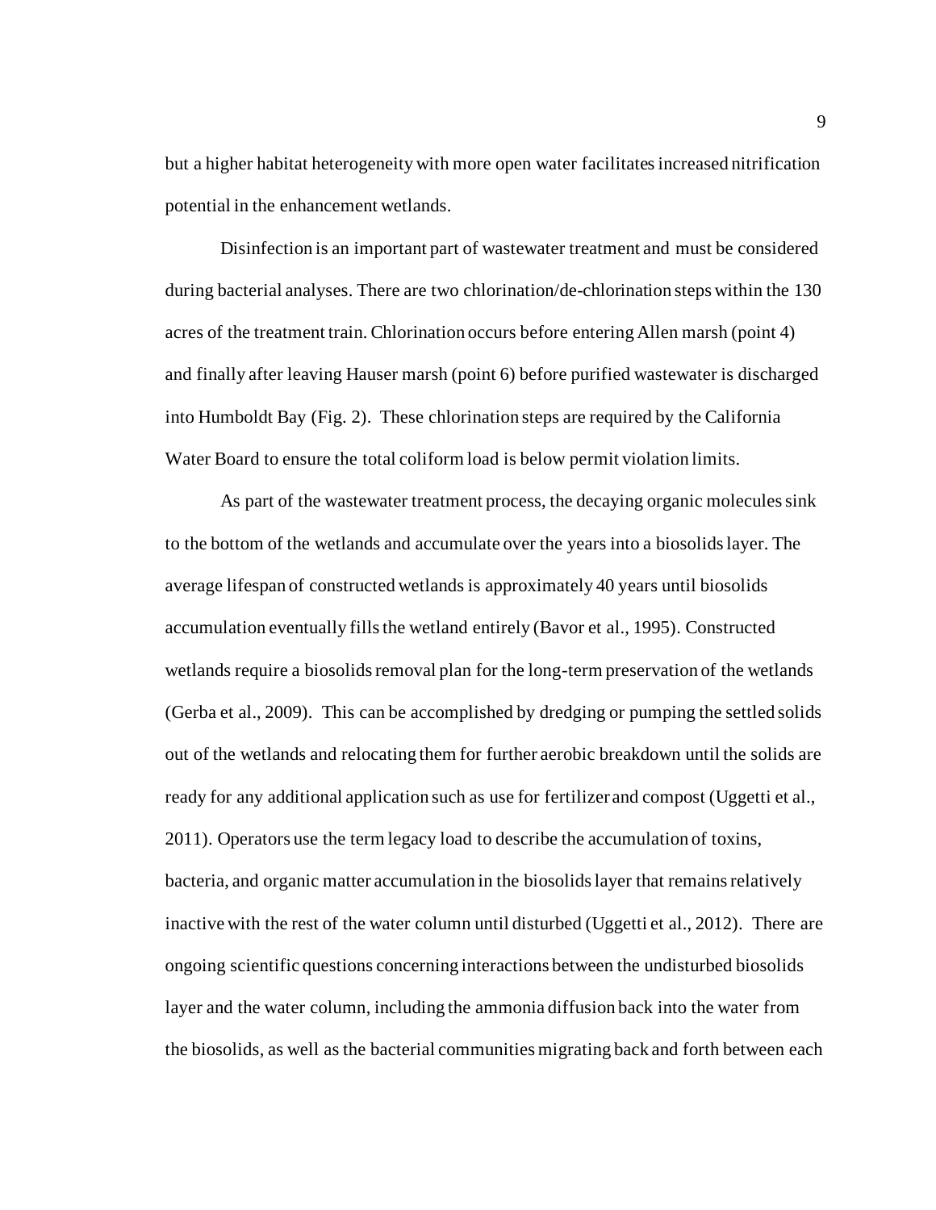but a higher habitat heterogeneity with more open water facilitates increased nitrification potential in the enhancement wetlands.

Disinfection is an important part of wastewater treatment and must be considered during bacterial analyses. There are two chlorination/de-chlorination steps within the 130 acres of the treatment train. Chlorination occurs before entering Allen marsh (point 4) and finally after leaving Hauser marsh (point 6) before purified wastewater is discharged into Humboldt Bay (Fig. 2). These chlorination steps are required by the California Water Board to ensure the total coliform load is below permit violation limits.

As part of the wastewater treatment process, the decaying organic molecules sink to the bottom of the wetlands and accumulate over the years into a biosolids layer. The average lifespan of constructed wetlands is approximately 40 years until biosolids accumulation eventually fills the wetland entirely (Bavor et al., 1995). Constructed wetlands require a biosolids removal plan for the long-term preservation of the wetlands (Gerba et al., 2009). This can be accomplished by dredging or pumping the settled solids out of the wetlands and relocating them for further aerobic breakdown until the solids are ready for any additional application such as use for fertilizer and compost (Uggetti et al., 2011). Operators use the term legacy load to describe the accumulation of toxins, bacteria, and organic matter accumulation in the biosolids layer that remains relatively inactive with the rest of the water column until disturbed (Uggetti et al., 2012). There are ongoing scientific questions concerning interactions between the undisturbed biosolids layer and the water column, including the ammonia diffusion back into the water from the biosolids, as well as the bacterial communities migrating back and forth between each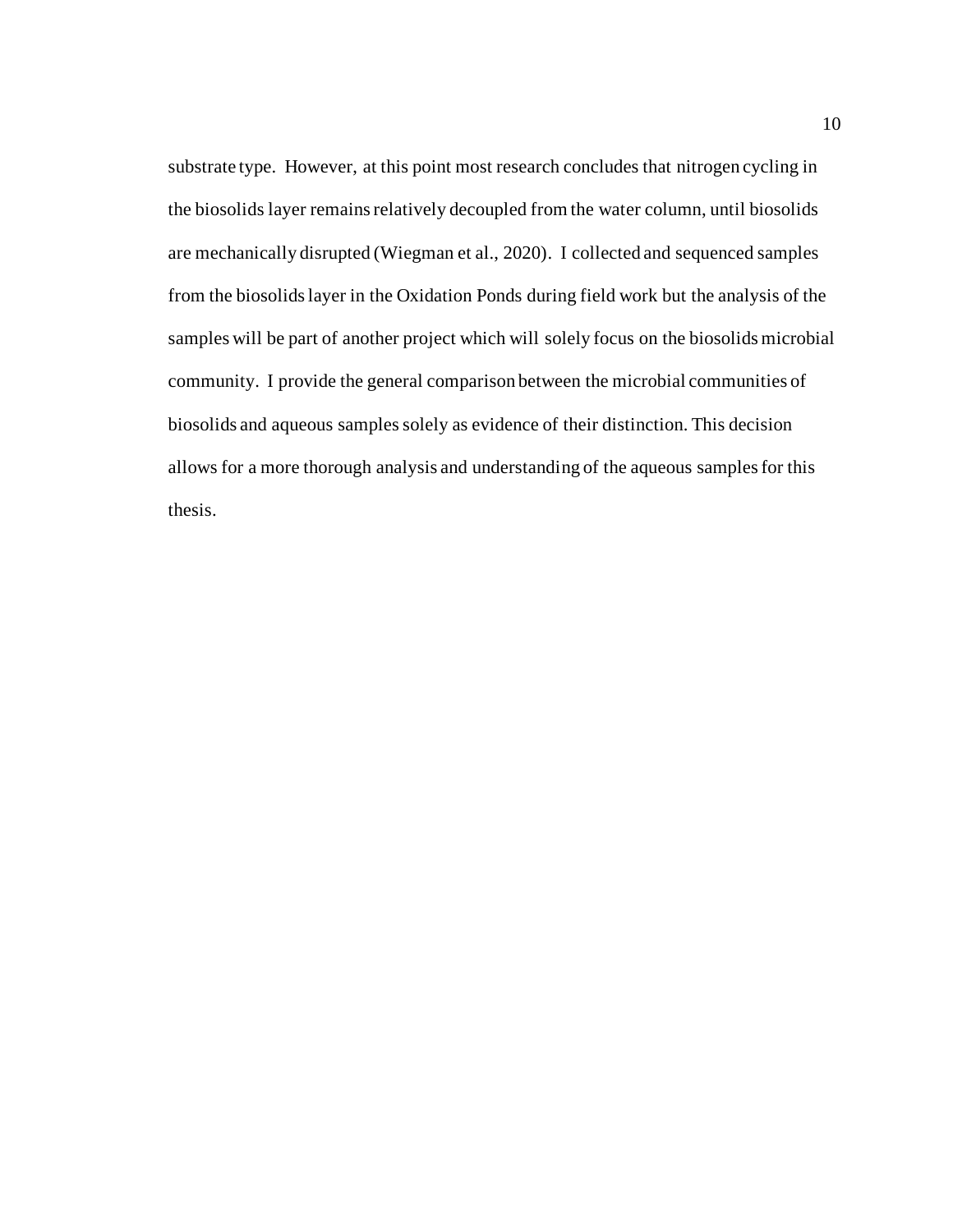substrate type. However, at this point most research concludes that nitrogen cycling in the biosolids layer remains relatively decoupled from the water column, until biosolids are mechanically disrupted (Wiegman et al., 2020). I collected and sequenced samples from the biosolids layer in the Oxidation Ponds during field work but the analysis of the samples will be part of another project which will solely focus on the biosolids microbial community. I provide the general comparison between the microbial communities of biosolids and aqueous samples solely as evidence of their distinction. This decision allows for a more thorough analysis and understanding of the aqueous samples for this thesis.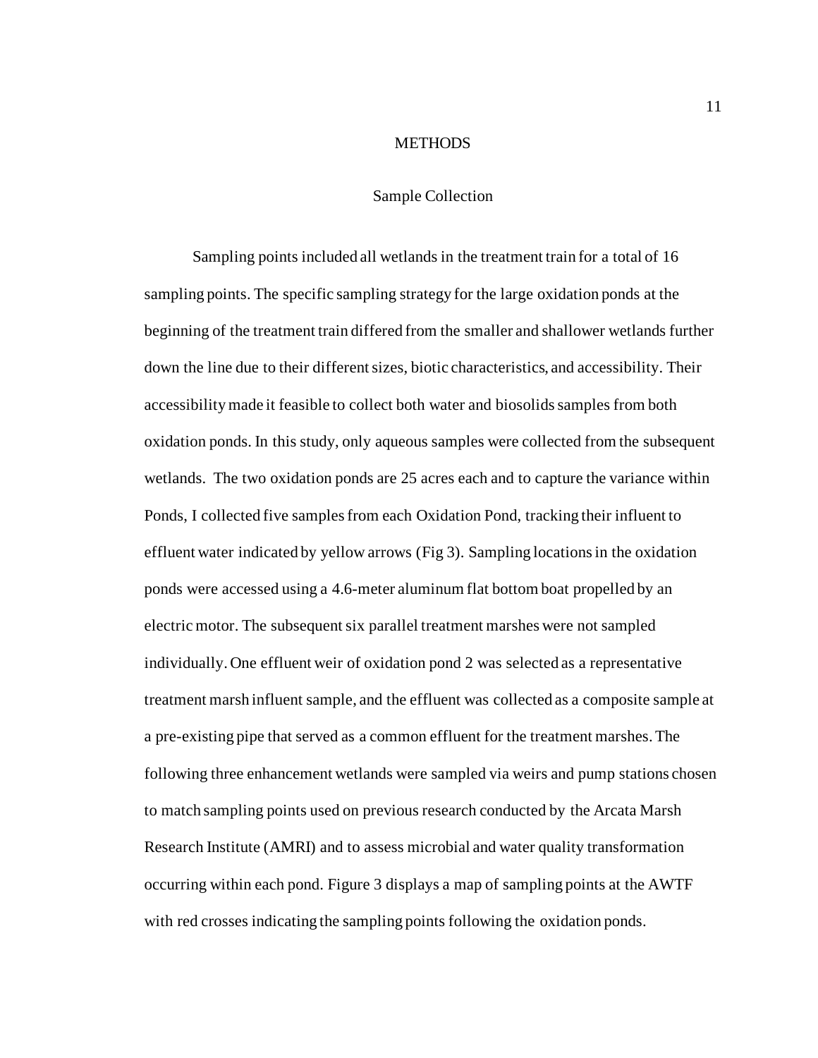# METHODS

## Sample Collection

Sampling points included all wetlands in the treatment train for a total of 16 sampling points. The specific sampling strategy for the large oxidation ponds at the beginning of the treatment train differed from the smaller and shallower wetlands further down the line due to their different sizes, biotic characteristics, and accessibility. Their accessibility made it feasible to collect both water and biosolids samples from both oxidation ponds. In this study, only aqueous samples were collected from the subsequent wetlands. The two oxidation ponds are 25 acres each and to capture the variance within Ponds, I collected five samples from each Oxidation Pond, tracking their influent to effluent water indicated by yellow arrows (Fig 3). Sampling locations in the oxidation ponds were accessed using a 4.6-meter aluminum flat bottom boat propelled by an electric motor. The subsequent six parallel treatment marshes were not sampled individually. One effluent weir of oxidation pond 2 was selected as a representative treatment marsh influent sample, and the effluent was collected as a composite sample at a pre-existing pipe that served as a common effluent for the treatment marshes. The following three enhancement wetlands were sampled via weirs and pump stations chosen to match sampling points used on previous research conducted by the Arcata Marsh Research Institute (AMRI) and to assess microbial and water quality transformation occurring within each pond. Figure 3 displays a map of sampling points at the AWTF with red crosses indicating the sampling points following the oxidation ponds.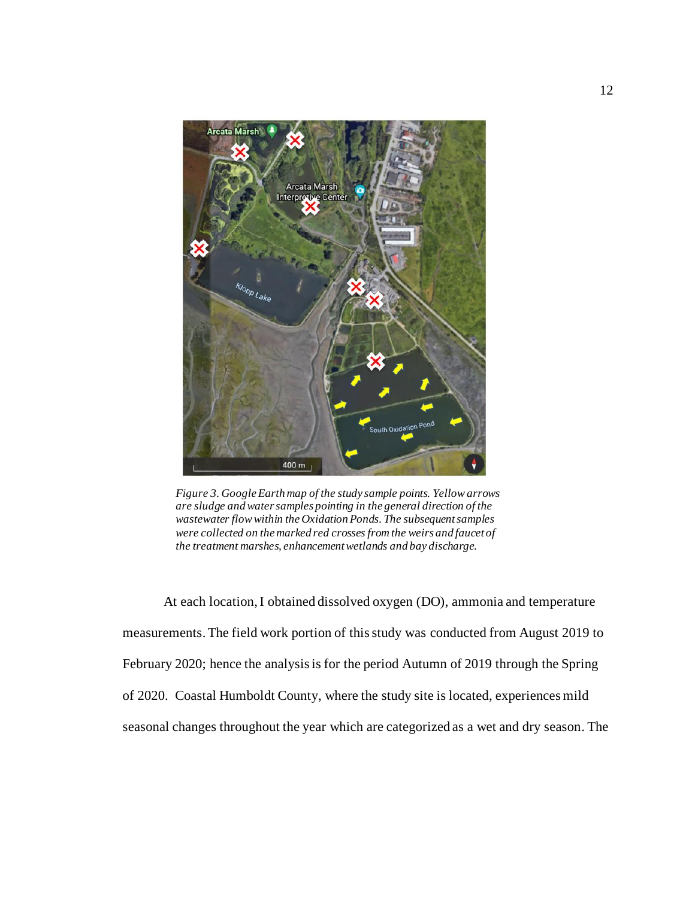*Figure 3. Google Earth map of the study sample points. Yellow arrows are sludge and water samples pointing in the general direction of the wastewater flow within the Oxidation Ponds. The subsequent samples were collected on the marked red crosses from the weirs and faucet of the treatment marshes, enhancement wetlands and bay discharge.*

At each location, I obtained dissolved oxygen (DO), ammonia and temperature measurements. The field work portion of this study was conducted from August 2019 to February 2020; hence the analysis is for the period Autumn of 2019 through the Spring of 2020. Coastal Humboldt County, where the study site is located, experiences mild seasonal changes throughout the year which are categorized as a wet and dry season. The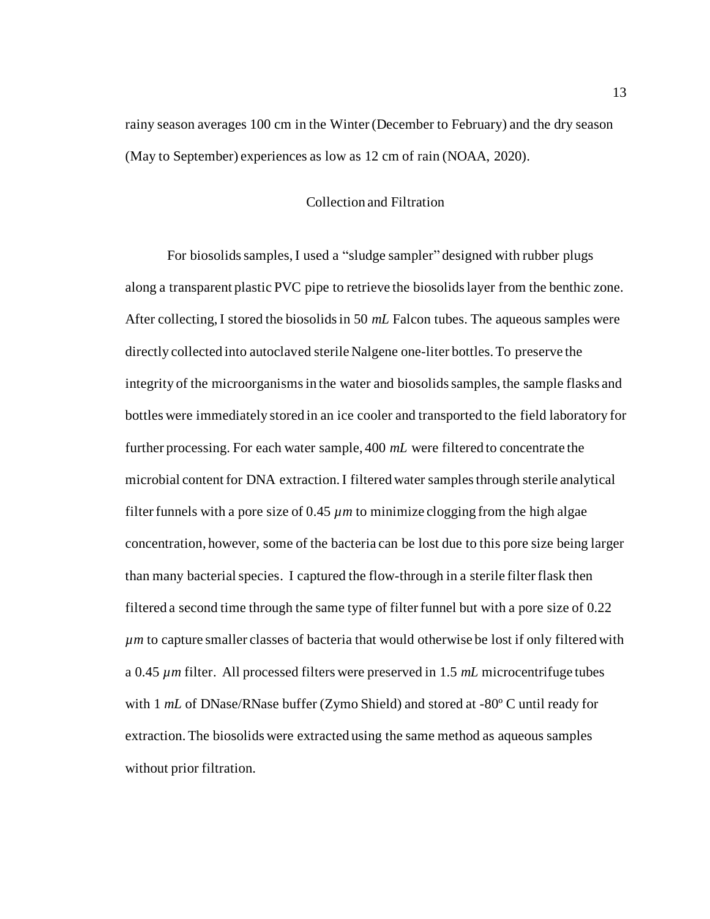rainy season averages 100 cm in the Winter (December to February) and the dry season (May to September) experiences as low as 12 cm of rain (NOAA, 2020).

## Collection and Filtration

For biosolids samples, I used a "sludge sampler" designed with rubber plugs along a transparent plastic PVC pipe to retrieve the biosolids layer from the benthic zone. After collecting, I stored the biosolids in 50 *mL* Falcon tubes. The aqueous samples were directly collected into autoclaved sterile Nalgene one-liter bottles. To preserve the integrity of the microorganisms in the water and biosolids samples, the sample flasks and bottles were immediately stored in an ice cooler and transported to the field laboratory for further processing. For each water sample, 400 *mL* were filtered to concentrate the microbial content for DNA extraction. I filtered water samples through sterile analytical filter funnels with a pore size of 0.45 $\mu m$ to minimize clogging from the high algae concentration, however, some of the bacteria can be lost due to this pore size being larger than many bacterial species. I captured the flow-through in a sterile filter flask then filtered a second time through the same type of filter funnel but with a pore size of 0.22 $\mu m$ to capture smaller classes of bacteria that would otherwise be lost if only filtered with a 0.45 $\mu m$ filter. All processed filters were preserved in 1.5 *mL* microcentrifuge tubes with 1 *mL* of DNase/RNase buffer (Zymo Shield) and stored at -80º C until ready for extraction. The biosolids were extracted using the same method as aqueous samples without prior filtration.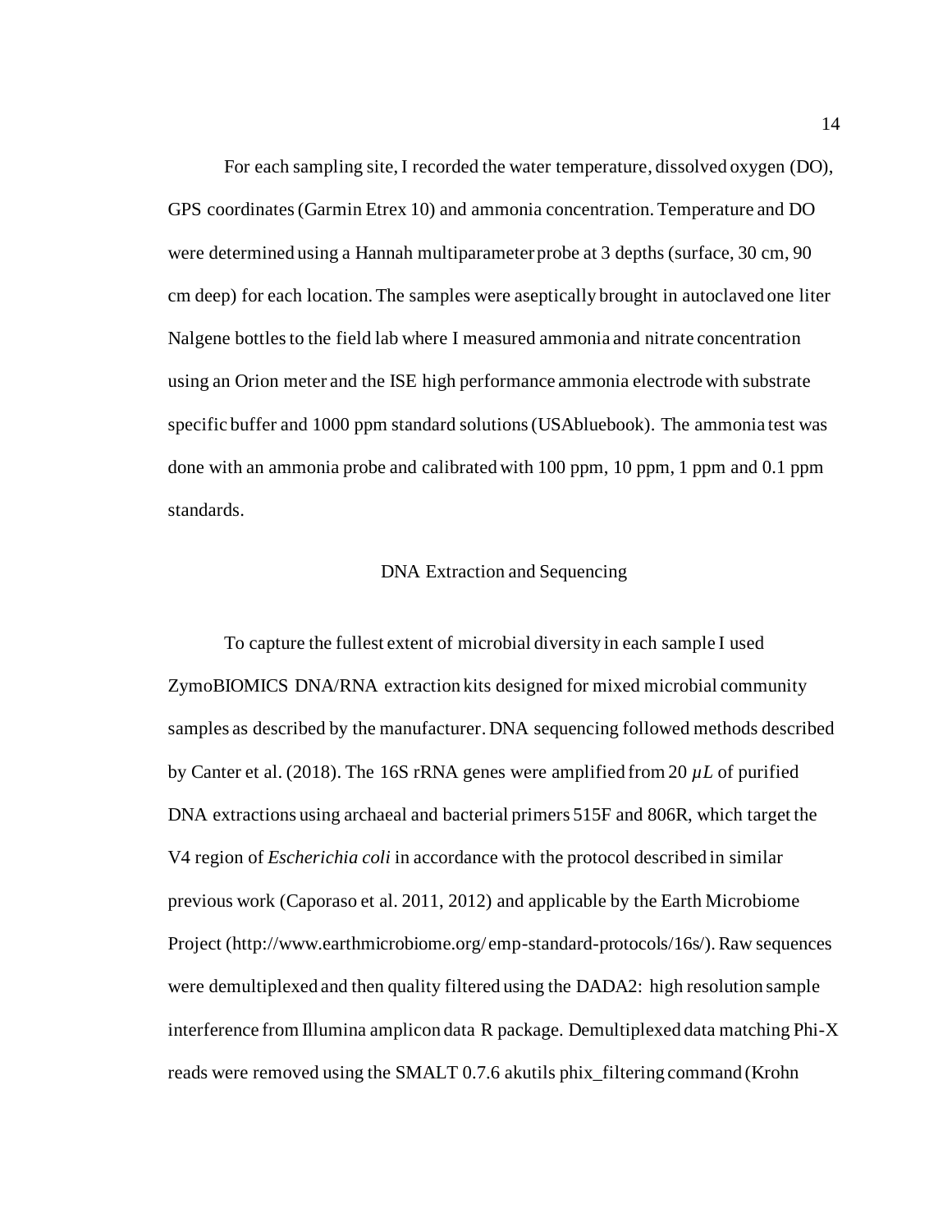For each sampling site, I recorded the water temperature, dissolved oxygen (DO), GPS coordinates (Garmin Etrex 10) and ammonia concentration. Temperature and DO were determined using a Hannah multiparameter probe at 3 depths (surface, 30 cm, 90 cm deep) for each location. The samples were aseptically brought in autoclaved one liter Nalgene bottles to the field lab where I measured ammonia and nitrate concentration using an Orion meter and the ISE high performance ammonia electrode with substrate specific buffer and 1000 ppm standard solutions (USAbluebook). The ammonia test was done with an ammonia probe and calibrated with 100 ppm, 10 ppm, 1 ppm and 0.1 ppm standards.

## DNA Extraction and Sequencing

To capture the fullest extent of microbial diversity in each sample I used ZymoBIOMICS DNA/RNA extraction kits designed for mixed microbial community samples as described by the manufacturer. DNA sequencing followed methods described by Canter et al. (2018). The 16S rRNA genes were amplified from 20 $\mu L$ of purified DNA extractions using archaeal and bacterial primers 515F and 806R, which target the V4 region of *Escherichia coli* in accordance with the protocol described in similar previous work (Caporaso et al. 2011, 2012) and applicable by the Earth Microbiome Project (http://www.earthmicrobiome.org/ emp-standard-protocols/16s/). Raw sequences were demultiplexed and then quality filtered using the DADA2: high resolution sample interference from Illumina amplicon data R package. Demultiplexed data matching Phi-X reads were removed using the SMALT 0.7.6 akutils phix_filtering command (Krohn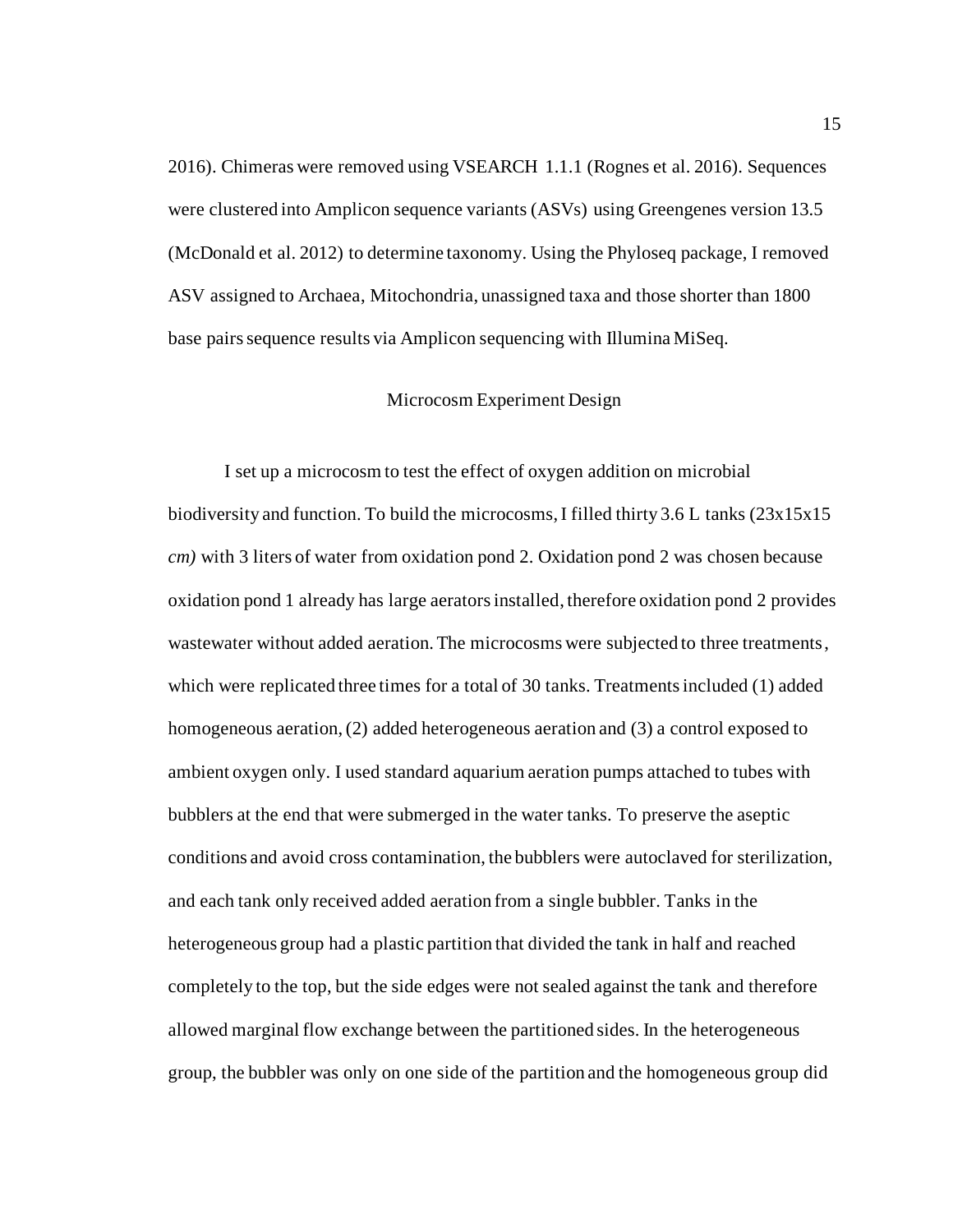2016). Chimeras were removed using VSEARCH 1.1.1 (Rognes et al. 2016). Sequences were clustered into Amplicon sequence variants (ASVs) using Greengenes version 13.5 (McDonald et al. 2012) to determine taxonomy. Using the Phyloseq package, I removed ASV assigned to Archaea, Mitochondria, unassigned taxa and those shorter than 1800 base pairs sequence results via Amplicon sequencing with Illumina MiSeq.

## Microcosm Experiment Design

I set up a microcosm to test the effect of oxygen addition on microbial biodiversity and function. To build the microcosms, I filled thirty 3.6 L tanks (23x15x15 *cm)* with 3 liters of water from oxidation pond 2. Oxidation pond 2 was chosen because oxidation pond 1 already has large aerators installed, therefore oxidation pond 2 provides wastewater without added aeration. The microcosms were subjected to three treatments, which were replicated three times for a total of 30 tanks. Treatments included (1) added homogeneous aeration, (2) added heterogeneous aeration and (3) a control exposed to ambient oxygen only. I used standard aquarium aeration pumps attached to tubes with bubblers at the end that were submerged in the water tanks. To preserve the aseptic conditions and avoid cross contamination, the bubblers were autoclaved for sterilization, and each tank only received added aeration from a single bubbler. Tanks in the heterogeneous group had a plastic partition that divided the tank in half and reached completely to the top, but the side edges were not sealed against the tank and therefore allowed marginal flow exchange between the partitioned sides. In the heterogeneous group, the bubbler was only on one side of the partition and the homogeneous group did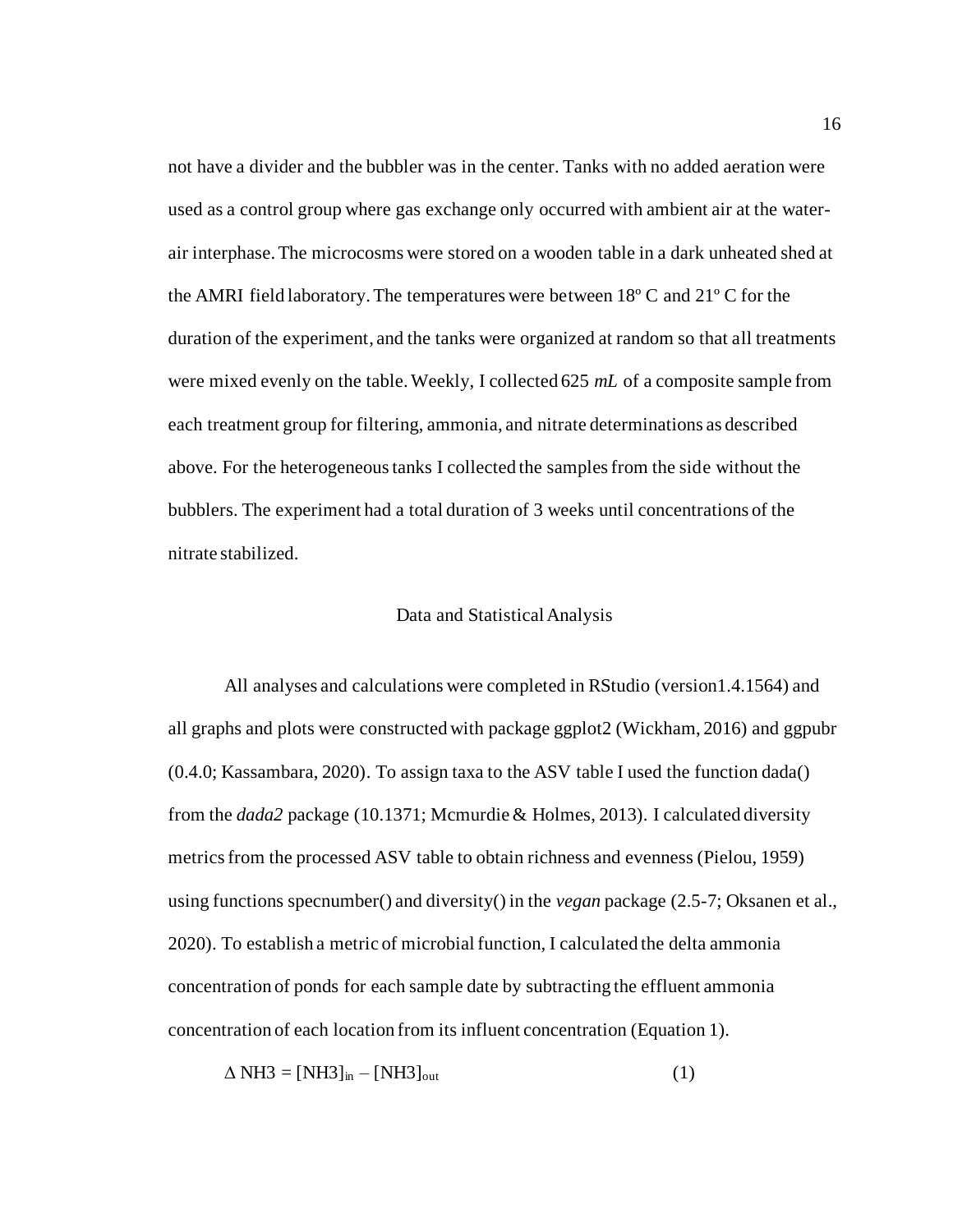not have a divider and the bubbler was in the center. Tanks with no added aeration were used as a control group where gas exchange only occurred with ambient air at the water-air interphase. The microcosms were stored on a wooden table in a dark unheated shed at the AMRI field laboratory. The temperatures were between 18º C and 21º C for the duration of the experiment, and the tanks were organized at random so that all treatments were mixed evenly on the table. Weekly, I collected 625 *mL* of a composite sample from each treatment group for filtering, ammonia, and nitrate determinations as described above. For the heterogeneous tanks I collected the samples from the side without the bubblers. The experiment had a total duration of 3 weeks until concentrations of the nitrate stabilized.

## Data and Statistical Analysis

All analyses and calculations were completed in RStudio (version1.4.1564) and all graphs and plots were constructed with package ggplot2 (Wickham, 2016) and ggpubr (0.4.0; Kassambara, 2020). To assign taxa to the ASV table I used the function dada() from the *dada2* package (10.1371; Mcmurdie & Holmes, 2013). I calculated diversity metrics from the processed ASV table to obtain richness and evenness (Pielou, 1959) using functions specnumber() and diversity() in the *vegan* package (2.5-7; Oksanen et al., 2020). To establish a metric of microbial function, I calculated the delta ammonia concentration of ponds for each sample date by subtracting the effluent ammonia concentration of each location from its influent concentration (Equation 1).

$$\Delta \, NH3 = [NH3]_{in} - [NH3]_{out} \qquad (1)$$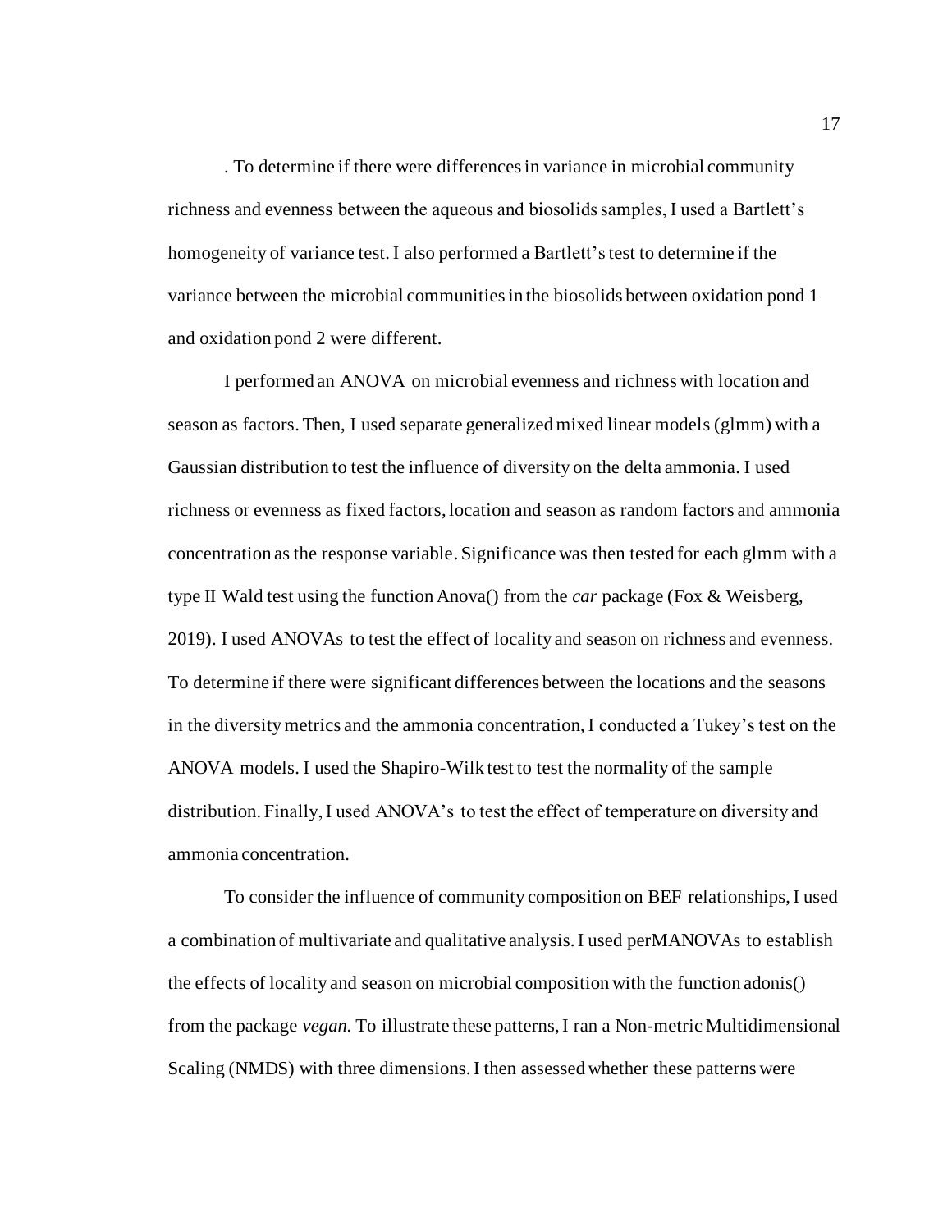. To determine if there were differences in variance in microbial community richness and evenness between the aqueous and biosolids samples, I used a Bartlett's homogeneity of variance test. I also performed a Bartlett's test to determine if the variance between the microbial communities in the biosolids between oxidation pond 1 and oxidation pond 2 were different.

I performed an ANOVA on microbial evenness and richness with location and season as factors. Then, I used separate generalized mixed linear models (glmm) with a Gaussian distribution to test the influence of diversity on the delta ammonia. I used richness or evenness as fixed factors, location and season as random factors and ammonia concentration as the response variable. Significance was then tested for each glmm with a type II Wald test using the function Anova() from the *car* package (Fox & Weisberg, 2019). I used ANOVAs to test the effect of locality and season on richness and evenness. To determine if there were significant differences between the locations and the seasons in the diversity metrics and the ammonia concentration, I conducted a Tukey's test on the ANOVA models. I used the Shapiro-Wilk test to test the normality of the sample distribution. Finally, I used ANOVA's to test the effect of temperature on diversity and ammonia concentration.

To consider the influence of community composition on BEF relationships, I used a combination of multivariate and qualitative analysis. I used perMANOVAs to establish the effects of locality and season on microbial composition with the function adonis() from the package *vegan.* To illustrate these patterns, I ran a Non-metric Multidimensional Scaling (NMDS) with three dimensions. I then assessed whether these patterns were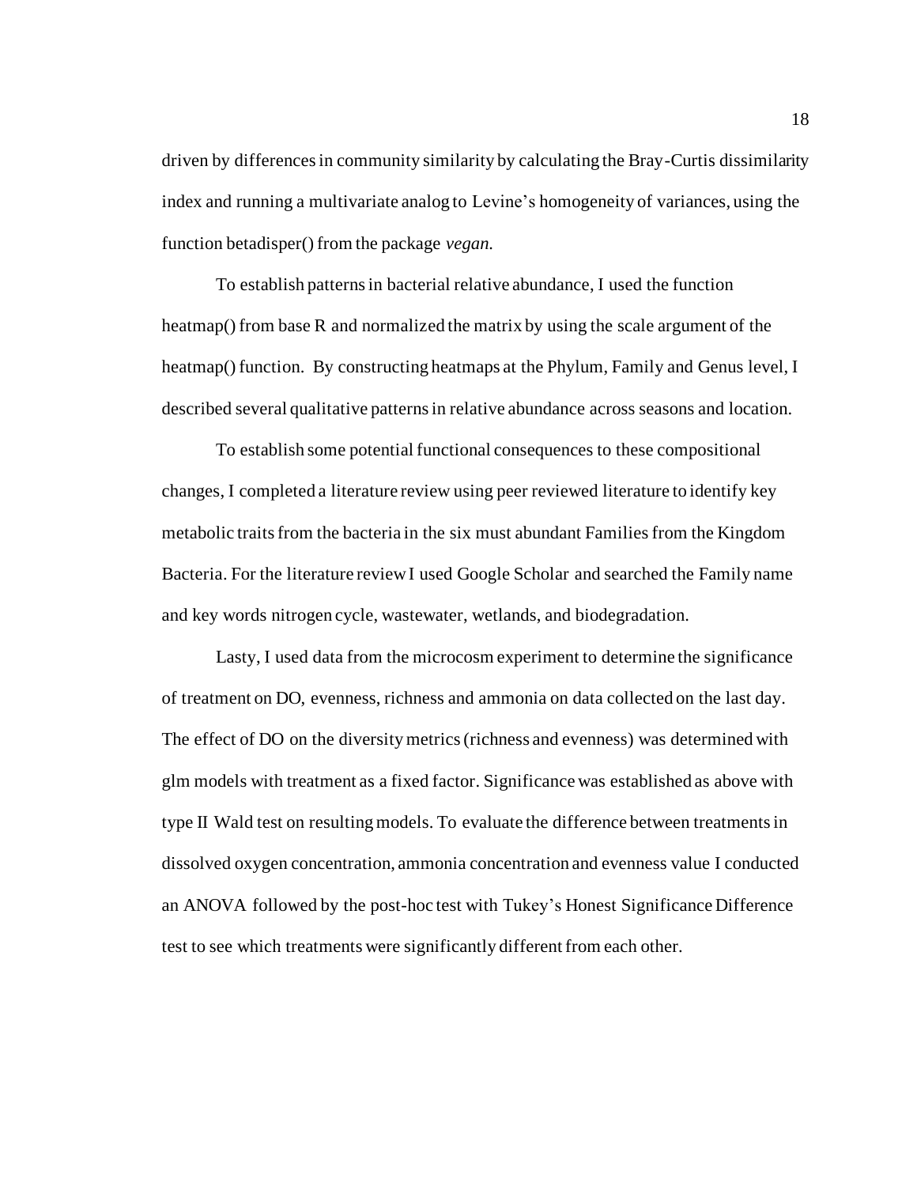driven by differences in community similarity by calculating the Bray-Curtis dissimilarity index and running a multivariate analog to Levine's homogeneity of variances, using the function betadisper() from the package *vegan*.

To establish patterns in bacterial relative abundance, I used the function heatmap() from base R and normalized the matrix by using the scale argument of the heatmap() function. By constructing heatmaps at the Phylum, Family and Genus level, I described several qualitative patterns in relative abundance across seasons and location.

To establish some potential functional consequences to these compositional changes, I completed a literature review using peer reviewed literature to identify key metabolic traits from the bacteria in the six must abundant Families from the Kingdom Bacteria. For the literature review I used Google Scholar and searched the Family name and key words nitrogen cycle, wastewater, wetlands, and biodegradation.

Lasty, I used data from the microcosm experiment to determine the significance of treatment on DO, evenness, richness and ammonia on data collected on the last day. The effect of DO on the diversity metrics (richness and evenness) was determined with glm models with treatment as a fixed factor. Significance was established as above with type II Wald test on resulting models. To evaluate the difference between treatments in dissolved oxygen concentration, ammonia concentration and evenness value I conducted an ANOVA followed by the post-hoc test with Tukey's Honest Significance Difference test to see which treatments were significantly different from each other.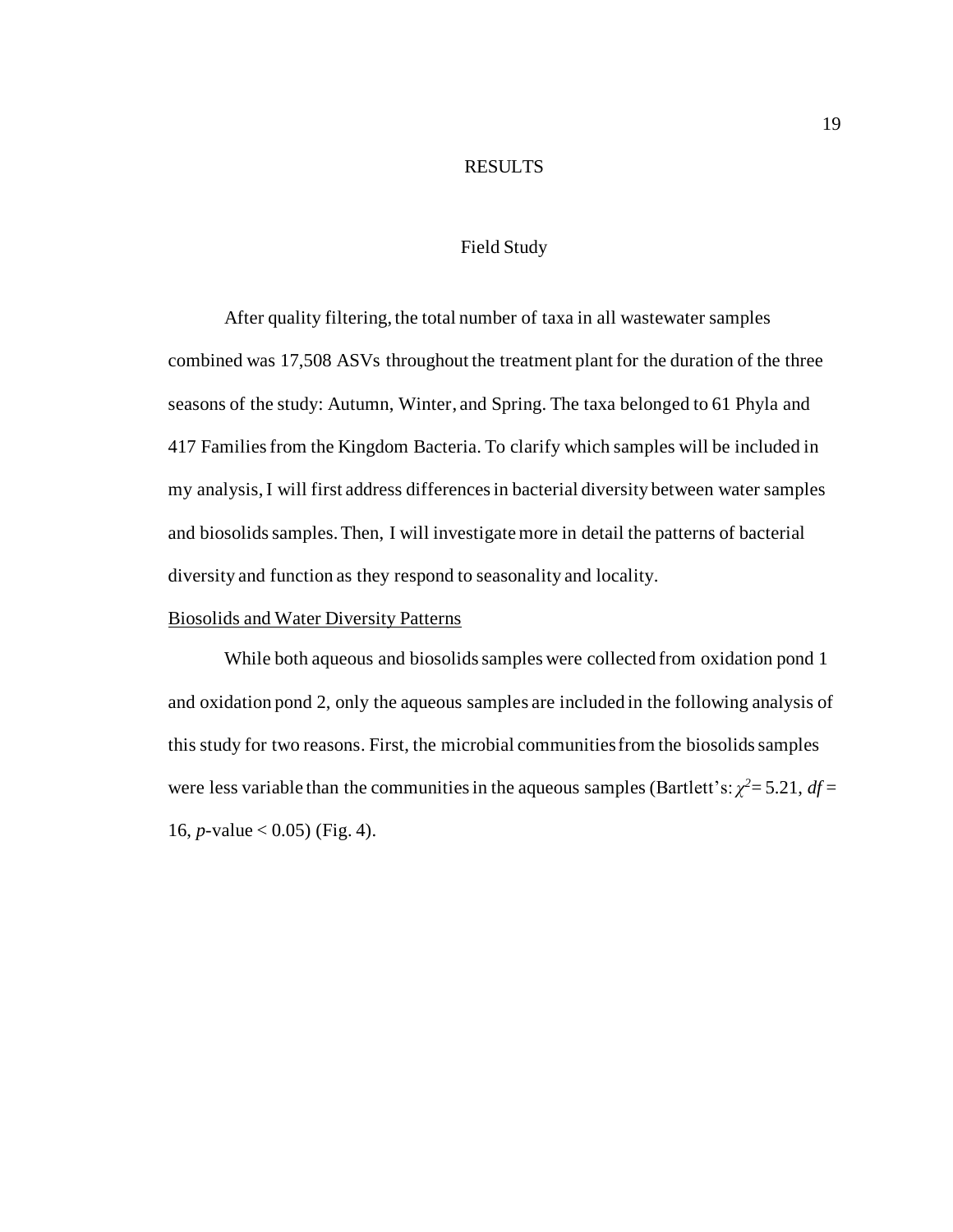# RESULTS

## Field Study

After quality filtering, the total number of taxa in all wastewater samples combined was 17,508 ASVs throughout the treatment plant for the duration of the three seasons of the study: Autumn, Winter, and Spring. The taxa belonged to 61 Phyla and 417 Families from the Kingdom Bacteria. To clarify which samples will be included in my analysis, I will first address differences in bacterial diversity between water samples and biosolids samples. Then, I will investigate more in detail the patterns of bacterial diversity and function as they respond to seasonality and locality.

### Biosolids and Water Diversity Patterns

While both aqueous and biosolids samples were collected from oxidation pond 1 and oxidation pond 2, only the aqueous samples are included in the following analysis of this study for two reasons. First, the microbial communities from the biosolids samples were less variable than the communities in the aqueous samples (Bartlett's: $\chi^2 = 5.21$, $df = 16$, $p$-value $< 0.05$) (Fig. 4).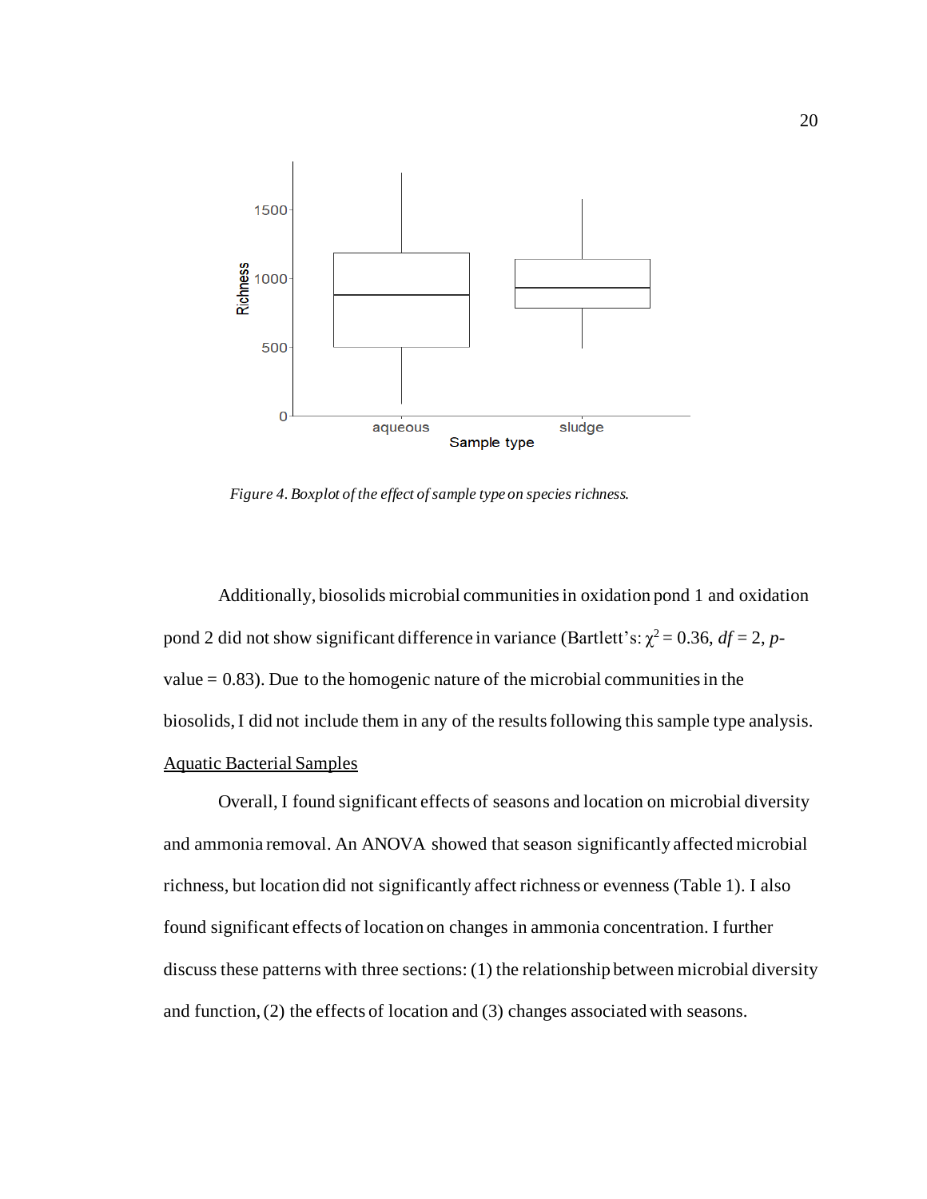*Figure 4*. *Boxplot of the effect of sample type on species richness.*

Additionally, biosolids microbial communities in oxidation pond 1 and oxidation pond 2 did not show significant difference in variance (Bartlett's: $\chi^2 = 0.36$, $df = 2$, *p*-value = 0.83). Due to the homogenic nature of the microbial communities in the biosolids, I did not include them in any of the results following this sample type analysis.

<u>Aquatic Bacterial Samples</u>

Overall, I found significant effects of seasons and location on microbial diversity and ammonia removal. An ANOVA showed that season significantly affected microbial richness, but location did not significantly affect richness or evenness (Table 1). I also found significant effects of location on changes in ammonia concentration. I further discuss these patterns with three sections: (1) the relationship between microbial diversity and function, (2) the effects of location and (3) changes associated with seasons.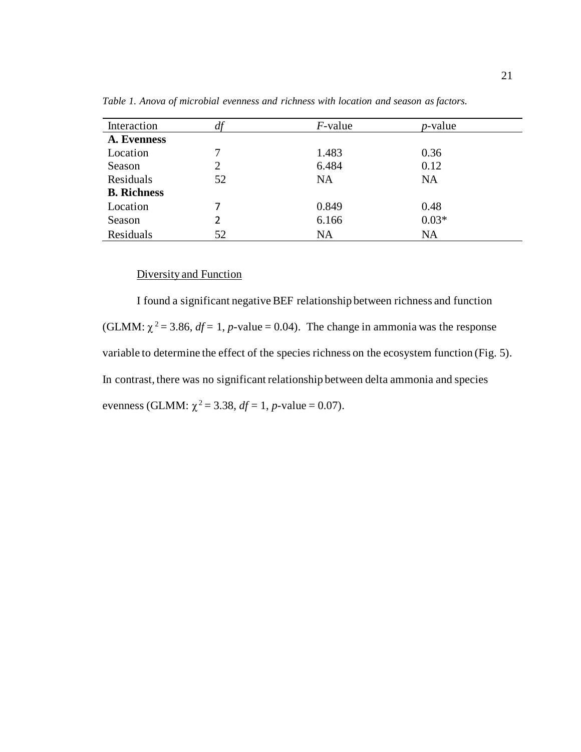*Table 1. Anova of microbial evenness and richness with location and season as factors.*

| Interaction | *df* | *F*-value | *p*-value |
|---|---|---|---|
| **A. Evenness** | | | |
| Location | 7 | 1.483 | 0.36 |
| Season | 2 | 6.484 | 0.12 |
| Residuals | 52 | NA | NA |
| **B. Richness** | | | |
| Location | 7 | 0.849 | 0.48 |
| Season | 2 | 6.166 | 0.03* |
| Residuals | 52 | NA | NA |

Diversity and Function

I found a significant negative BEF relationship between richness and function (GLMM: $\chi^2 = 3.86$, $df = 1$, $p$-value = 0.04). The change in ammonia was the response variable to determine the effect of the species richness on the ecosystem function (Fig. 5). In contrast, there was no significant relationship between delta ammonia and species evenness (GLMM: $\chi^2 = 3.38$, $df = 1$, $p$-value = 0.07).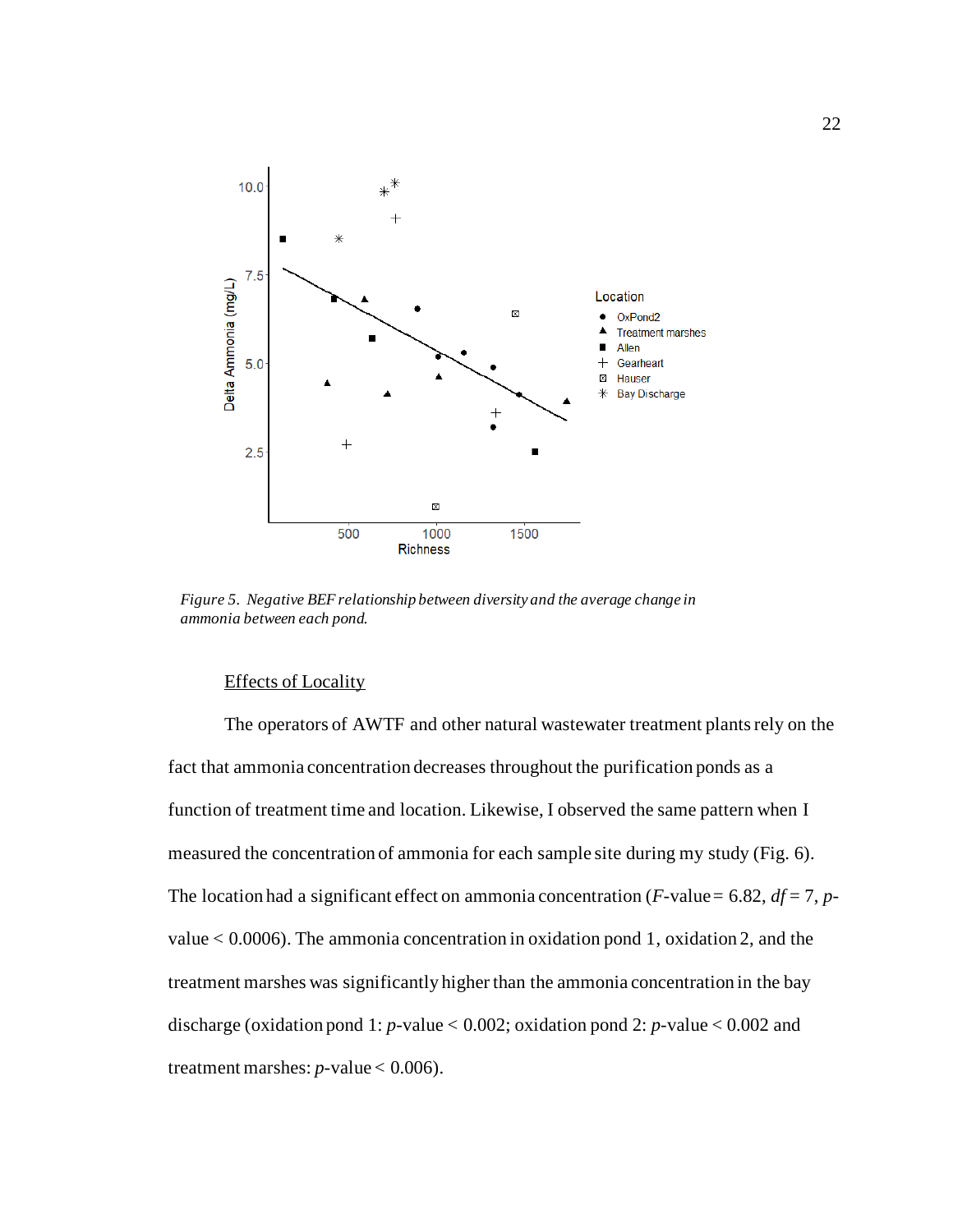*Figure 5. Negative BEF relationship between diversity and the average change in ammonia between each pond.*

Effects of Locality

The operators of AWTF and other natural wastewater treatment plants rely on the fact that ammonia concentration decreases throughout the purification ponds as a function of treatment time and location. Likewise, I observed the same pattern when I measured the concentration of ammonia for each sample site during my study (Fig. 6). The location had a significant effect on ammonia concentration ($F$-value = 6.82, $df = 7$, $p$-value $< 0.0006$). The ammonia concentration in oxidation pond 1, oxidation 2, and the treatment marshes was significantly higher than the ammonia concentration in the bay discharge (oxidation pond 1: $p$-value $< 0.002$; oxidation pond 2: $p$-value $< 0.002$ and treatment marshes: $p$-value $< 0.006$).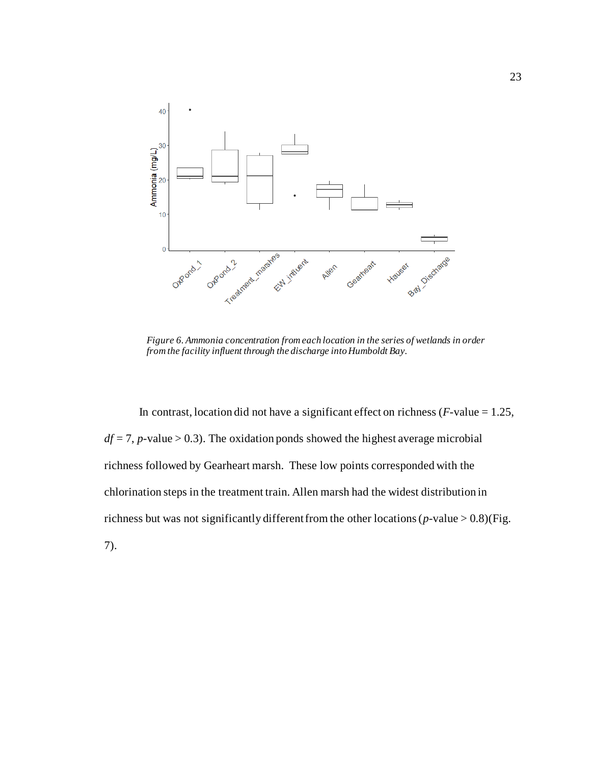*Figure 6. Ammonia concentration from each location in the series of wetlands in order from the facility influent through the discharge into Humboldt Bay.*

In contrast, location did not have a significant effect on richness (*F*-value = 1.25, *df* = 7, *p*-value > 0.3). The oxidation ponds showed the highest average microbial richness followed by Gearheart marsh. These low points corresponded with the chlorination steps in the treatment train. Allen marsh had the widest distribution in richness but was not significantly different from the other locations (*p*-value > 0.8)(Fig. 7).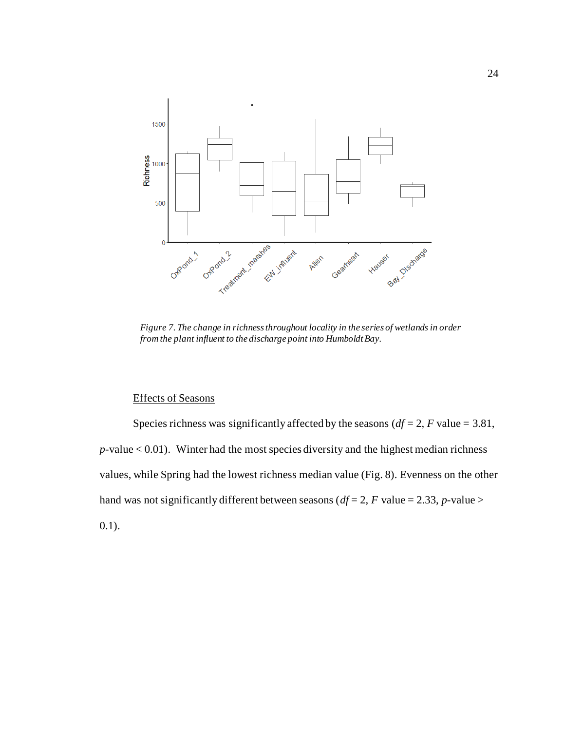*Figure 7. The change in richness throughout locality in the series of wetlands in order from the plant influent to the discharge point into Humboldt Bay.*

## Effects of Seasons

Species richness was significantly affected by the seasons ($df = 2$, $F$ value = 3.81, $p$-value < 0.01). Winter had the most species diversity and the highest median richness values, while Spring had the lowest richness median value (Fig. 8). Evenness on the other hand was not significantly different between seasons ($df = 2$, $F$ value = 2.33, $p$-value > 0.1).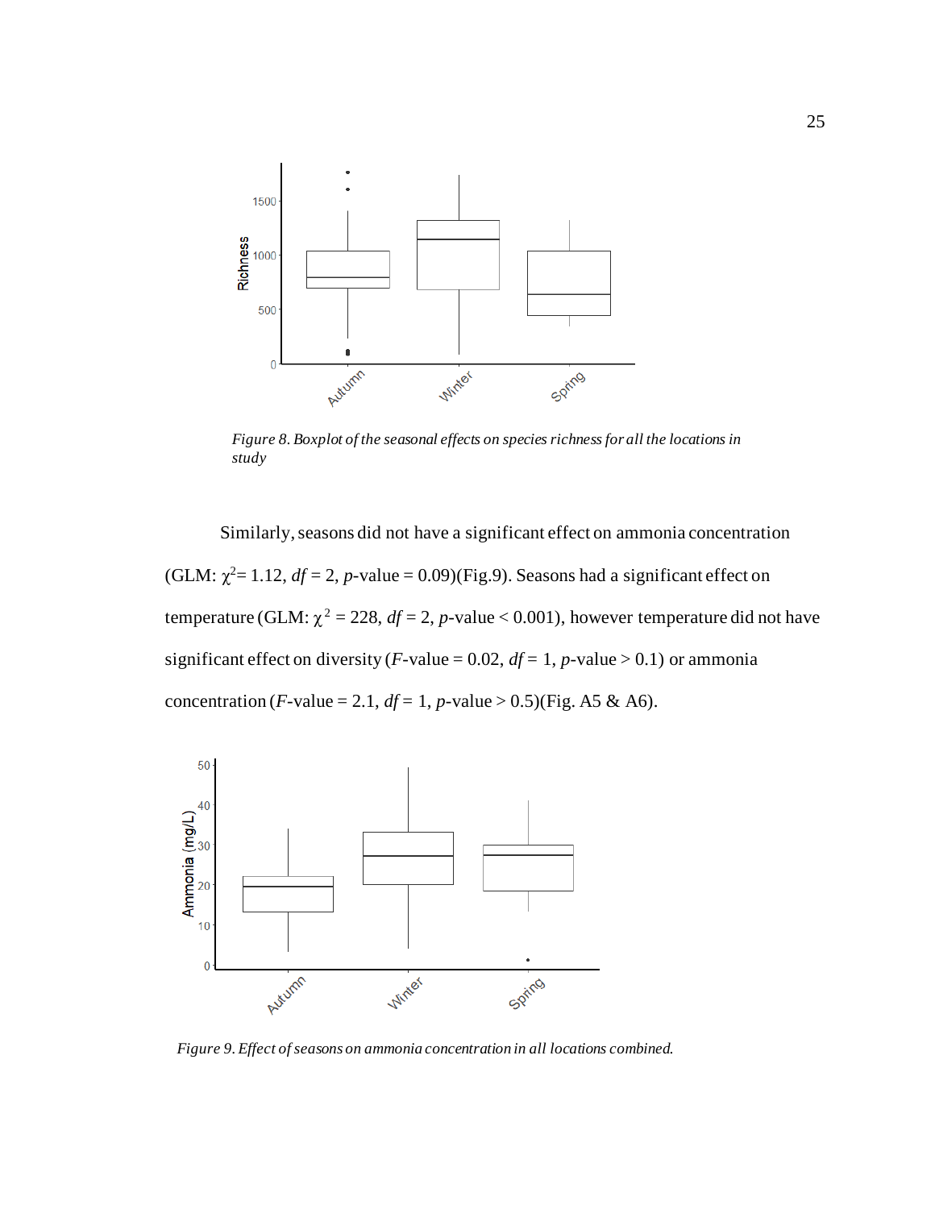*Figure 8. Boxplot of the seasonal effects on species richness for all the locations in study*

Similarly, seasons did not have a significant effect on ammonia concentration (GLM: $\chi^2 = 1.12$, $df = 2$, $p$-value = 0.09)(Fig.9). Seasons had a significant effect on temperature (GLM: $\chi^2 = 228$, $df = 2$, $p$-value < 0.001), however temperature did not have significant effect on diversity ($F$-value = 0.02, $df = 1$, $p$-value > 0.1) or ammonia concentration ($F$-value = 2.1, $df = 1$, $p$-value > 0.5)(Fig. A5 & A6).

*Figure 9. Effect of seasons on ammonia concentration in all locations combined.*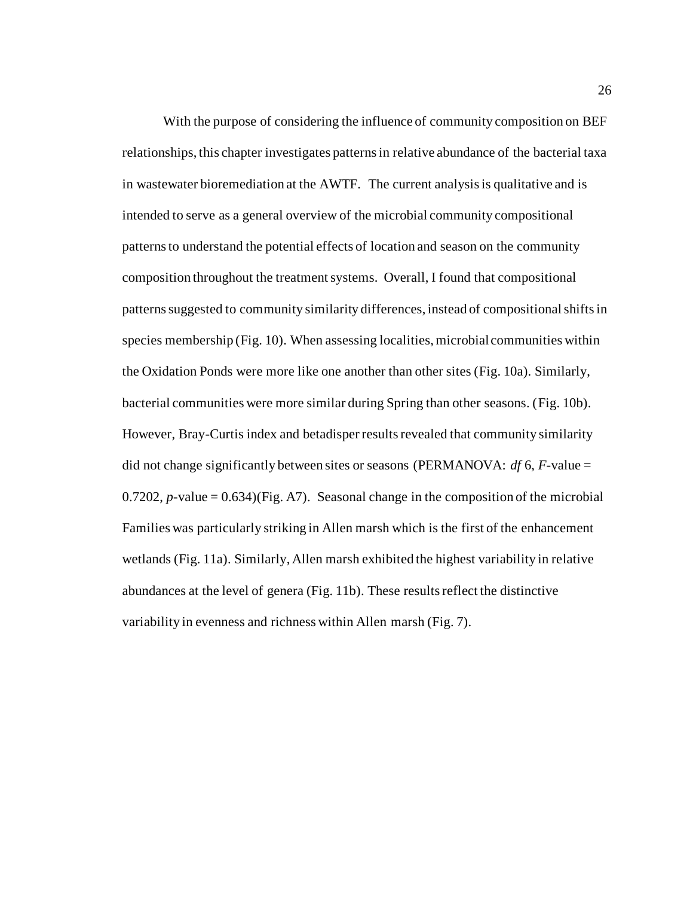With the purpose of considering the influence of community composition on BEF relationships, this chapter investigates patterns in relative abundance of the bacterial taxa in wastewater bioremediation at the AWTF. The current analysis is qualitative and is intended to serve as a general overview of the microbial community compositional patterns to understand the potential effects of location and season on the community composition throughout the treatment systems. Overall, I found that compositional patterns suggested to community similarity differences, instead of compositional shifts in species membership (Fig. 10). When assessing localities, microbial communities within the Oxidation Ponds were more like one another than other sites (Fig. 10a). Similarly, bacterial communities were more similar during Spring than other seasons. (Fig. 10b). However, Bray-Curtis index and betadisper results revealed that community similarity did not change significantly between sites or seasons (PERMANOVA: *df* 6, *F*-value = 0.7202, *p*-value = 0.634)(Fig. A7). Seasonal change in the composition of the microbial Families was particularly striking in Allen marsh which is the first of the enhancement wetlands (Fig. 11a). Similarly, Allen marsh exhibited the highest variability in relative abundances at the level of genera (Fig. 11b). These results reflect the distinctive variability in evenness and richness within Allen marsh (Fig. 7).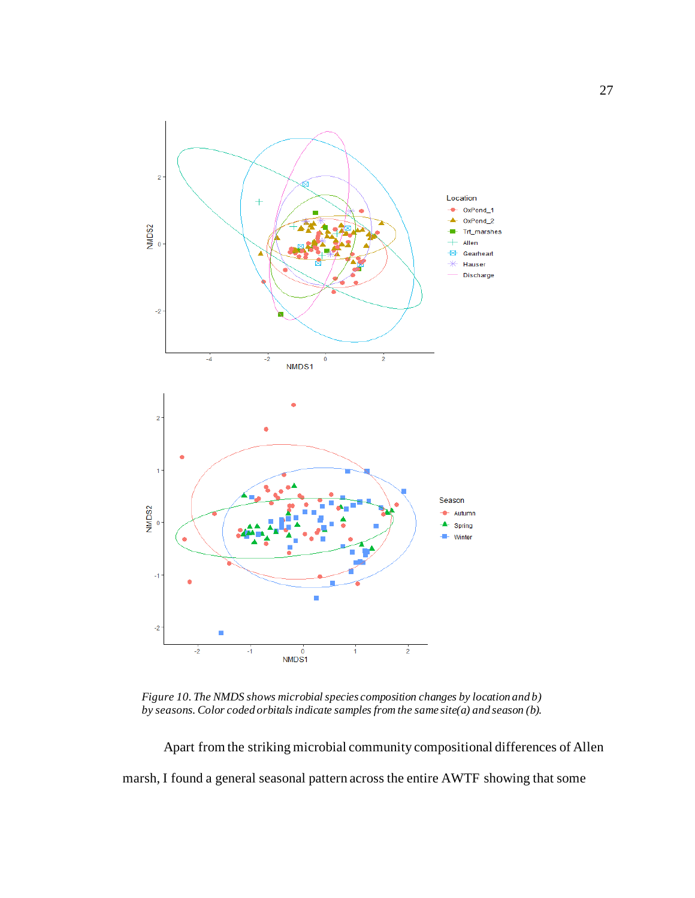*Figure 10. The NMDS shows microbial species composition changes by location and b) by seasons. Color coded orbitals indicate samples from the same site(a) and season (b).*

Apart from the striking microbial community compositional differences of Allen marsh, I found a general seasonal pattern across the entire AWTF showing that some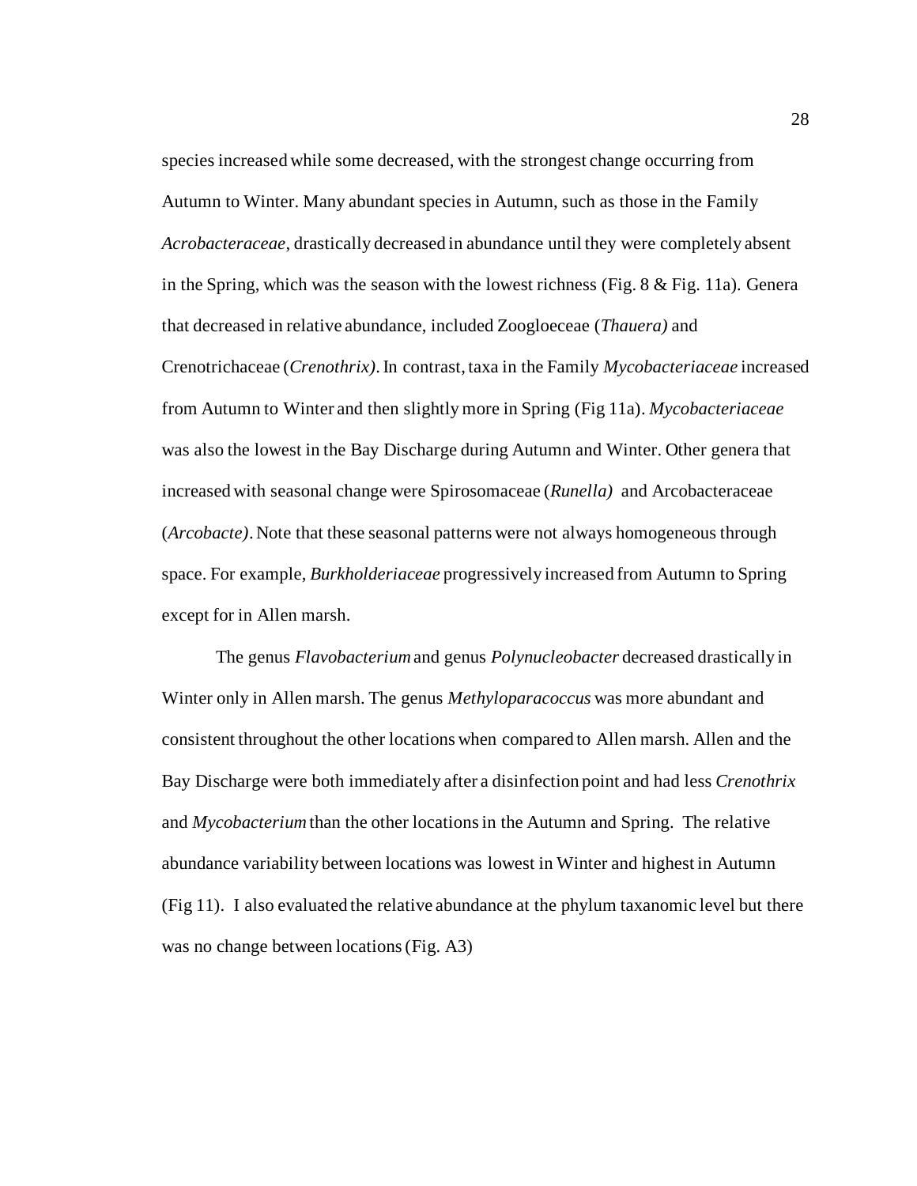species increased while some decreased, with the strongest change occurring from Autumn to Winter. Many abundant species in Autumn, such as those in the Family *Acrobacteraceae*, drastically decreased in abundance until they were completely absent in the Spring, which was the season with the lowest richness (Fig. 8 & Fig. 11a). Genera that decreased in relative abundance, included Zoogloeceae (*Thauera)* and Crenotrichaceae (*Crenothrix)*. In contrast, taxa in the Family *Mycobacteriaceae* increased from Autumn to Winter and then slightly more in Spring (Fig 11a). *Mycobacteriaceae* was also the lowest in the Bay Discharge during Autumn and Winter. Other genera that increased with seasonal change were Spirosomaceae (*Runella)* and Arcobacteraceae (*Arcobacte)*. Note that these seasonal patterns were not always homogeneous through space. For example, *Burkholderiaceae* progressively increased from Autumn to Spring except for in Allen marsh.

The genus *Flavobacterium* and genus *Polynucleobacter* decreased drastically in Winter only in Allen marsh. The genus *Methyloparacoccus* was more abundant and consistent throughout the other locations when compared to Allen marsh. Allen and the Bay Discharge were both immediately after a disinfection point and had less *Crenothrix* and *Mycobacterium* than the other locations in the Autumn and Spring. The relative abundance variability between locations was lowest in Winter and highest in Autumn (Fig 11). I also evaluated the relative abundance at the phylum taxanomic level but there was no change between locations (Fig. A3)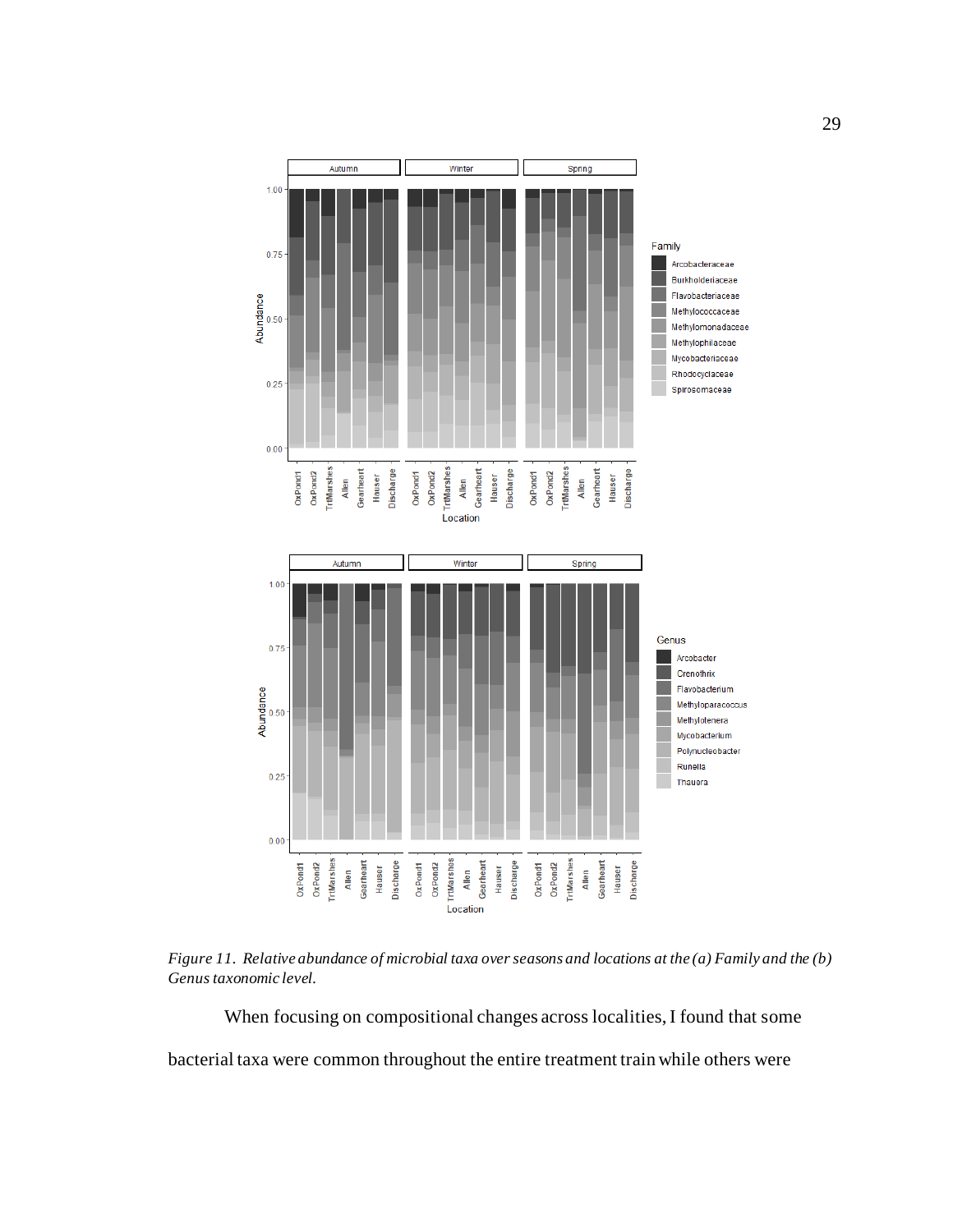*Figure 11. Relative abundance of microbial taxa over seasons and locations at the (a) Family and the (b) Genus taxonomic level.*

When focusing on compositional changes across localities, I found that some bacterial taxa were common throughout the entire treatment train while others were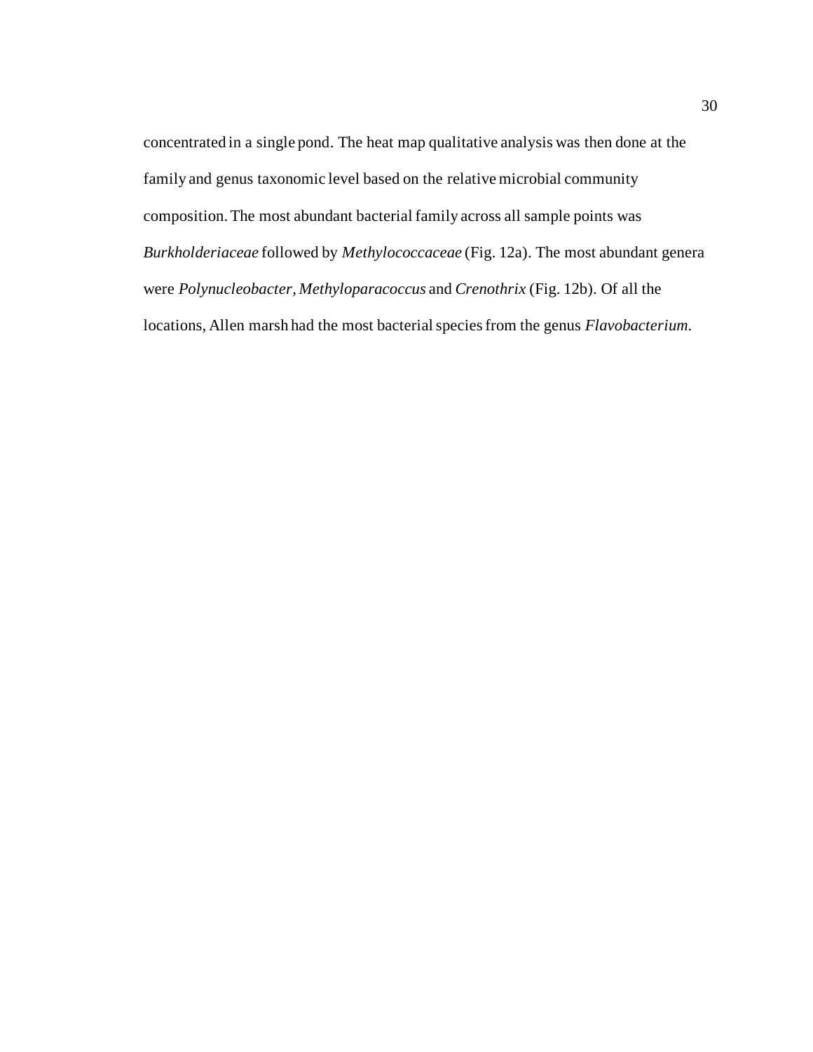concentrated in a single pond. The heat map qualitative analysis was then done at the family and genus taxonomic level based on the relative microbial community composition. The most abundant bacterial family across all sample points was *Burkholderiaceae* followed by *Methylococcaceae* (Fig. 12a). The most abundant genera were *Polynucleobacter*, *Methyloparacoccus* and *Crenothrix* (Fig. 12b). Of all the locations, Allen marsh had the most bacterial species from the genus *Flavobacterium*.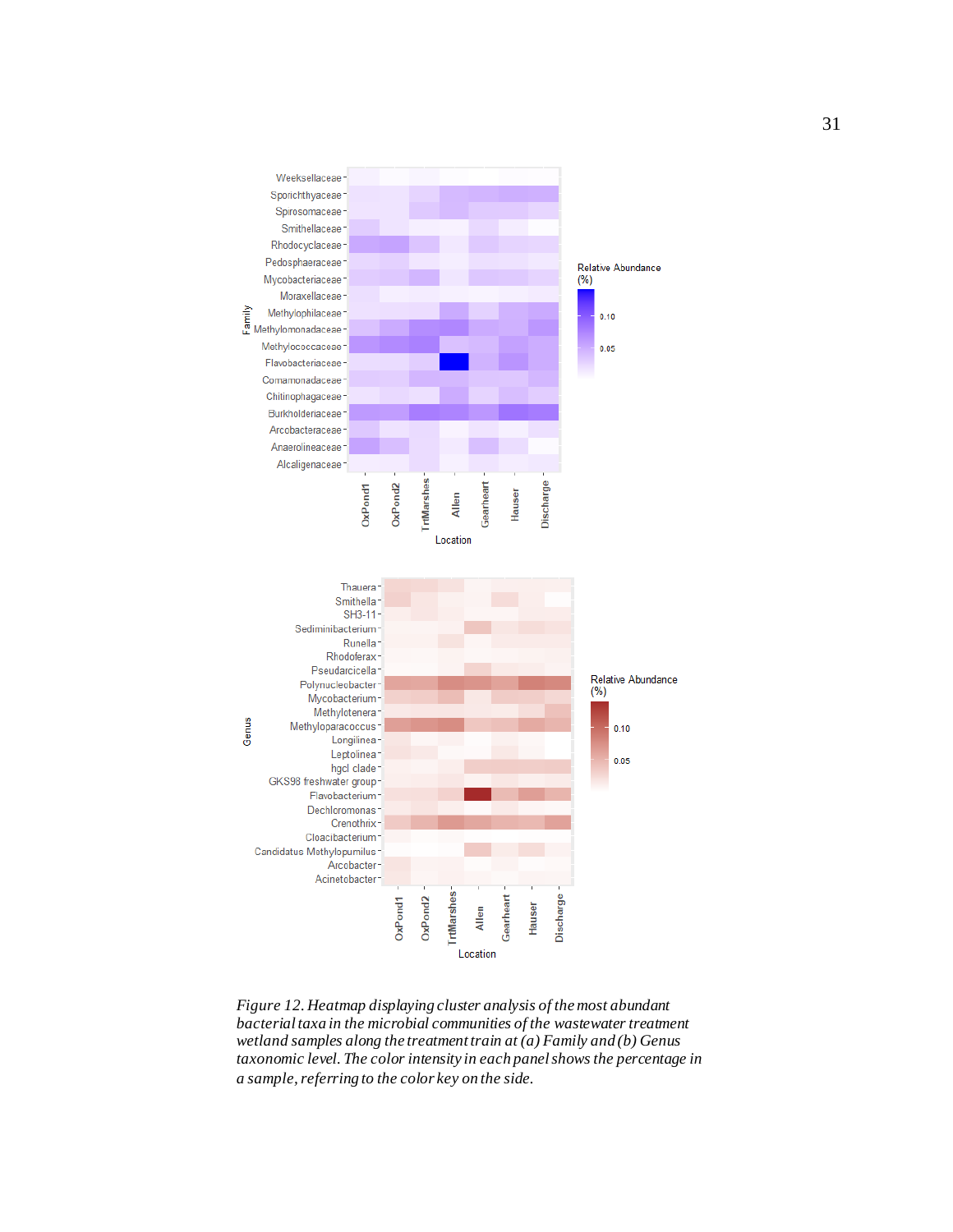*Figure 12. Heatmap displaying cluster analysis of the most abundant bacterial taxa in the microbial communities of the wastewater treatment wetland samples along the treatment train at (a) Family and (b) Genus taxonomic level. The color intensity in each panel shows the percentage in a sample, referring to the color key on the side.*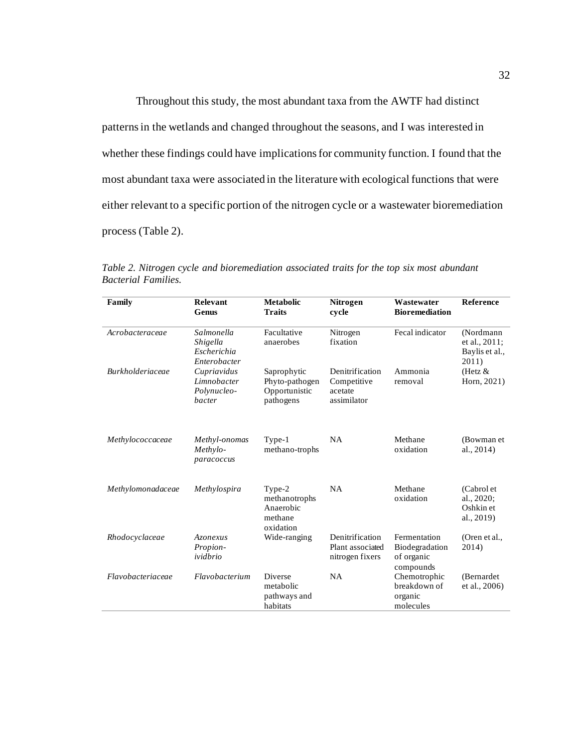Throughout this study, the most abundant taxa from the AWTF had distinct patterns in the wetlands and changed throughout the seasons, and I was interested in whether these findings could have implications for community function. I found that the most abundant taxa were associated in the literature with ecological functions that were either relevant to a specific portion of the nitrogen cycle or a wastewater bioremediation process (Table 2).

*Table 2. Nitrogen cycle and bioremediation associated traits for the top six most abundant Bacterial Families.*

| Family | Relevant Genus | Metabolic Traits | Nitrogen cycle | Wastewater Bioremediation | Reference |
|---|---|---|---|---|---|
| *Acrobacteraceae* | *Salmonella Shigella Escherichia Enterobacter* | Facultative anaerobes | Nitrogen fixation | Fecal indicator | (Nordmann et al., 2011; Baylis et al., 2011) |
| *Burkholderiaceae* | *Cupriavidus Limnobacter Polynucleo-bacter* | Saprophytic Phyto-pathogen Opportunistic pathogens | Denitrification Competitive acetate assimilator | Ammonia removal | (Hetz & Horn, 2021) |
| *Methylococcaceae* | *Methyl-onomas Methylo-paracoccus* | Type-1 methano-trophs | NA | Methane oxidation | (Bowman et al., 2014) |
| *Methylomonadaceae* | *Methylospira* | Type-2 methanotrophs Anaerobic methane oxidation | NA | Methane oxidation | (Cabrol et al., 2020; Oshkin et al., 2019) |
| *Rhodocyclaceae* | *Azonexus Propion-ividbrio* | Wide-ranging | Denitrification Plant associated nitrogen fixers | Fermentation Biodegradation of organic compounds | (Oren et al., 2014) |
| *Flavobacteriaceae* | *Flavobacterium* | Diverse metabolic pathways and habitats | NA | Chemotrophic breakdown of organic molecules | (Bernardet et al., 2006) |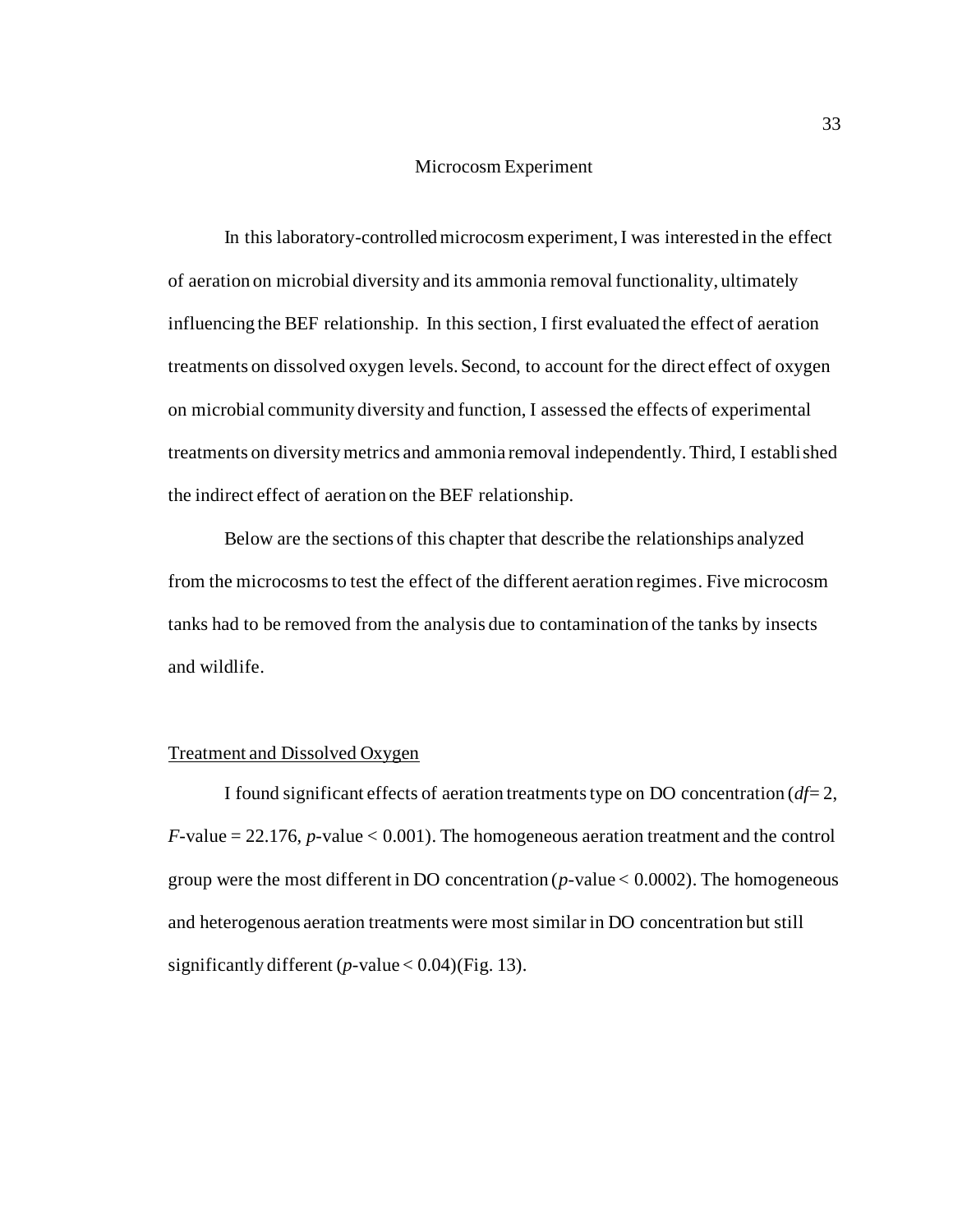## Microcosm Experiment

In this laboratory-controlled microcosm experiment, I was interested in the effect of aeration on microbial diversity and its ammonia removal functionality, ultimately influencing the BEF relationship. In this section, I first evaluated the effect of aeration treatments on dissolved oxygen levels. Second, to account for the direct effect of oxygen on microbial community diversity and function, I assessed the effects of experimental treatments on diversity metrics and ammonia removal independently. Third, I established the indirect effect of aeration on the BEF relationship.

Below are the sections of this chapter that describe the relationships analyzed from the microcosms to test the effect of the different aeration regimes. Five microcosm tanks had to be removed from the analysis due to contamination of the tanks by insects and wildlife.

### Treatment and Dissolved Oxygen

I found significant effects of aeration treatments type on DO concentration ($df = 2$, $F$-value = 22.176, $p$-value < 0.001). The homogeneous aeration treatment and the control group were the most different in DO concentration ($p$-value < 0.0002). The homogeneous and heterogenous aeration treatments were most similar in DO concentration but still significantly different ($p$-value < 0.04)(Fig. 13).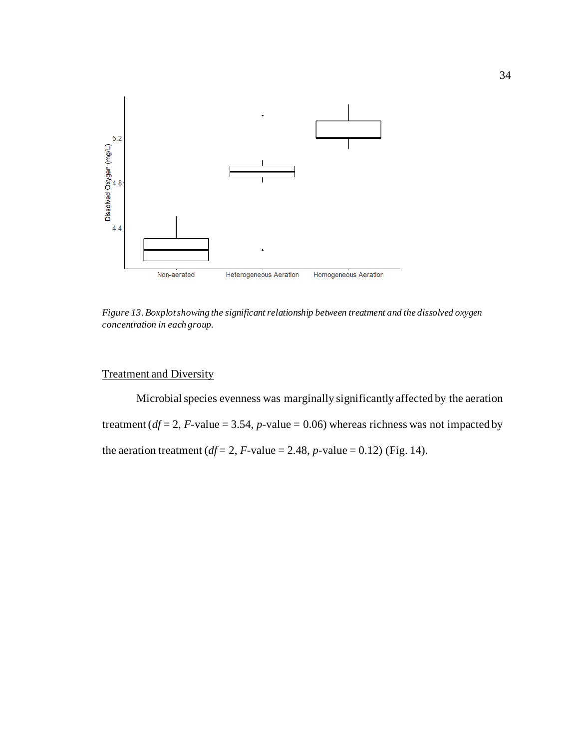*Figure 13. Boxplot showing the significant relationship between treatment and the dissolved oxygen concentration in each group.*

<u>Treatment and Diversity</u>

Microbial species evenness was marginally significantly affected by the aeration treatment ($df$ = 2, $F$-value = 3.54, $p$-value = 0.06) whereas richness was not impacted by the aeration treatment ($df$ = 2, $F$-value = 2.48, $p$-value = 0.12) (Fig. 14).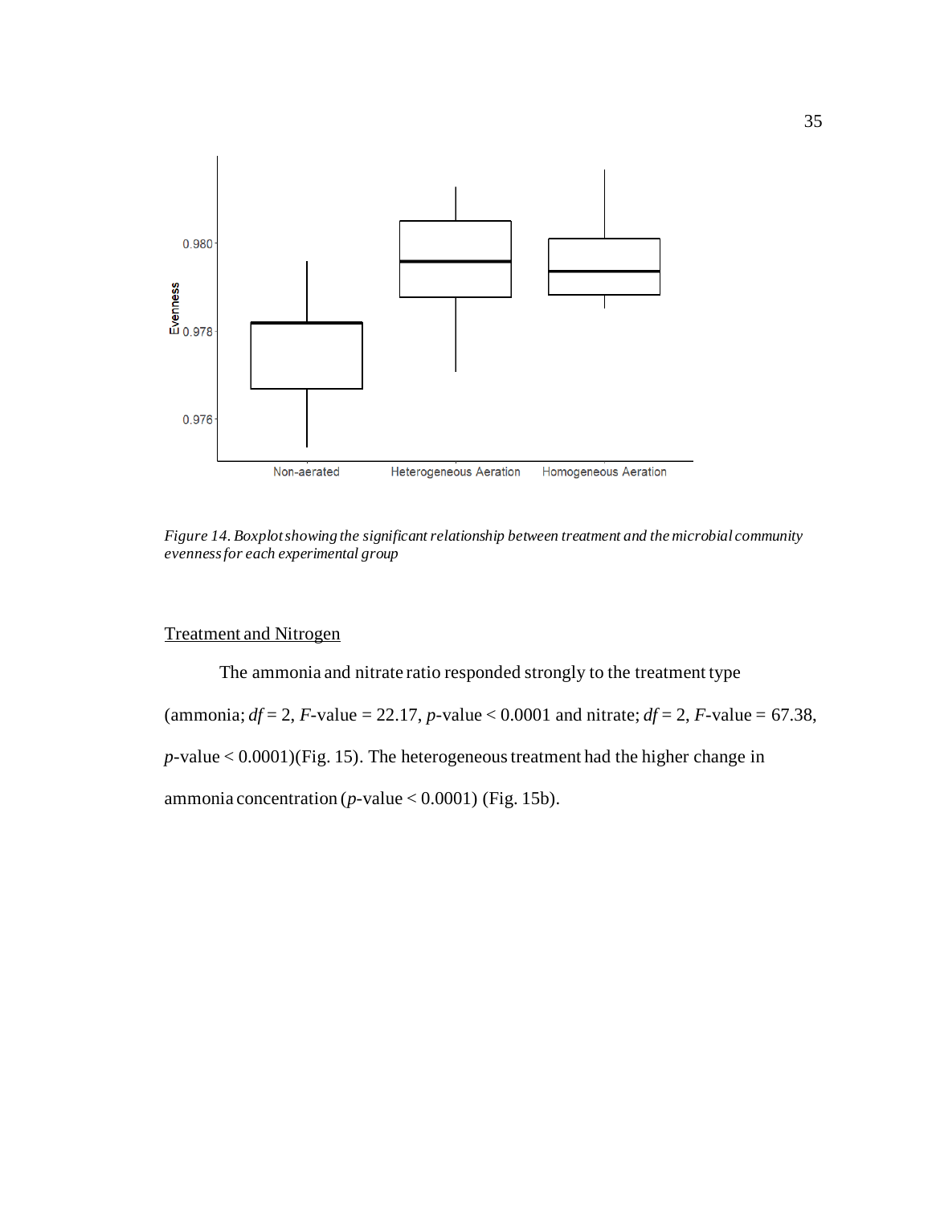*Figure 14. Boxplot showing the significant relationship between treatment and the microbial community evenness for each experimental group*

Treatment and Nitrogen

The ammonia and nitrate ratio responded strongly to the treatment type (ammonia; $df = 2$, $F$-value = 22.17, $p$-value < 0.0001 and nitrate; $df = 2$, $F$-value = 67.38, $p$-value < 0.0001)(Fig. 15). The heterogeneous treatment had the higher change in ammonia concentration ($p$-value < 0.0001) (Fig. 15b).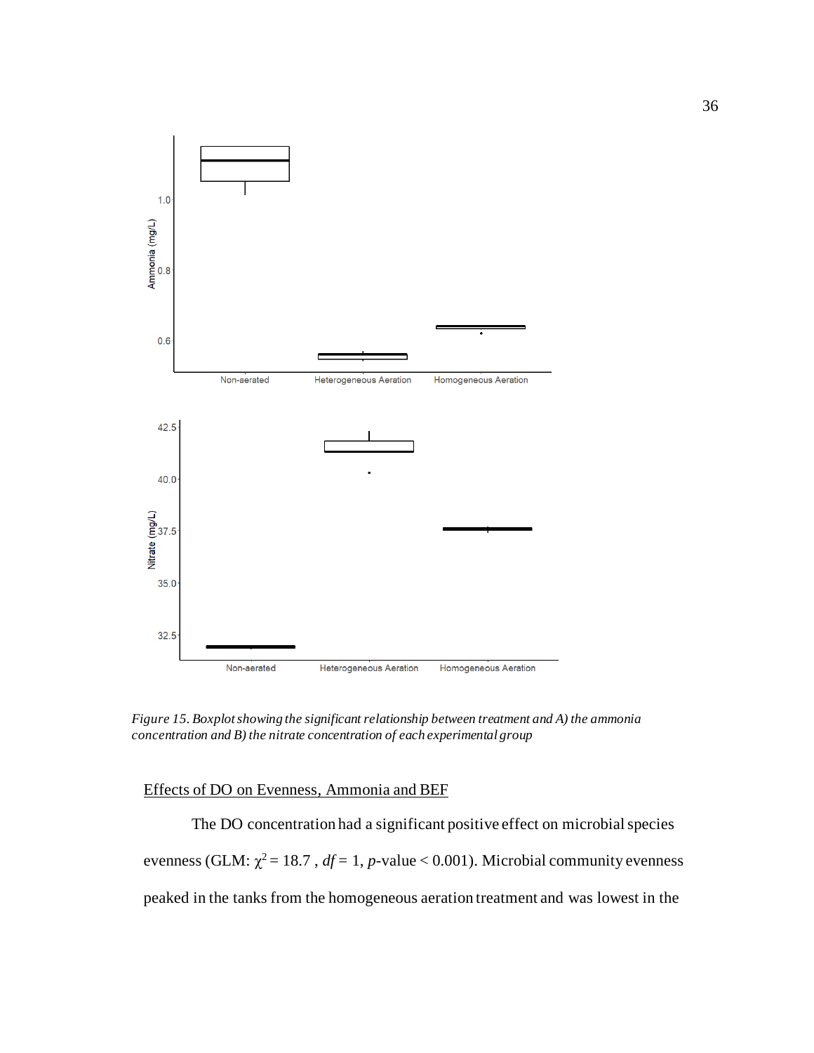*Figure 15. Boxplot showing the significant relationship between treatment and A) the ammonia concentration and B) the nitrate concentration of each experimental group*

## Effects of DO on Evenness, Ammonia and BEF

The DO concentration had a significant positive effect on microbial species evenness (GLM: $\chi^2 = 18.7$ , $df = 1$, $p$-value $< 0.001$). Microbial community evenness peaked in the tanks from the homogeneous aeration treatment and was lowest in the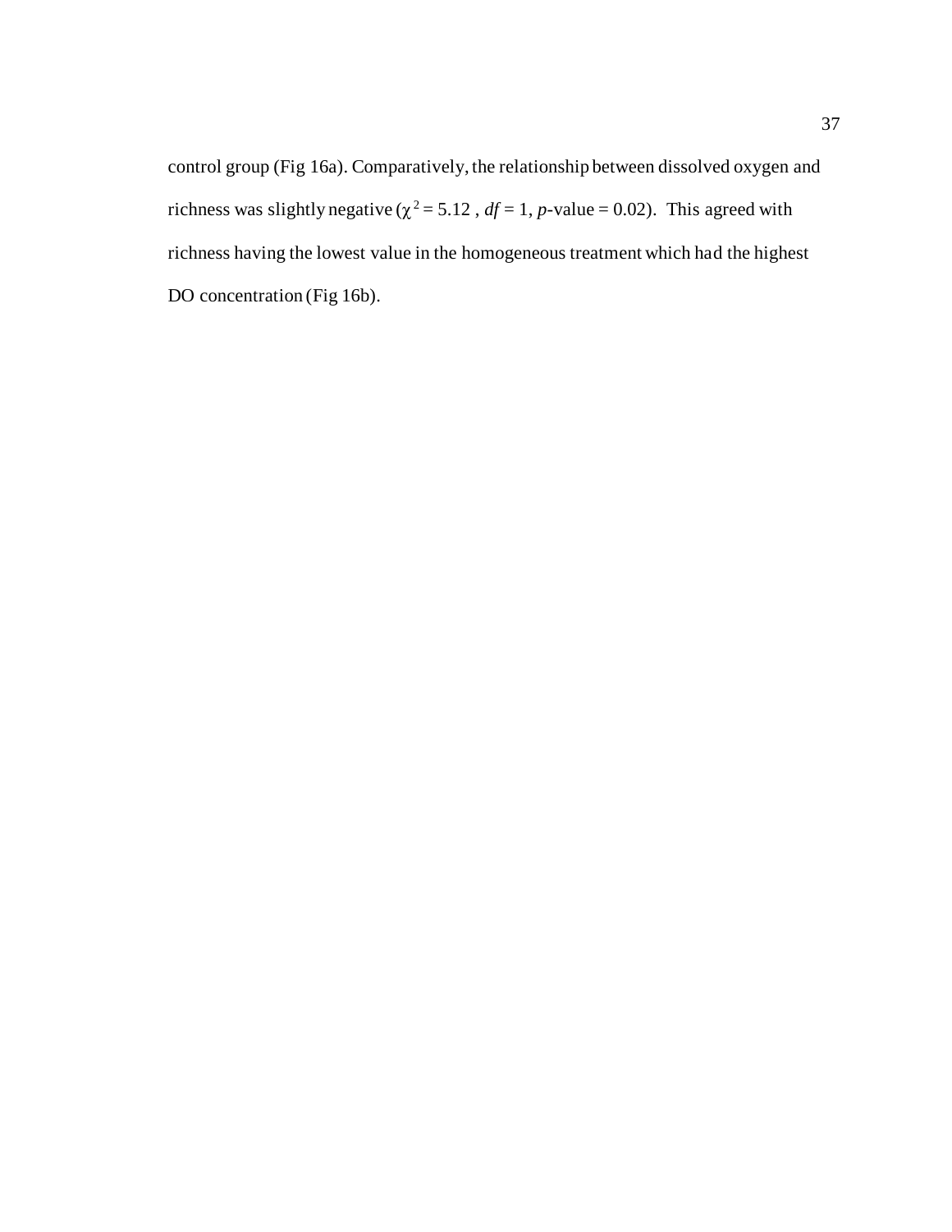control group (Fig 16a). Comparatively, the relationship between dissolved oxygen and richness was slightly negative ($\chi^2 = 5.12$ , $df = 1$, $p$-value = 0.02). This agreed with richness having the lowest value in the homogeneous treatment which had the highest DO concentration (Fig 16b).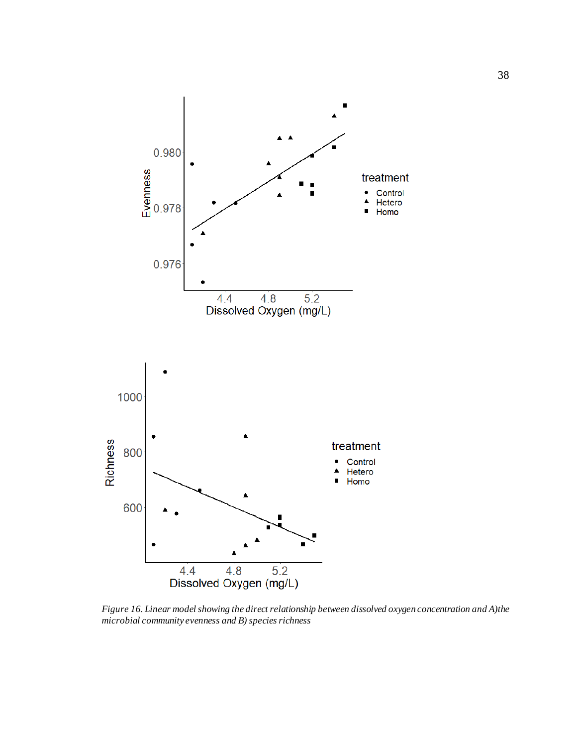*Figure 16. Linear model showing the direct relationship between dissolved oxygen concentration and A)the microbial community evenness and B) species richness*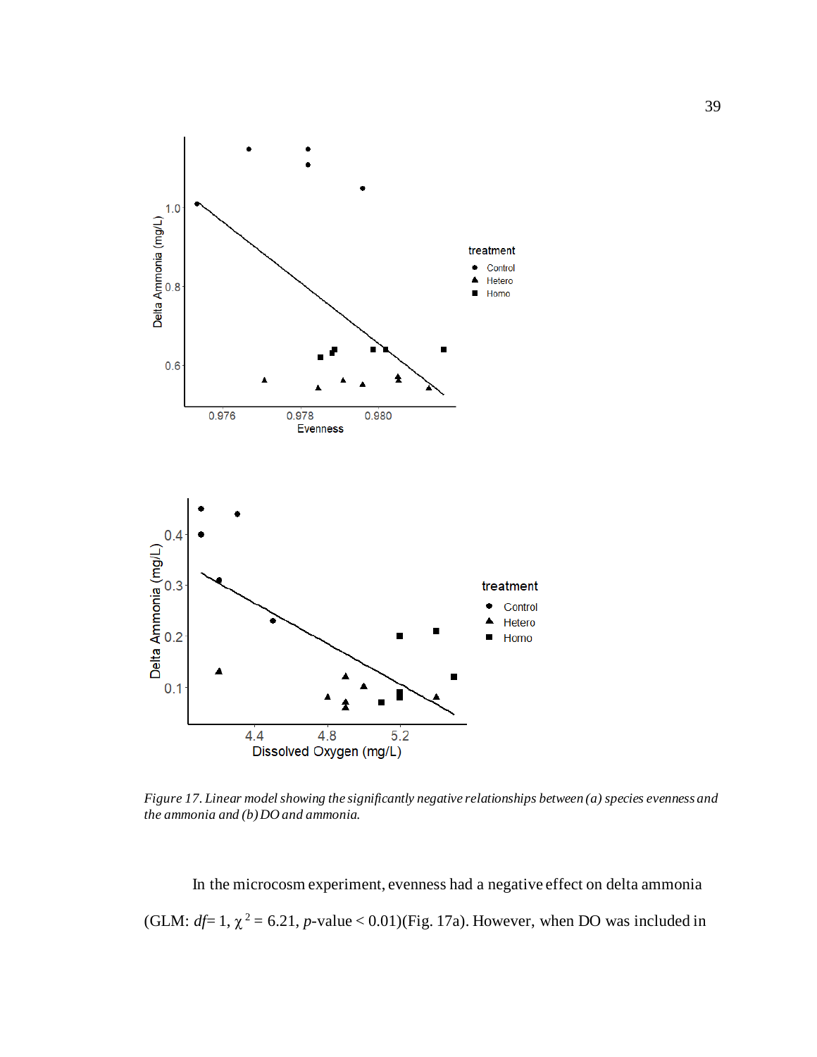*Figure 17. Linear model showing the significantly negative relationships between (a) species evenness and the ammonia and (b) DO and ammonia.*

In the microcosm experiment, evenness had a negative effect on delta ammonia (GLM: $df = 1$, $\chi^2 = 6.21$, $p$-value $< 0.01$)(Fig. 17a). However, when DO was included in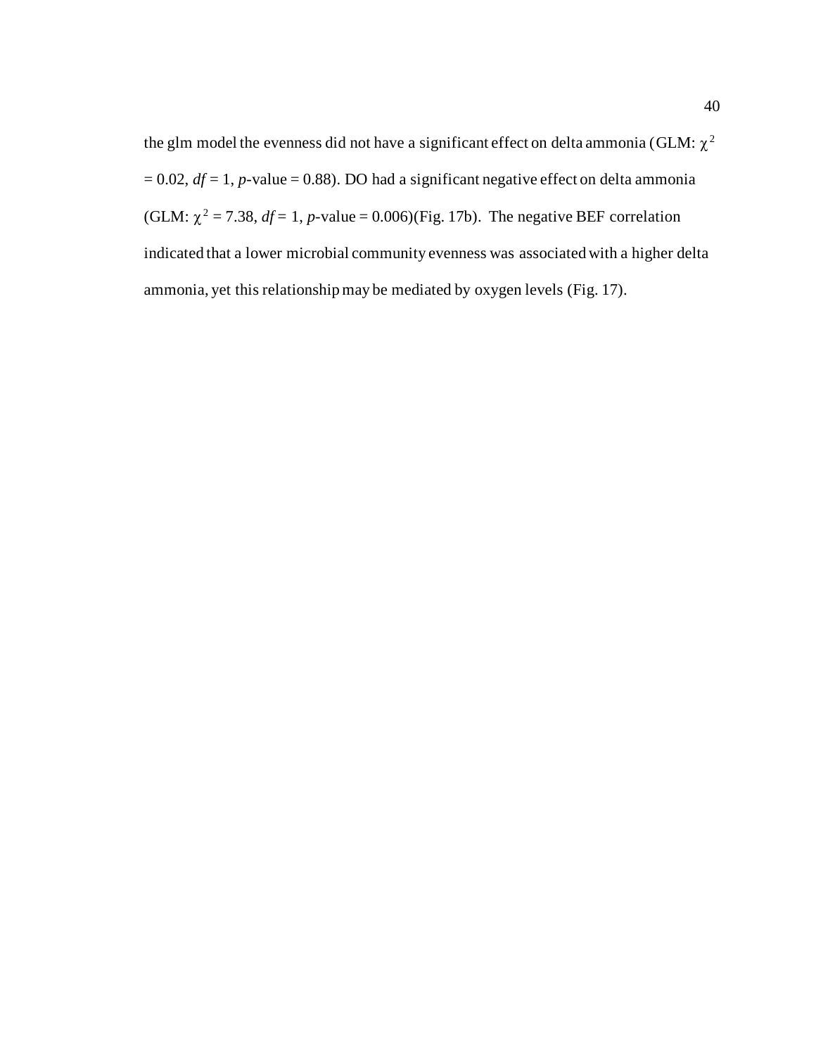the glm model the evenness did not have a significant effect on delta ammonia (GLM: $\chi^2 = 0.02$, $df = 1$, *p*-value = 0.88). DO had a significant negative effect on delta ammonia (GLM: $\chi^2 = 7.38$, $df = 1$, *p*-value = 0.006)(Fig. 17b). The negative BEF correlation indicated that a lower microbial community evenness was associated with a higher delta ammonia, yet this relationship may be mediated by oxygen levels (Fig. 17).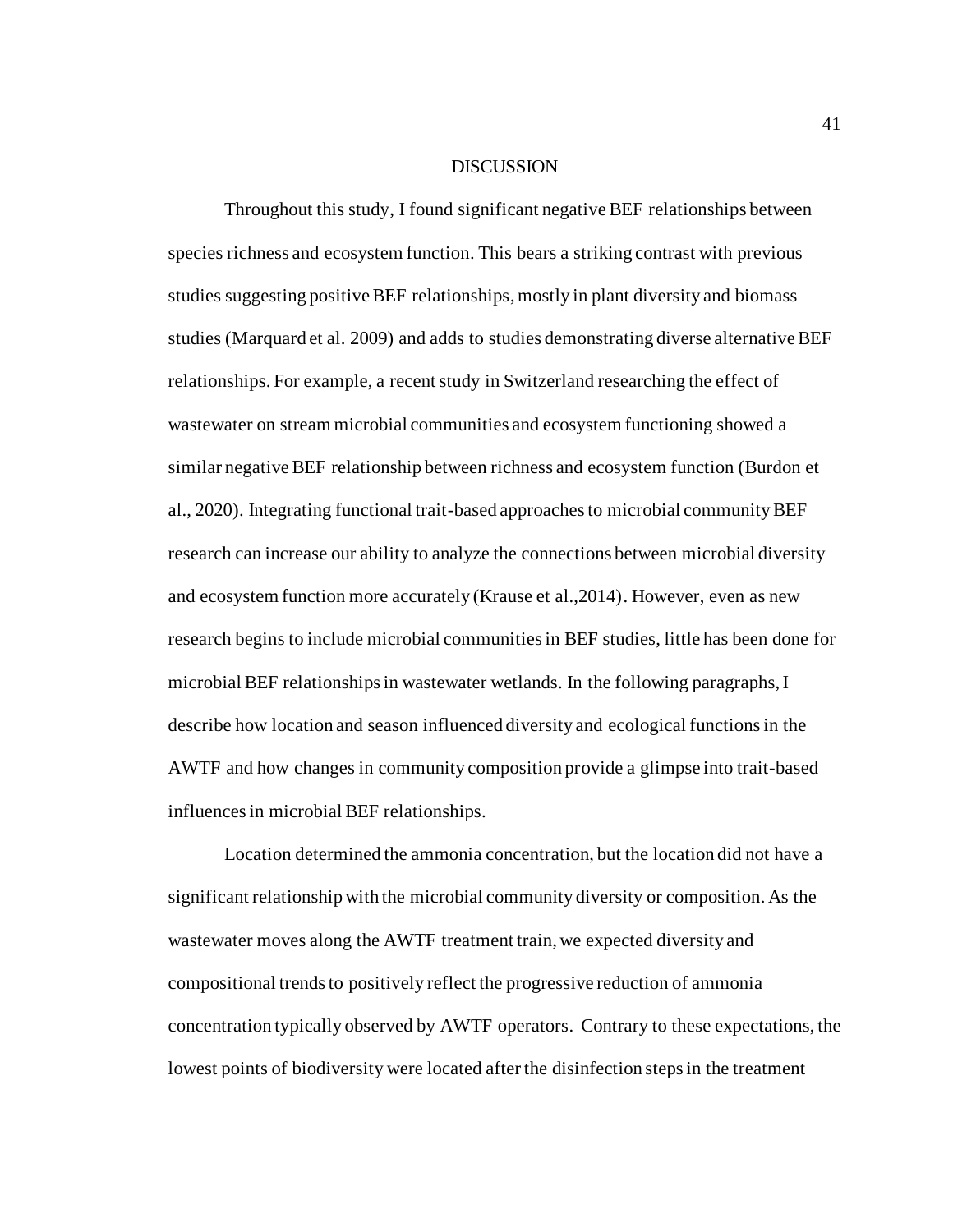# DISCUSSION

Throughout this study, I found significant negative BEF relationships between species richness and ecosystem function. This bears a striking contrast with previous studies suggesting positive BEF relationships, mostly in plant diversity and biomass studies (Marquard et al. 2009) and adds to studies demonstrating diverse alternative BEF relationships. For example, a recent study in Switzerland researching the effect of wastewater on stream microbial communities and ecosystem functioning showed a similar negative BEF relationship between richness and ecosystem function (Burdon et al., 2020). Integrating functional trait-based approaches to microbial community BEF research can increase our ability to analyze the connections between microbial diversity and ecosystem function more accurately (Krause et al.,2014). However, even as new research begins to include microbial communities in BEF studies, little has been done for microbial BEF relationships in wastewater wetlands. In the following paragraphs, I describe how location and season influenced diversity and ecological functions in the AWTF and how changes in community composition provide a glimpse into trait-based influences in microbial BEF relationships.

Location determined the ammonia concentration, but the location did not have a significant relationship with the microbial community diversity or composition. As the wastewater moves along the AWTF treatment train, we expected diversity and compositional trends to positively reflect the progressive reduction of ammonia concentration typically observed by AWTF operators. Contrary to these expectations, the lowest points of biodiversity were located after the disinfection steps in the treatment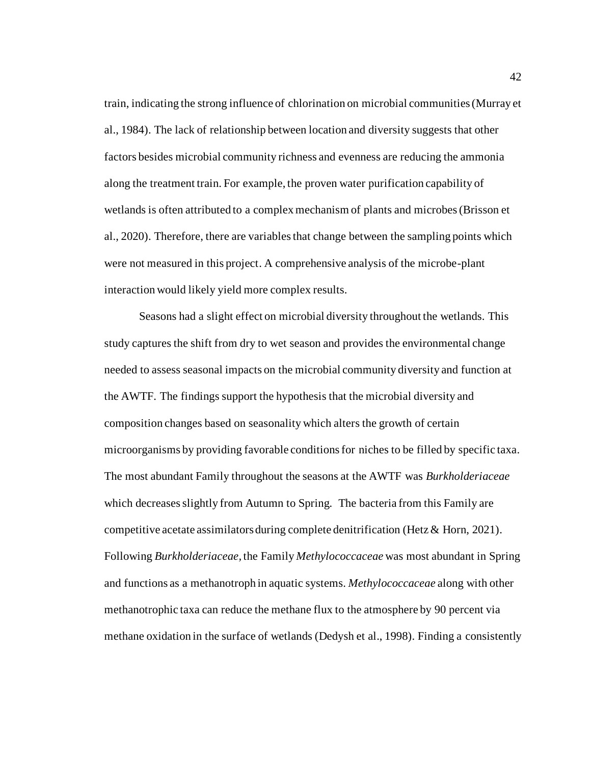train, indicating the strong influence of chlorination on microbial communities (Murray et al., 1984). The lack of relationship between location and diversity suggests that other factors besides microbial community richness and evenness are reducing the ammonia along the treatment train. For example, the proven water purification capability of wetlands is often attributed to a complex mechanism of plants and microbes (Brisson et al., 2020). Therefore, there are variables that change between the sampling points which were not measured in this project. A comprehensive analysis of the microbe-plant interaction would likely yield more complex results.

Seasons had a slight effect on microbial diversity throughout the wetlands. This study captures the shift from dry to wet season and provides the environmental change needed to assess seasonal impacts on the microbial community diversity and function at the AWTF. The findings support the hypothesis that the microbial diversity and composition changes based on seasonality which alters the growth of certain microorganisms by providing favorable conditions for niches to be filled by specific taxa. The most abundant Family throughout the seasons at the AWTF was *Burkholderiaceae* which decreases slightly from Autumn to Spring. The bacteria from this Family are competitive acetate assimilators during complete denitrification (Hetz & Horn, 2021). Following *Burkholderiaceae*, the Family *Methylococcaceae* was most abundant in Spring and functions as a methanotroph in aquatic systems. *Methylococcaceae* along with other methanotrophic taxa can reduce the methane flux to the atmosphere by 90 percent via methane oxidation in the surface of wetlands (Dedysh et al., 1998). Finding a consistently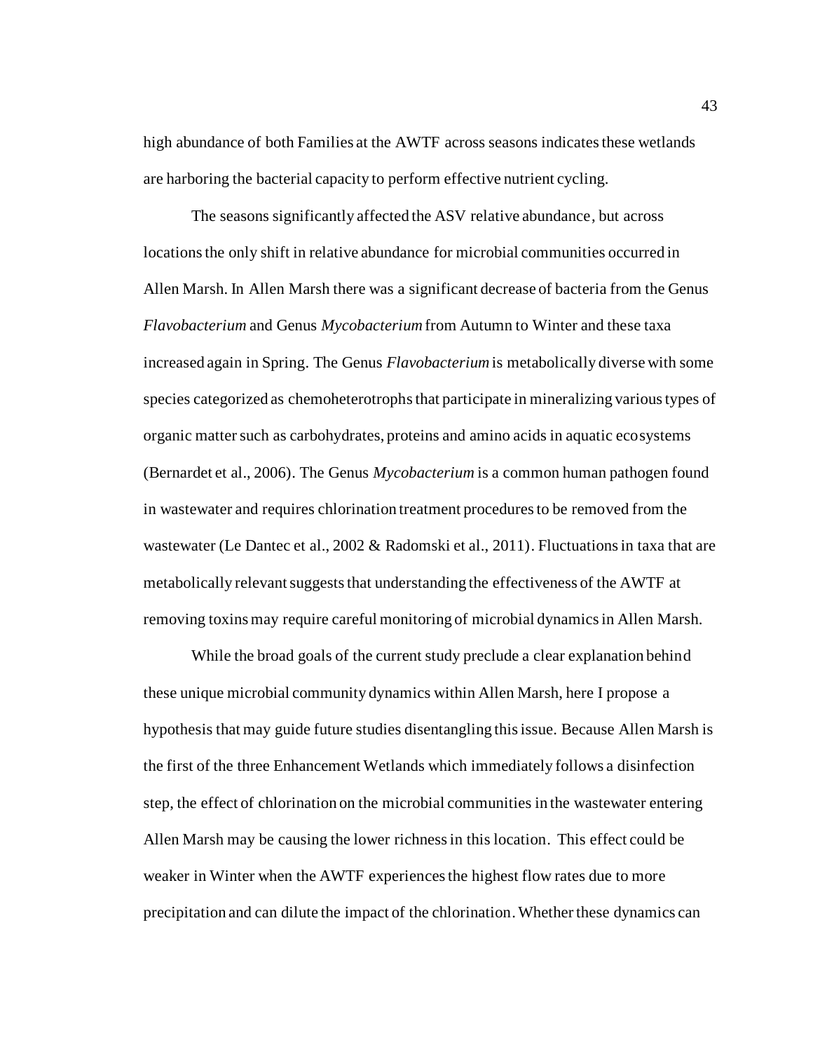high abundance of both Families at the AWTF across seasons indicates these wetlands are harboring the bacterial capacity to perform effective nutrient cycling.

The seasons significantly affected the ASV relative abundance, but across locations the only shift in relative abundance for microbial communities occurred in Allen Marsh. In Allen Marsh there was a significant decrease of bacteria from the Genus *Flavobacterium* and Genus *Mycobacterium* from Autumn to Winter and these taxa increased again in Spring. The Genus *Flavobacterium* is metabolically diverse with some species categorized as chemoheterotrophs that participate in mineralizing various types of organic matter such as carbohydrates, proteins and amino acids in aquatic ecosystems (Bernardet et al., 2006). The Genus *Mycobacterium* is a common human pathogen found in wastewater and requires chlorination treatment procedures to be removed from the wastewater (Le Dantec et al., 2002 & Radomski et al., 2011). Fluctuations in taxa that are metabolically relevant suggests that understanding the effectiveness of the AWTF at removing toxins may require careful monitoring of microbial dynamics in Allen Marsh.

While the broad goals of the current study preclude a clear explanation behind these unique microbial community dynamics within Allen Marsh, here I propose a hypothesis that may guide future studies disentangling this issue. Because Allen Marsh is the first of the three Enhancement Wetlands which immediately follows a disinfection step, the effect of chlorination on the microbial communities in the wastewater entering Allen Marsh may be causing the lower richness in this location. This effect could be weaker in Winter when the AWTF experiences the highest flow rates due to more precipitation and can dilute the impact of the chlorination. Whether these dynamics can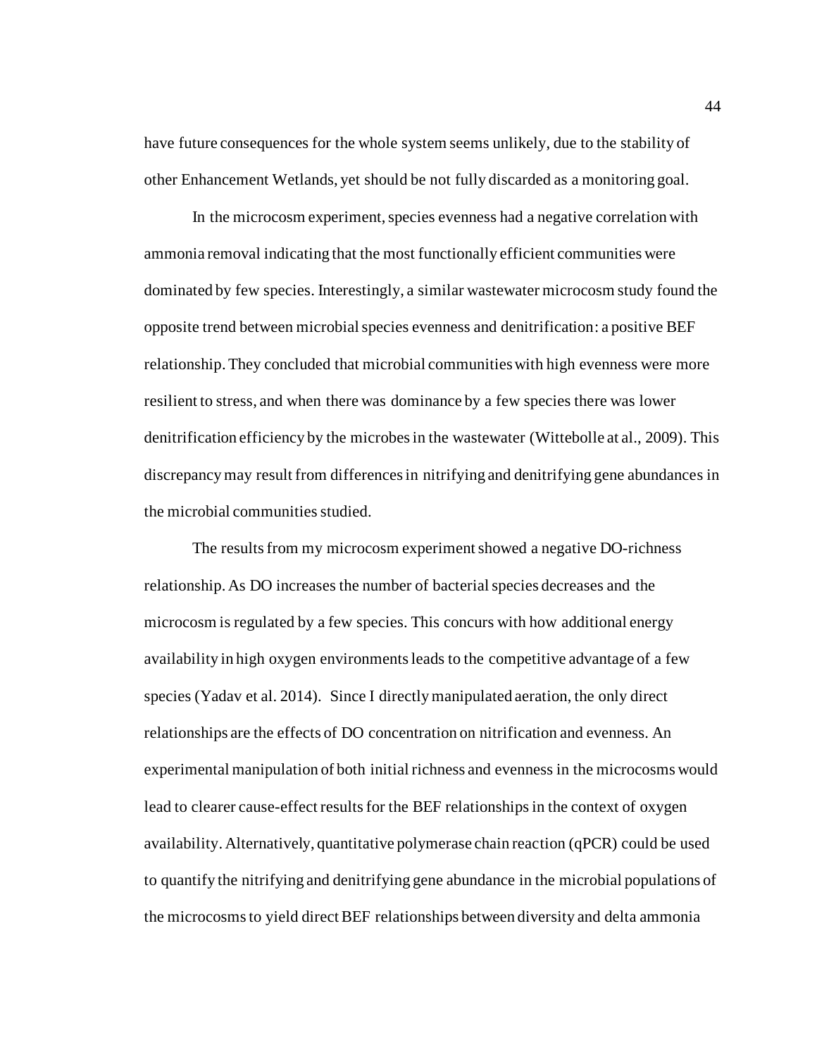have future consequences for the whole system seems unlikely, due to the stability of other Enhancement Wetlands, yet should be not fully discarded as a monitoring goal.

In the microcosm experiment, species evenness had a negative correlation with ammonia removal indicating that the most functionally efficient communities were dominated by few species. Interestingly, a similar wastewater microcosm study found the opposite trend between microbial species evenness and denitrification: a positive BEF relationship. They concluded that microbial communities with high evenness were more resilient to stress, and when there was dominance by a few species there was lower denitrification efficiency by the microbes in the wastewater (Wittebolle at al., 2009). This discrepancy may result from differences in nitrifying and denitrifying gene abundances in the microbial communities studied.

The results from my microcosm experiment showed a negative DO-richness relationship. As DO increases the number of bacterial species decreases and the microcosm is regulated by a few species. This concurs with how additional energy availability in high oxygen environments leads to the competitive advantage of a few species (Yadav et al. 2014). Since I directly manipulated aeration, the only direct relationships are the effects of DO concentration on nitrification and evenness. An experimental manipulation of both initial richness and evenness in the microcosms would lead to clearer cause-effect results for the BEF relationships in the context of oxygen availability. Alternatively, quantitative polymerase chain reaction (qPCR) could be used to quantify the nitrifying and denitrifying gene abundance in the microbial populations of the microcosms to yield direct BEF relationships between diversity and delta ammonia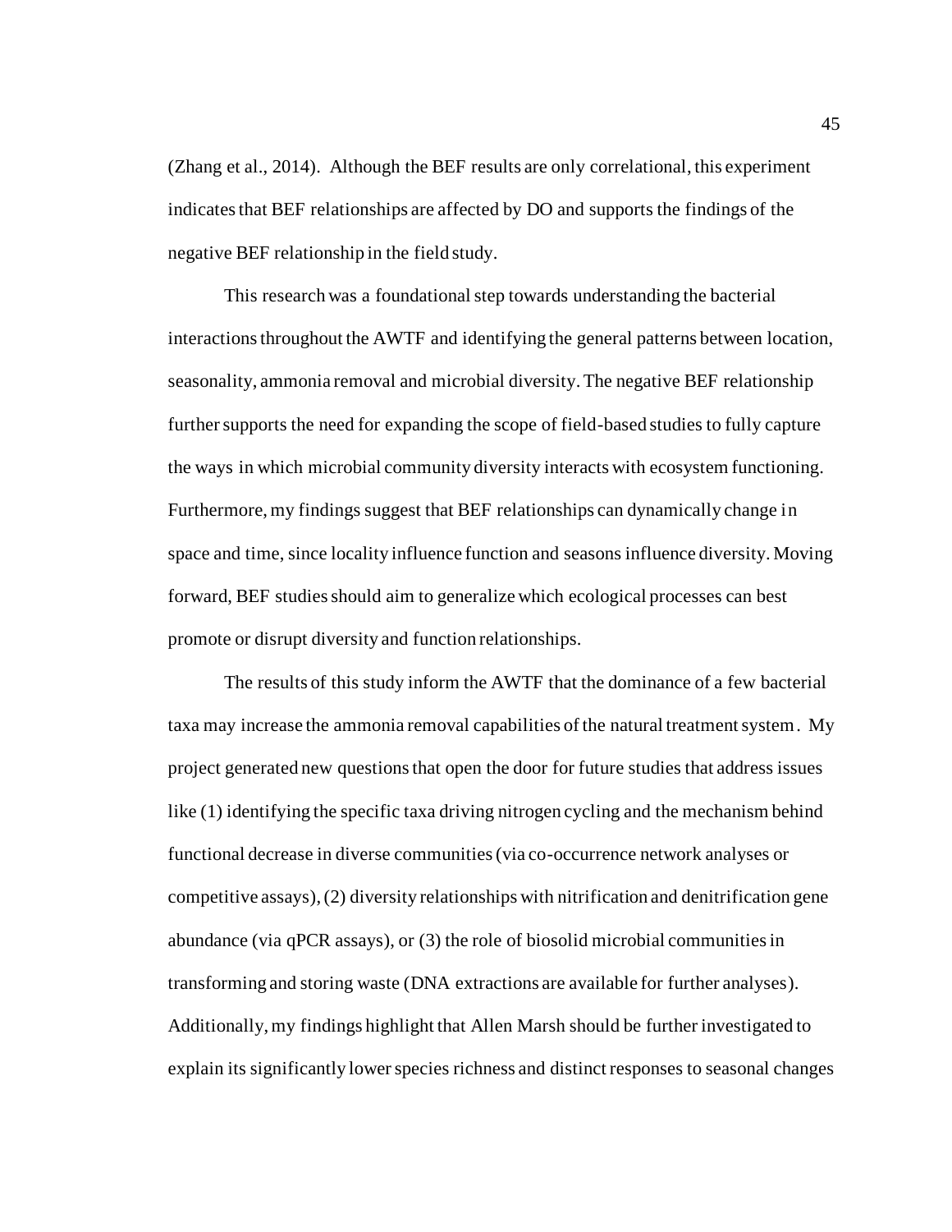(Zhang et al., 2014). Although the BEF results are only correlational, this experiment indicates that BEF relationships are affected by DO and supports the findings of the negative BEF relationship in the field study.

This research was a foundational step towards understanding the bacterial interactions throughout the AWTF and identifying the general patterns between location, seasonality, ammonia removal and microbial diversity. The negative BEF relationship further supports the need for expanding the scope of field-based studies to fully capture the ways in which microbial community diversity interacts with ecosystem functioning. Furthermore, my findings suggest that BEF relationships can dynamically change in space and time, since locality influence function and seasons influence diversity. Moving forward, BEF studies should aim to generalize which ecological processes can best promote or disrupt diversity and function relationships.

The results of this study inform the AWTF that the dominance of a few bacterial taxa may increase the ammonia removal capabilities of the natural treatment system. My project generated new questions that open the door for future studies that address issues like (1) identifying the specific taxa driving nitrogen cycling and the mechanism behind functional decrease in diverse communities (via co-occurrence network analyses or competitive assays), (2) diversity relationships with nitrification and denitrification gene abundance (via qPCR assays), or (3) the role of biosolid microbial communities in transforming and storing waste (DNA extractions are available for further analyses). Additionally, my findings highlight that Allen Marsh should be further investigated to explain its significantly lower species richness and distinct responses to seasonal changes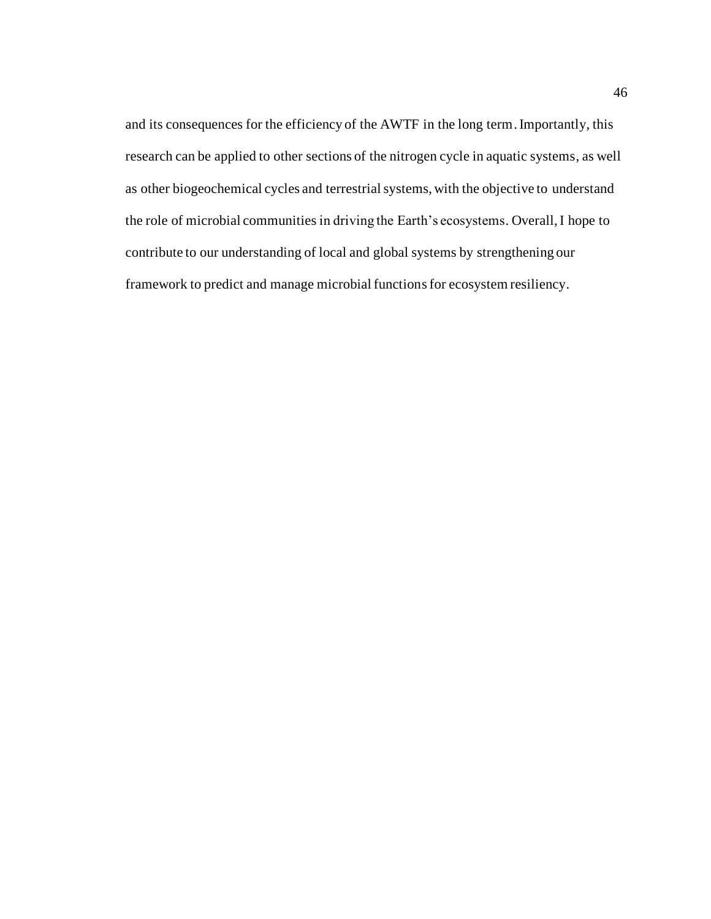and its consequences for the efficiency of the AWTF in the long term. Importantly, this research can be applied to other sections of the nitrogen cycle in aquatic systems, as well as other biogeochemical cycles and terrestrial systems, with the objective to understand the role of microbial communities in driving the Earth's ecosystems. Overall, I hope to contribute to our understanding of local and global systems by strengthening our framework to predict and manage microbial functions for ecosystem resiliency.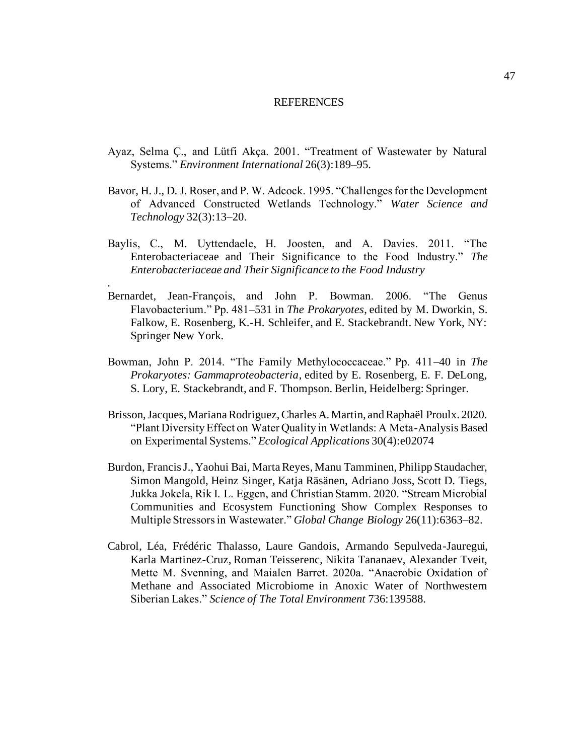# REFERENCES

Ayaz, Selma Ç., and Lütfi Akça. 2001. "Treatment of Wastewater by Natural Systems." *Environment International* 26(3):189–95.

Bavor, H. J., D. J. Roser, and P. W. Adcock. 1995. "Challenges for the Development of Advanced Constructed Wetlands Technology." *Water Science and Technology* 32(3):13–20.

Baylis, C., M. Uyttendaele, H. Joosten, and A. Davies. 2011. "The Enterobacteriaceae and Their Significance to the Food Industry." *The Enterobacteriaceae and Their Significance to the Food Industry*

.

Bernardet, Jean-François, and John P. Bowman. 2006. "The Genus Flavobacterium." Pp. 481–531 in *The Prokaryotes*, edited by M. Dworkin, S. Falkow, E. Rosenberg, K.-H. Schleifer, and E. Stackebrandt. New York, NY: Springer New York.

Bowman, John P. 2014. "The Family Methylococcaceae." Pp. 411–40 in *The Prokaryotes: Gammaproteobacteria*, edited by E. Rosenberg, E. F. DeLong, S. Lory, E. Stackebrandt, and F. Thompson. Berlin, Heidelberg: Springer.

Brisson, Jacques, Mariana Rodriguez, Charles A. Martin, and Raphaël Proulx. 2020. "Plant Diversity Effect on Water Quality in Wetlands: A Meta-Analysis Based on Experimental Systems." *Ecological Applications* 30(4):e02074

Burdon, Francis J., Yaohui Bai, Marta Reyes, Manu Tamminen, Philipp Staudacher, Simon Mangold, Heinz Singer, Katja Räsänen, Adriano Joss, Scott D. Tiegs, Jukka Jokela, Rik I. L. Eggen, and Christian Stamm. 2020. "Stream Microbial Communities and Ecosystem Functioning Show Complex Responses to Multiple Stressors in Wastewater." *Global Change Biology* 26(11):6363–82.

Cabrol, Léa, Frédéric Thalasso, Laure Gandois, Armando Sepulveda-Jauregui, Karla Martinez-Cruz, Roman Teisserenc, Nikita Tananaev, Alexander Tveit, Mette M. Svenning, and Maialen Barret. 2020a. "Anaerobic Oxidation of Methane and Associated Microbiome in Anoxic Water of Northwestern Siberian Lakes." *Science of The Total Environment* 736:139588.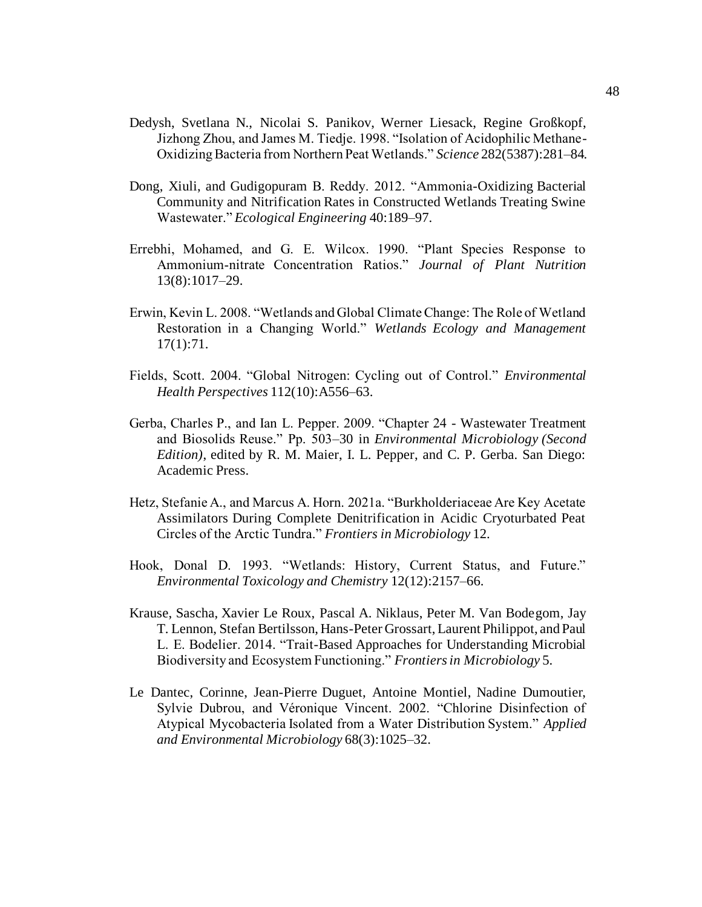Dedysh, Svetlana N., Nicolai S. Panikov, Werner Liesack, Regine Großkopf, Jizhong Zhou, and James M. Tiedje. 1998. "Isolation of Acidophilic Methane-Oxidizing Bacteria from Northern Peat Wetlands." *Science* 282(5387):281–84.

Dong, Xiuli, and Gudigopuram B. Reddy. 2012. "Ammonia-Oxidizing Bacterial Community and Nitrification Rates in Constructed Wetlands Treating Swine Wastewater." *Ecological Engineering* 40:189–97.

Errebhi, Mohamed, and G. E. Wilcox. 1990. "Plant Species Response to Ammonium-nitrate Concentration Ratios." *Journal of Plant Nutrition* 13(8):1017–29.

Erwin, Kevin L. 2008. "Wetlands and Global Climate Change: The Role of Wetland Restoration in a Changing World." *Wetlands Ecology and Management* 17(1):71.

Fields, Scott. 2004. "Global Nitrogen: Cycling out of Control." *Environmental Health Perspectives* 112(10):A556–63.

Gerba, Charles P., and Ian L. Pepper. 2009. "Chapter 24 - Wastewater Treatment and Biosolids Reuse." Pp. 503–30 in *Environmental Microbiology (Second Edition)*, edited by R. M. Maier, I. L. Pepper, and C. P. Gerba. San Diego: Academic Press.

Hetz, Stefanie A., and Marcus A. Horn. 2021a. "Burkholderiaceae Are Key Acetate Assimilators During Complete Denitrification in Acidic Cryoturbated Peat Circles of the Arctic Tundra." *Frontiers in Microbiology* 12.

Hook, Donal D. 1993. "Wetlands: History, Current Status, and Future." *Environmental Toxicology and Chemistry* 12(12):2157–66.

Krause, Sascha, Xavier Le Roux, Pascal A. Niklaus, Peter M. Van Bodegom, Jay T. Lennon, Stefan Bertilsson, Hans-Peter Grossart, Laurent Philippot, and Paul L. E. Bodelier. 2014. "Trait-Based Approaches for Understanding Microbial Biodiversity and Ecosystem Functioning." *Frontiers in Microbiology* 5.

Le Dantec, Corinne, Jean-Pierre Duguet, Antoine Montiel, Nadine Dumoutier, Sylvie Dubrou, and Véronique Vincent. 2002. "Chlorine Disinfection of Atypical Mycobacteria Isolated from a Water Distribution System." *Applied and Environmental Microbiology* 68(3):1025–32.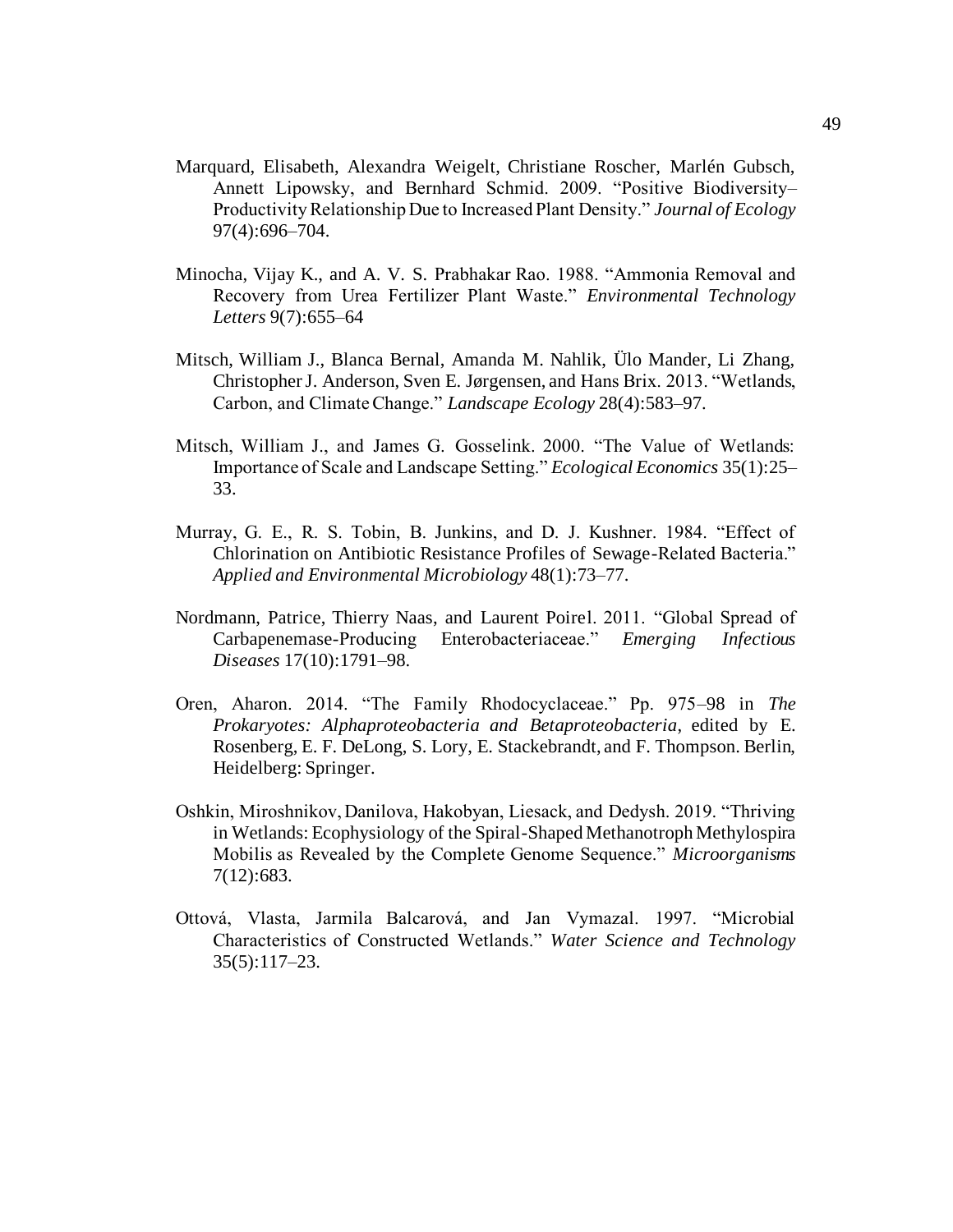Marquard, Elisabeth, Alexandra Weigelt, Christiane Roscher, Marlén Gubsch, Annett Lipowsky, and Bernhard Schmid. 2009. "Positive Biodiversity–Productivity Relationship Due to Increased Plant Density." *Journal of Ecology* 97(4):696–704.

Minocha, Vijay K., and A. V. S. Prabhakar Rao. 1988. "Ammonia Removal and Recovery from Urea Fertilizer Plant Waste." *Environmental Technology Letters* 9(7):655–64

Mitsch, William J., Blanca Bernal, Amanda M. Nahlik, Ülo Mander, Li Zhang, Christopher J. Anderson, Sven E. Jørgensen, and Hans Brix. 2013. "Wetlands, Carbon, and Climate Change." *Landscape Ecology* 28(4):583–97.

Mitsch, William J., and James G. Gosselink. 2000. "The Value of Wetlands: Importance of Scale and Landscape Setting." *Ecological Economics* 35(1):25–33.

Murray, G. E., R. S. Tobin, B. Junkins, and D. J. Kushner. 1984. "Effect of Chlorination on Antibiotic Resistance Profiles of Sewage-Related Bacteria." *Applied and Environmental Microbiology* 48(1):73–77.

Nordmann, Patrice, Thierry Naas, and Laurent Poirel. 2011. "Global Spread of Carbapenemase-Producing Enterobacteriaceae." *Emerging Infectious Diseases* 17(10):1791–98.

Oren, Aharon. 2014. "The Family Rhodocyclaceae." Pp. 975–98 in *The Prokaryotes: Alphaproteobacteria and Betaproteobacteria*, edited by E. Rosenberg, E. F. DeLong, S. Lory, E. Stackebrandt, and F. Thompson. Berlin, Heidelberg: Springer.

Oshkin, Miroshnikov, Danilova, Hakobyan, Liesack, and Dedysh. 2019. "Thriving in Wetlands: Ecophysiology of the Spiral-Shaped Methanotroph Methylospira Mobilis as Revealed by the Complete Genome Sequence." *Microorganisms* 7(12):683.

Ottová, Vlasta, Jarmila Balcarová, and Jan Vymazal. 1997. "Microbial Characteristics of Constructed Wetlands." *Water Science and Technology* 35(5):117–23.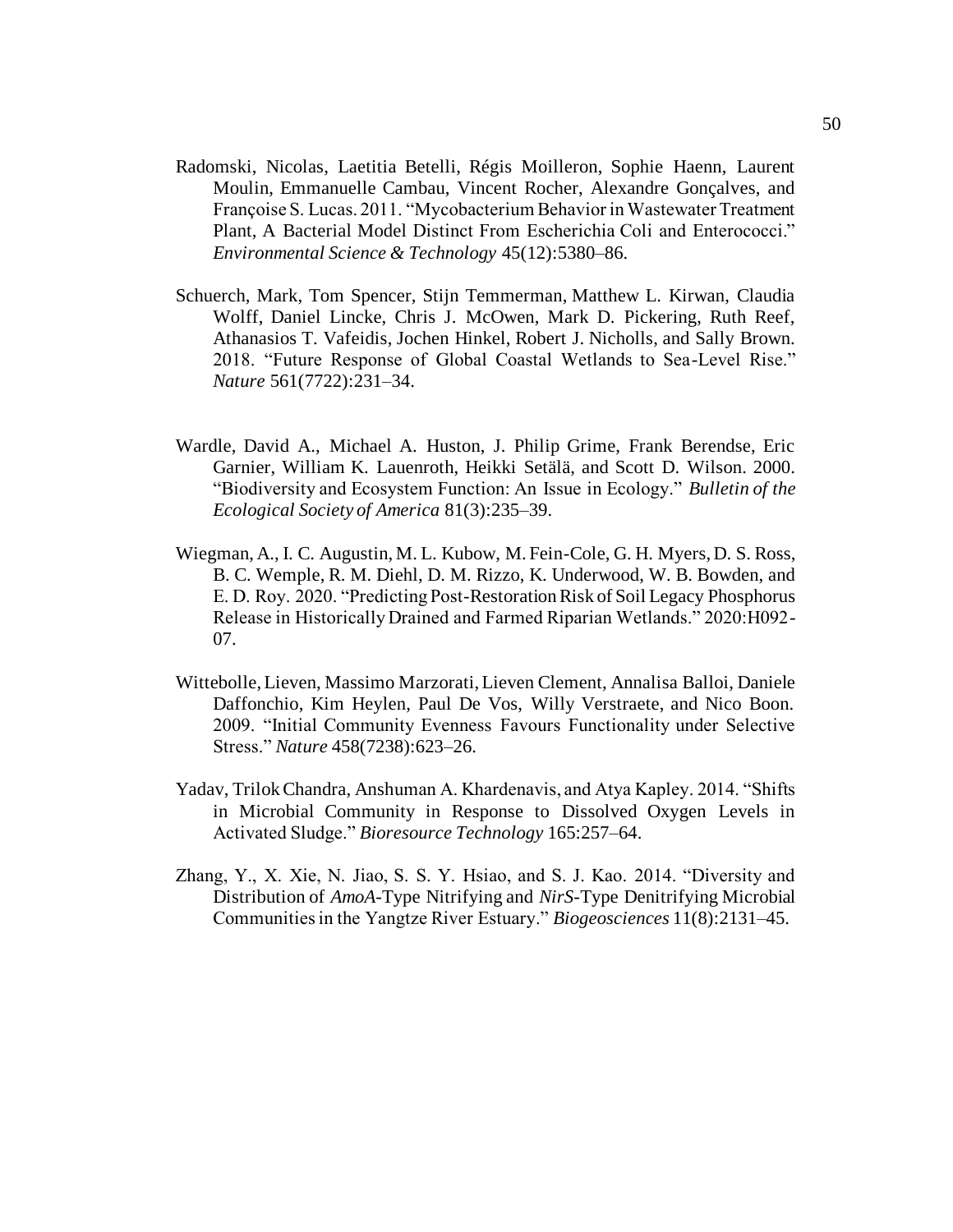Radomski, Nicolas, Laetitia Betelli, Régis Moilleron, Sophie Haenn, Laurent Moulin, Emmanuelle Cambau, Vincent Rocher, Alexandre Gonçalves, and Françoise S. Lucas. 2011. "Mycobacterium Behavior in Wastewater Treatment Plant, A Bacterial Model Distinct From Escherichia Coli and Enterococci." *Environmental Science & Technology* 45(12):5380–86.

Schuerch, Mark, Tom Spencer, Stijn Temmerman, Matthew L. Kirwan, Claudia Wolff, Daniel Lincke, Chris J. McOwen, Mark D. Pickering, Ruth Reef, Athanasios T. Vafeidis, Jochen Hinkel, Robert J. Nicholls, and Sally Brown. 2018. "Future Response of Global Coastal Wetlands to Sea-Level Rise." *Nature* 561(7722):231–34.

Wardle, David A., Michael A. Huston, J. Philip Grime, Frank Berendse, Eric Garnier, William K. Lauenroth, Heikki Setälä, and Scott D. Wilson. 2000. "Biodiversity and Ecosystem Function: An Issue in Ecology." *Bulletin of the Ecological Society of America* 81(3):235–39.

Wiegman, A., I. C. Augustin, M. L. Kubow, M. Fein-Cole, G. H. Myers, D. S. Ross, B. C. Wemple, R. M. Diehl, D. M. Rizzo, K. Underwood, W. B. Bowden, and E. D. Roy. 2020. "Predicting Post-Restoration Risk of Soil Legacy Phosphorus Release in Historically Drained and Farmed Riparian Wetlands." 2020:H092-07.

Wittebolle, Lieven, Massimo Marzorati, Lieven Clement, Annalisa Balloi, Daniele Daffonchio, Kim Heylen, Paul De Vos, Willy Verstraete, and Nico Boon. 2009. "Initial Community Evenness Favours Functionality under Selective Stress." *Nature* 458(7238):623–26.

Yadav, Trilok Chandra, Anshuman A. Khardenavis, and Atya Kapley. 2014. "Shifts in Microbial Community in Response to Dissolved Oxygen Levels in Activated Sludge." *Bioresource Technology* 165:257–64.

Zhang, Y., X. Xie, N. Jiao, S. S. Y. Hsiao, and S. J. Kao. 2014. "Diversity and Distribution of *AmoA*-Type Nitrifying and *NirS*-Type Denitrifying Microbial Communities in the Yangtze River Estuary." *Biogeosciences* 11(8):2131–45.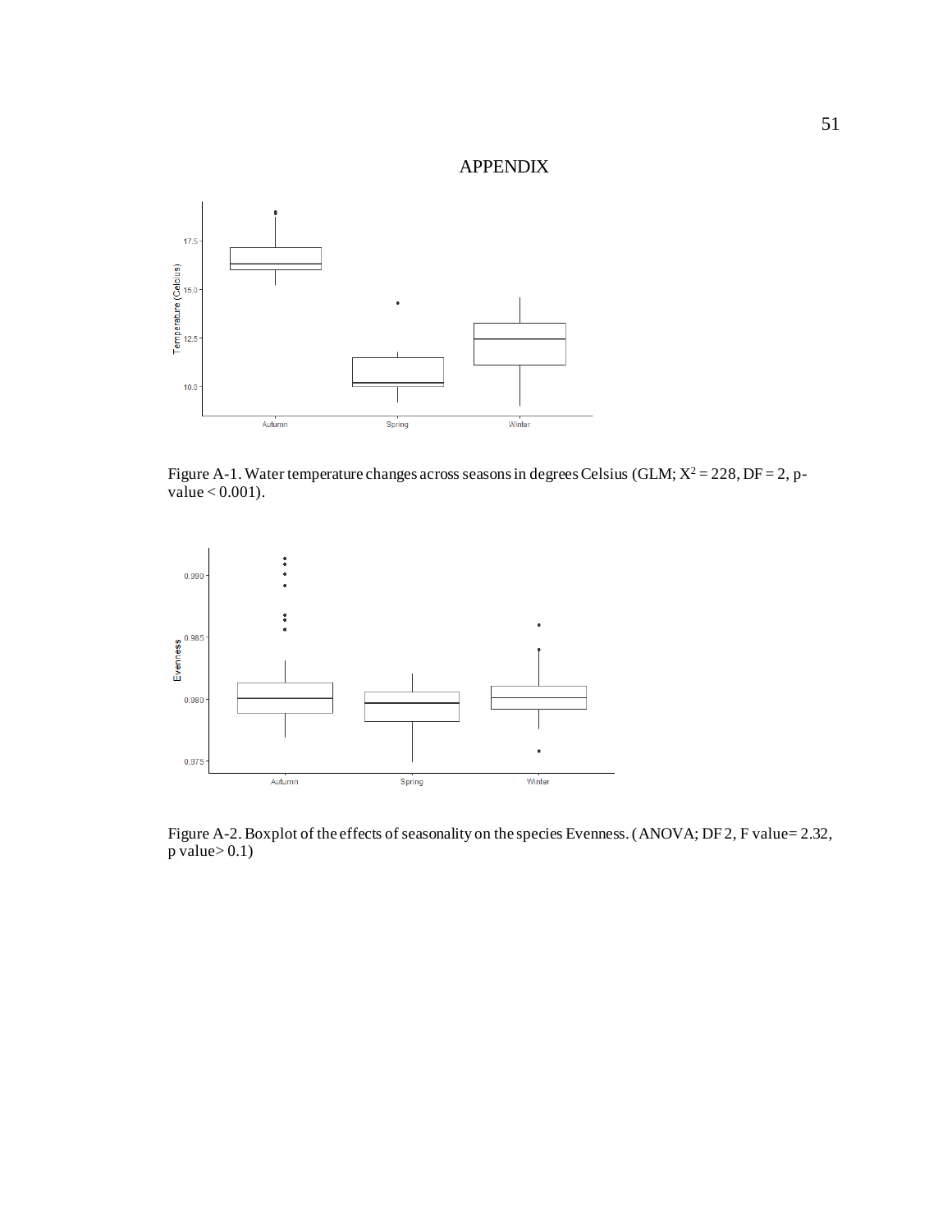# APPENDIX

Figure A-1. Water temperature changes across seasons in degrees Celsius (GLM; $X^2 = 228$, DF = 2, p-value < 0.001).

Figure A-2. Boxplot of the effects of seasonality on the species Evenness. (ANOVA; DF 2, F value= 2.32, p value> 0.1)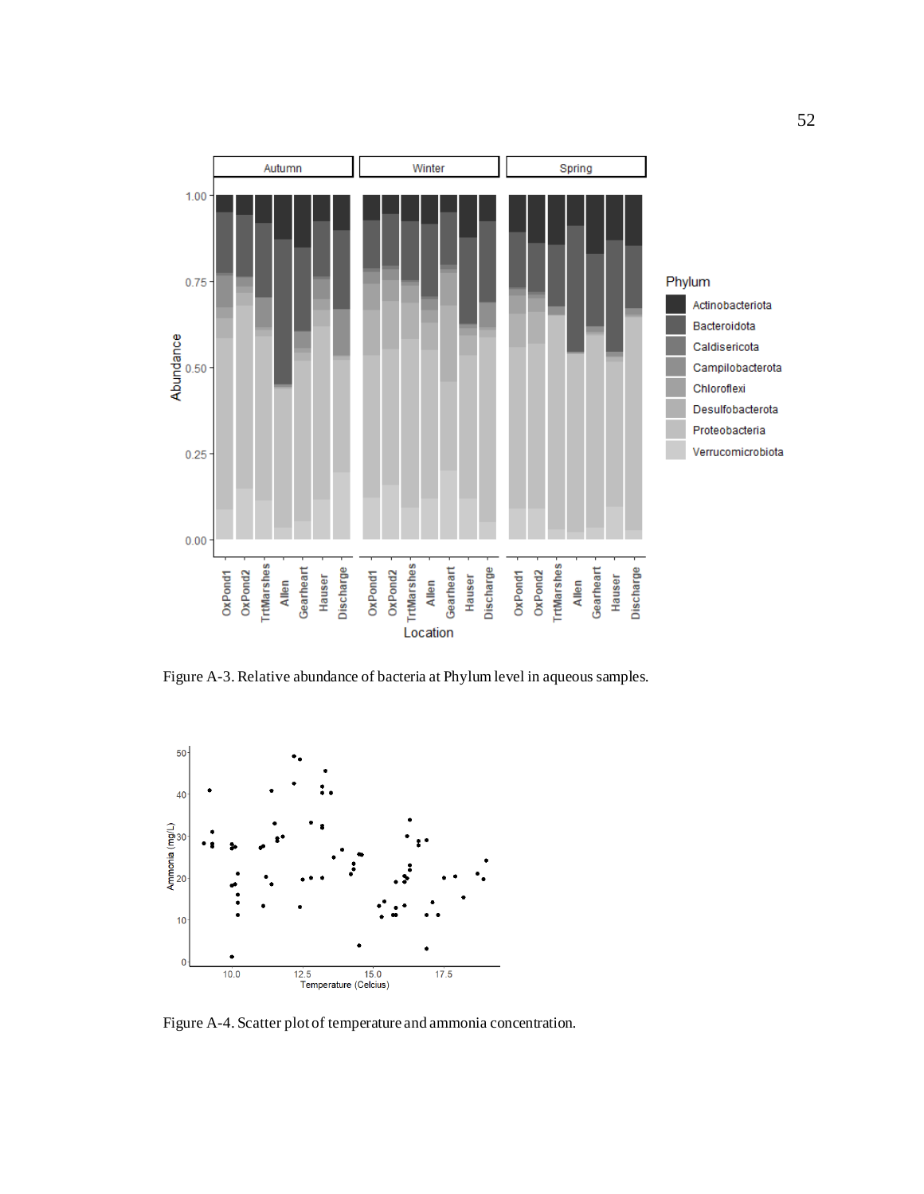Figure A-3. Relative abundance of bacteria at Phylum level in aqueous samples.

Figure A-4. Scatter plot of temperature and ammonia concentration.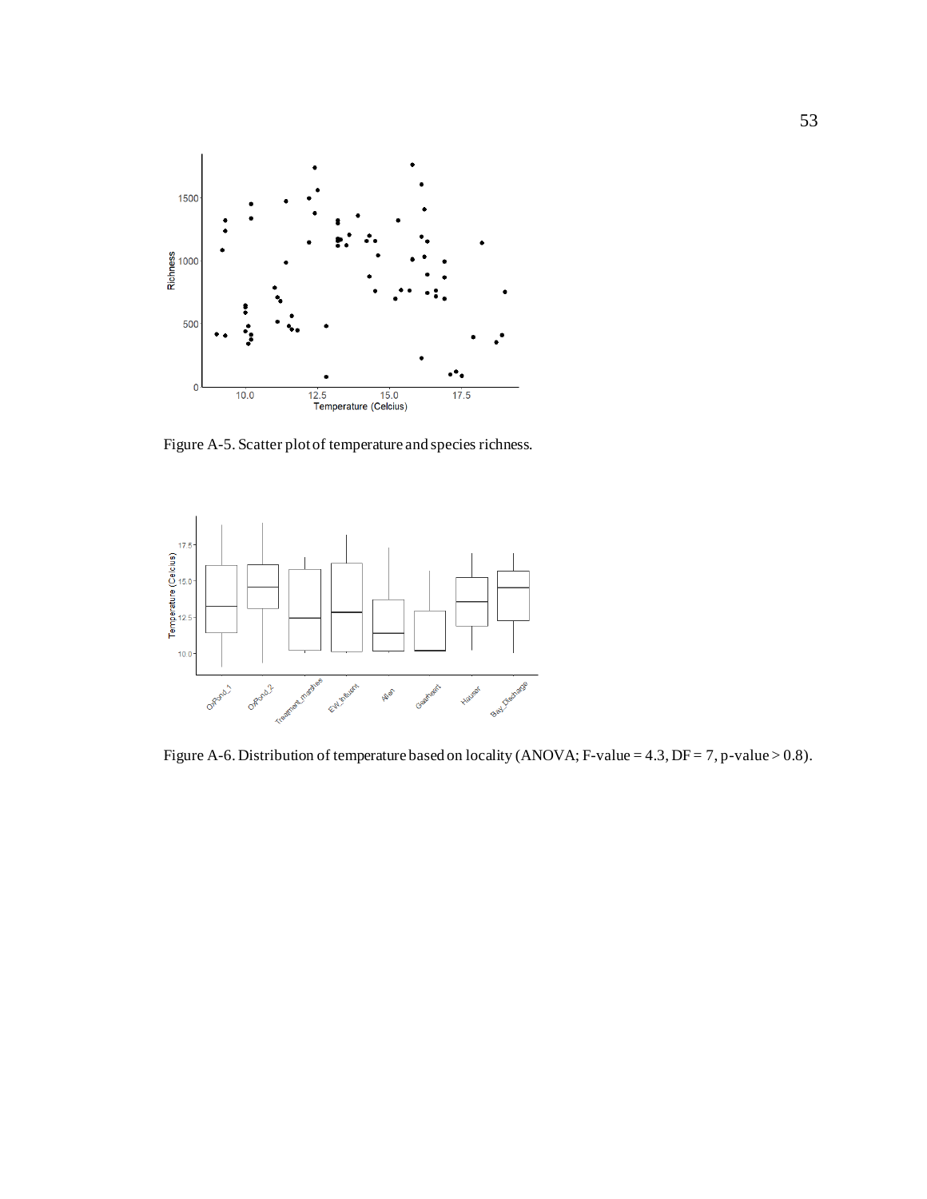Figure A-5. Scatter plot of temperature and species richness.

Figure A-6. Distribution of temperature based on locality (ANOVA; F-value = 4.3, DF = 7, p-value > 0.8).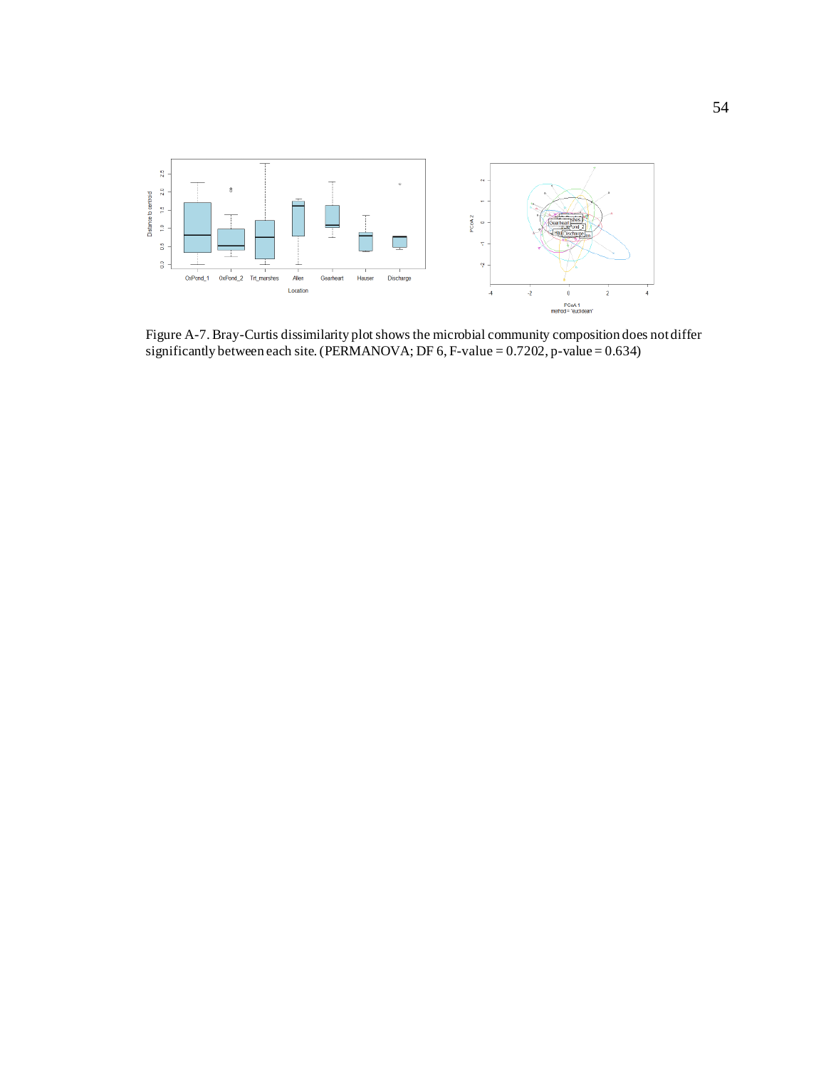Distance to centroid

0.0
0.5
1.0
1.5
2.0
2.5

OxPond_1
OxPond_2
Trt_marshes
Allen
Gearheart
Hauser
Discharge

Location

PCoA 2

2
1
0
-1
-2

-4
-2
0
2
4

PCoA 1
method = "euclidean"

Gearheart
Discharge

Figure A-7. Bray-Curtis dissimilarity plot shows the microbial community composition does not differ significantly between each site. (PERMANOVA; DF 6, F-value = 0.7202, p-value = 0.634)